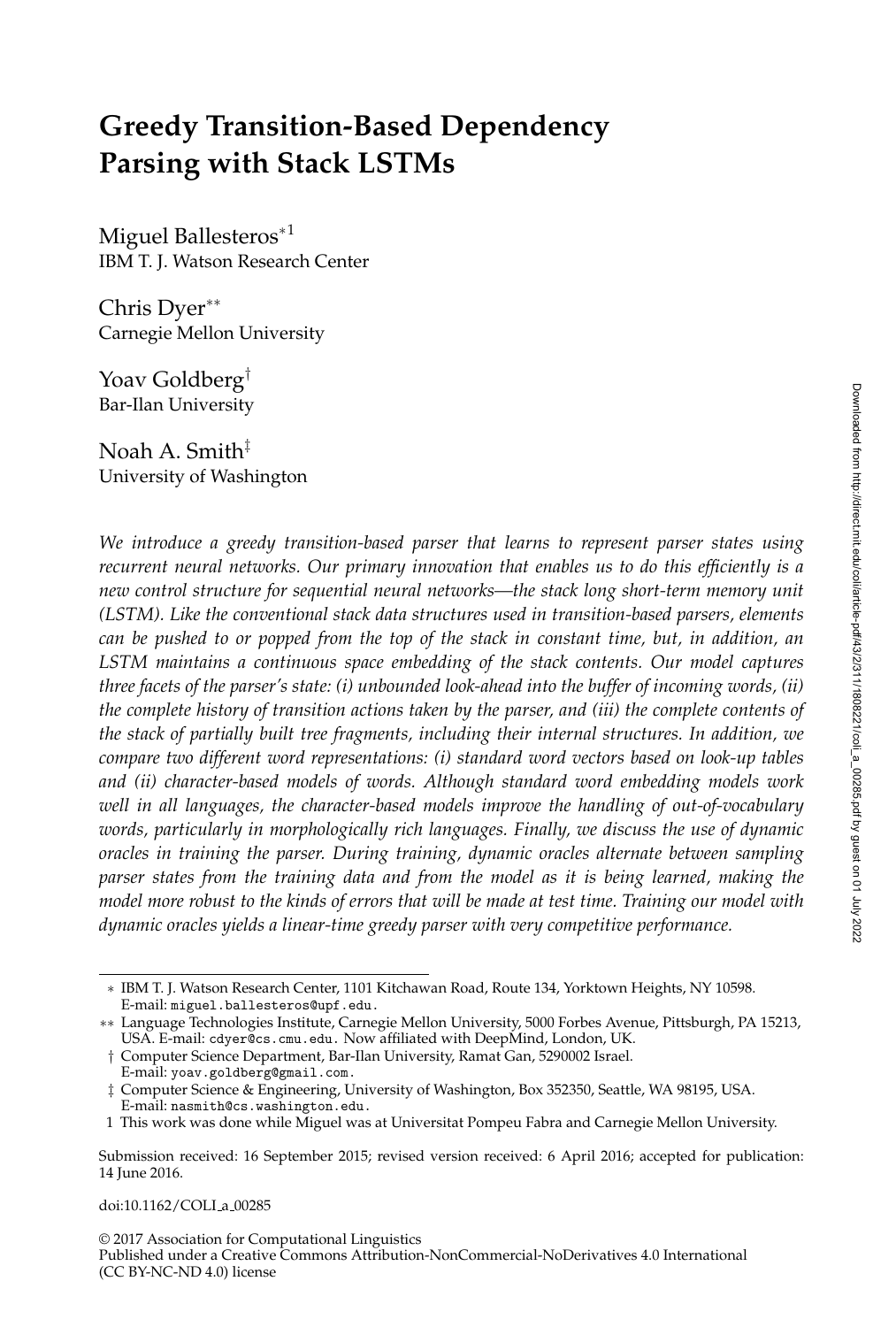# Greedy Transition-Based Dependency Parsing with Stack LSTMs

Miguel Ballesteros[*1]
IBM T. J. Watson Research Center

Chris Dyer[**]
Carnegie Mellon University

Yoav Goldberg[†]
Bar-Ilan University

Noah A. Smith[‡]
University of Washington

*We introduce a greedy transition-based parser that learns to represent parser states using recurrent neural networks. Our primary innovation that enables us to do this efficiently is a new control structure for sequential neural networks—the stack long short-term memory unit (LSTM). Like the conventional stack data structures used in transition-based parsers, elements can be pushed to or popped from the top of the stack in constant time, but, in addition, an LSTM maintains a continuous space embedding of the stack contents. Our model captures three facets of the parser's state: (i) unbounded look-ahead into the buffer of incoming words, (ii) the complete history of transition actions taken by the parser, and (iii) the complete contents of the stack of partially built tree fragments, including their internal structures. In addition, we compare two different word representations: (i) standard word vectors based on look-up tables and (ii) character-based models of words. Although standard word embedding models work well in all languages, the character-based models improve the handling of out-of-vocabulary words, particularly in morphologically rich languages. Finally, we discuss the use of dynamic oracles in training the parser. During training, dynamic oracles alternate between sampling parser states from the training data and from the model as it is being learned, making the model more robust to the kinds of errors that will be made at test time. Training our model with dynamic oracles yields a linear-time greedy parser with very competitive performance.*

---

[*] IBM T. J. Watson Research Center, 1101 Kitchawan Road, Route 134, Yorktown Heights, NY 10598. E-mail: miguel.ballesteros@upf.edu.

[**] Language Technologies Institute, Carnegie Mellon University, 5000 Forbes Avenue, Pittsburgh, PA 15213, USA. E-mail: cdyer@cs.cmu.edu. Now affiliated with DeepMind, London, UK.

[†] Computer Science Department, Bar-Ilan University, Ramat Gan, 5290002 Israel. E-mail: yoav.goldberg@gmail.com.

[‡] Computer Science & Engineering, University of Washington, Box 352350, Seattle, WA 98195, USA. E-mail: nasmith@cs.washington.edu.

[1] This work was done while Miguel was at Universitat Pompeu Fabra and Carnegie Mellon University.

Submission received: 16 September 2015; revised version received: 6 April 2016; accepted for publication: 14 June 2016.

doi:10.1162/COLI_a_00285

© 2017 Association for Computational Linguistics
Published under a Creative Commons Attribution-NonCommercial-NoDerivatives 4.0 International (CC BY-NC-ND 4.0) license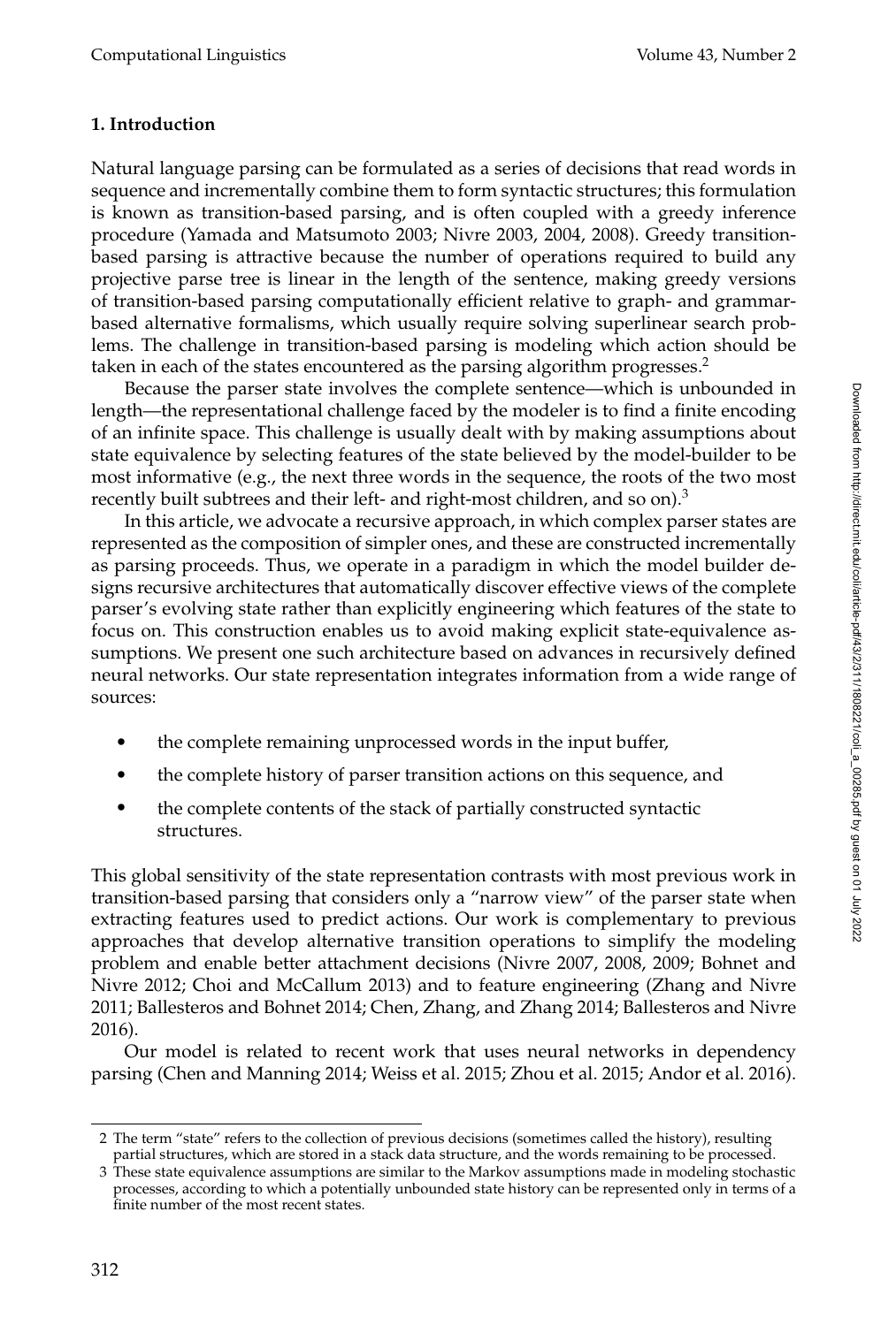## 1. Introduction

Natural language parsing can be formulated as a series of decisions that read words in sequence and incrementally combine them to form syntactic structures; this formulation is known as transition-based parsing, and is often coupled with a greedy inference procedure (Yamada and Matsumoto 2003; Nivre 2003, 2004, 2008). Greedy transition-based parsing is attractive because the number of operations required to build any projective parse tree is linear in the length of the sentence, making greedy versions of transition-based parsing computationally efficient relative to graph- and grammar-based alternative formalisms, which usually require solving superlinear search problems. The challenge in transition-based parsing is modeling which action should be taken in each of the states encountered as the parsing algorithm progresses.[2]

Because the parser state involves the complete sentence—which is unbounded in length—the representational challenge faced by the modeler is to find a finite encoding of an infinite space. This challenge is usually dealt with by making assumptions about state equivalence by selecting features of the state believed by the model-builder to be most informative (e.g., the next three words in the sequence, the roots of the two most recently built subtrees and their left- and right-most children, and so on).[3]

In this article, we advocate a recursive approach, in which complex parser states are represented as the composition of simpler ones, and these are constructed incrementally as parsing proceeds. Thus, we operate in a paradigm in which the model builder designs recursive architectures that automatically discover effective views of the complete parser's evolving state rather than explicitly engineering which features of the state to focus on. This construction enables us to avoid making explicit state-equivalence assumptions. We present one such architecture based on advances in recursively defined neural networks. Our state representation integrates information from a wide range of sources:

- the complete remaining unprocessed words in the input buffer,
- the complete history of parser transition actions on this sequence, and
- the complete contents of the stack of partially constructed syntactic structures.

This global sensitivity of the state representation contrasts with most previous work in transition-based parsing that considers only a "narrow view" of the parser state when extracting features used to predict actions. Our work is complementary to previous approaches that develop alternative transition operations to simplify the modeling problem and enable better attachment decisions (Nivre 2007, 2008, 2009; Bohnet and Nivre 2012; Choi and McCallum 2013) and to feature engineering (Zhang and Nivre 2011; Ballesteros and Bohnet 2014; Chen, Zhang, and Zhang 2014; Ballesteros and Nivre 2016).

Our model is related to recent work that uses neural networks in dependency parsing (Chen and Manning 2014; Weiss et al. 2015; Zhou et al. 2015; Andor et al. 2016).

[2] The term "state" refers to the collection of previous decisions (sometimes called the history), resulting partial structures, which are stored in a stack data structure, and the words remaining to be processed.

[3] These state equivalence assumptions are similar to the Markov assumptions made in modeling stochastic processes, according to which a potentially unbounded state history can be represented only in terms of a finite number of the most recent states.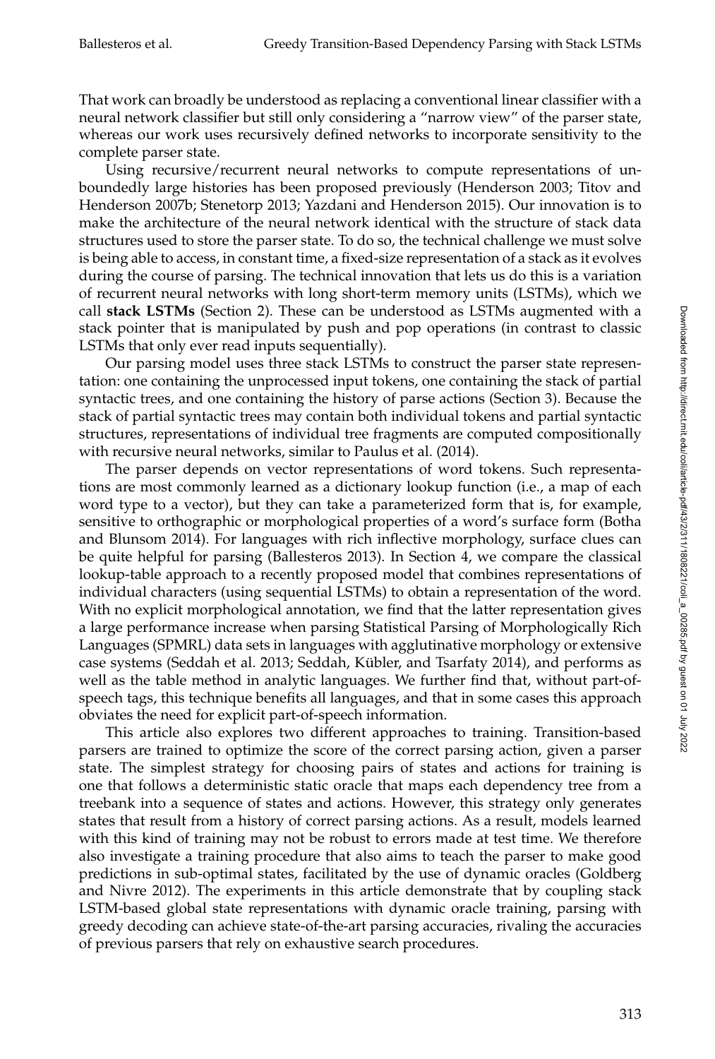That work can broadly be understood as replacing a conventional linear classifier with a neural network classifier but still only considering a "narrow view" of the parser state, whereas our work uses recursively defined networks to incorporate sensitivity to the complete parser state.

Using recursive/recurrent neural networks to compute representations of unboundedly large histories has been proposed previously (Henderson 2003; Titov and Henderson 2007b; Stenetorp 2013; Yazdani and Henderson 2015). Our innovation is to make the architecture of the neural network identical with the structure of stack data structures used to store the parser state. To do so, the technical challenge we must solve is being able to access, in constant time, a fixed-size representation of a stack as it evolves during the course of parsing. The technical innovation that lets us do this is a variation of recurrent neural networks with long short-term memory units (LSTMs), which we call **stack LSTMs** (Section 2). These can be understood as LSTMs augmented with a stack pointer that is manipulated by push and pop operations (in contrast to classic LSTMs that only ever read inputs sequentially).

Our parsing model uses three stack LSTMs to construct the parser state representation: one containing the unprocessed input tokens, one containing the stack of partial syntactic trees, and one containing the history of parse actions (Section 3). Because the stack of partial syntactic trees may contain both individual tokens and partial syntactic structures, representations of individual tree fragments are computed compositionally with recursive neural networks, similar to Paulus et al. (2014).

The parser depends on vector representations of word tokens. Such representations are most commonly learned as a dictionary lookup function (i.e., a map of each word type to a vector), but they can take a parameterized form that is, for example, sensitive to orthographic or morphological properties of a word's surface form (Botha and Blunsom 2014). For languages with rich inflective morphology, surface clues can be quite helpful for parsing (Ballesteros 2013). In Section 4, we compare the classical lookup-table approach to a recently proposed model that combines representations of individual characters (using sequential LSTMs) to obtain a representation of the word. With no explicit morphological annotation, we find that the latter representation gives a large performance increase when parsing Statistical Parsing of Morphologically Rich Languages (SPMRL) data sets in languages with agglutinative morphology or extensive case systems (Seddah et al. 2013; Seddah, Kübler, and Tsarfaty 2014), and performs as well as the table method in analytic languages. We further find that, without part-of-speech tags, this technique benefits all languages, and that in some cases this approach obviates the need for explicit part-of-speech information.

This article also explores two different approaches to training. Transition-based parsers are trained to optimize the score of the correct parsing action, given a parser state. The simplest strategy for choosing pairs of states and actions for training is one that follows a deterministic static oracle that maps each dependency tree from a treebank into a sequence of states and actions. However, this strategy only generates states that result from a history of correct parsing actions. As a result, models learned with this kind of training may not be robust to errors made at test time. We therefore also investigate a training procedure that also aims to teach the parser to make good predictions in sub-optimal states, facilitated by the use of dynamic oracles (Goldberg and Nivre 2012). The experiments in this article demonstrate that by coupling stack LSTM-based global state representations with dynamic oracle training, parsing with greedy decoding can achieve state-of-the-art parsing accuracies, rivaling the accuracies of previous parsers that rely on exhaustive search procedures.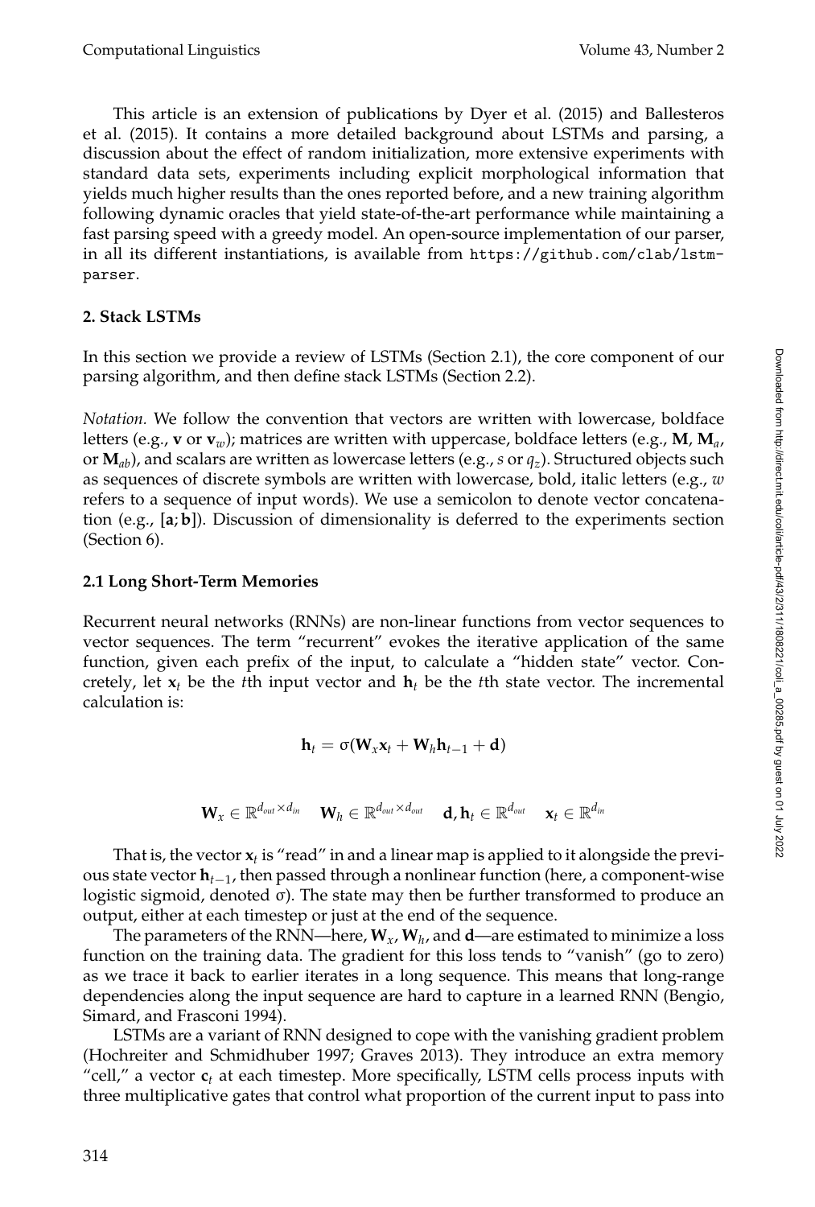This article is an extension of publications by Dyer et al. (2015) and Ballesteros et al. (2015). It contains a more detailed background about LSTMs and parsing, a discussion about the effect of random initialization, more extensive experiments with standard data sets, experiments including explicit morphological information that yields much higher results than the ones reported before, and a new training algorithm following dynamic oracles that yield state-of-the-art performance while maintaining a fast parsing speed with a greedy model. An open-source implementation of our parser, in all its different instantiations, is available from https://github.com/clab/lstm-parser.

## 2. Stack LSTMs

In this section we provide a review of LSTMs (Section 2.1), the core component of our parsing algorithm, and then define stack LSTMs (Section 2.2).

*Notation.* We follow the convention that vectors are written with lowercase, boldface letters (e.g., $\mathbf{v}$ or $\mathbf{v}_w$); matrices are written with uppercase, boldface letters (e.g., $\mathbf{M}$, $\mathbf{M}_a$, or $\mathbf{M}_{ab}$), and scalars are written as lowercase letters (e.g., $s$ or $q_z$). Structured objects such as sequences of discrete symbols are written with lowercase, bold, italic letters (e.g., $\boldsymbol{w}$ refers to a sequence of input words). We use a semicolon to denote vector concatenation (e.g., $[\mathbf{a}; \mathbf{b}]$). Discussion of dimensionality is deferred to the experiments section (Section 6).

### 2.1 Long Short-Term Memories

Recurrent neural networks (RNNs) are non-linear functions from vector sequences to vector sequences. The term "recurrent" evokes the iterative application of the same function, given each prefix of the input, to calculate a "hidden state" vector. Concretely, let $\mathbf{x}_t$ be the $t$th input vector and $\mathbf{h}_t$ be the $t$th state vector. The incremental calculation is:

$$\mathbf{h}_t = \sigma(\mathbf{W}_x \mathbf{x}_t + \mathbf{W}_h \mathbf{h}_{t-1} + \mathbf{d})$$

$$\mathbf{W}_x \in \mathbb{R}^{d_{out} \times d_{in}} \quad \mathbf{W}_h \in \mathbb{R}^{d_{out} \times d_{out}} \quad \mathbf{d}, \mathbf{h}_t \in \mathbb{R}^{d_{out}} \quad \mathbf{x}_t \in \mathbb{R}^{d_{in}}$$

That is, the vector $\mathbf{x}_t$ is "read" in and a linear map is applied to it alongside the previous state vector $\mathbf{h}_{t-1}$, then passed through a nonlinear function (here, a component-wise logistic sigmoid, denoted $\sigma$). The state may then be further transformed to produce an output, either at each timestep or just at the end of the sequence.

The parameters of the RNN—here, $\mathbf{W}_x$, $\mathbf{W}_h$, and $\mathbf{d}$—are estimated to minimize a loss function on the training data. The gradient for this loss tends to "vanish" (go to zero) as we trace it back to earlier iterates in a long sequence. This means that long-range dependencies along the input sequence are hard to capture in a learned RNN (Bengio, Simard, and Frasconi 1994).

LSTMs are a variant of RNN designed to cope with the vanishing gradient problem (Hochreiter and Schmidhuber 1997; Graves 2013). They introduce an extra memory "cell," a vector $\mathbf{c}_t$ at each timestep. More specifically, LSTM cells process inputs with three multiplicative gates that control what proportion of the current input to pass into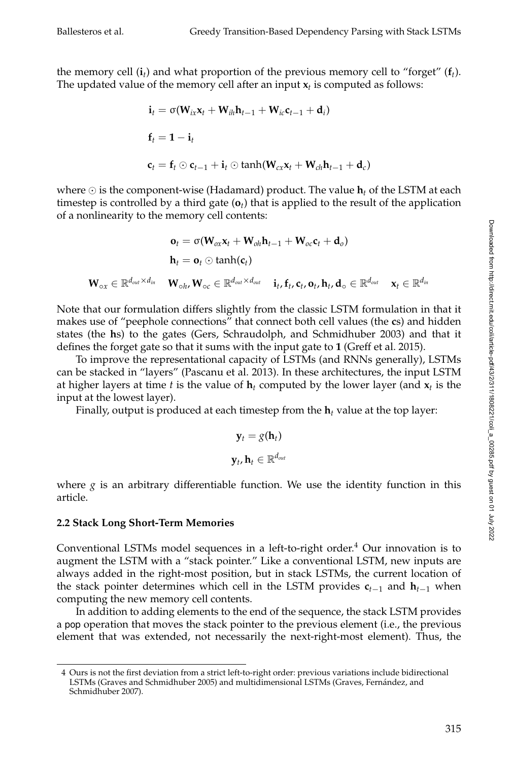the memory cell ($\mathbf{i}_t$) and what proportion of the previous memory cell to "forget" ($\mathbf{f}_t$). The updated value of the memory cell after an input $\mathbf{x}_t$ is computed as follows:

$$\mathbf{i}_t = \sigma(\mathbf{W}_{ix}\mathbf{x}_t + \mathbf{W}_{ih}\mathbf{h}_{t-1} + \mathbf{W}_{ic}\mathbf{c}_{t-1} + \mathbf{d}_i)$$

$$\mathbf{f}_t = \mathbf{1} - \mathbf{i}_t$$

$$\mathbf{c}_t = \mathbf{f}_t \odot \mathbf{c}_{t-1} + \mathbf{i}_t \odot \tanh(\mathbf{W}_{cx}\mathbf{x}_t + \mathbf{W}_{ch}\mathbf{h}_{t-1} + \mathbf{d}_c)$$

where $\odot$ is the component-wise (Hadamard) product. The value $\mathbf{h}_t$ of the LSTM at each timestep is controlled by a third gate ($\mathbf{o}_t$) that is applied to the result of the application of a nonlinearity to the memory cell contents:

$$\mathbf{o}_t = \sigma(\mathbf{W}_{ox}\mathbf{x}_t + \mathbf{W}_{oh}\mathbf{h}_{t-1} + \mathbf{W}_{oc}\mathbf{c}_t + \mathbf{d}_o)$$

$$\mathbf{h}_t = \mathbf{o}_t \odot \tanh(\mathbf{c}_t)$$

$$\mathbf{W}_{\circ x} \in \mathbb{R}^{d_{out} \times d_{in}} \quad \mathbf{W}_{\circ h}, \mathbf{W}_{\circ c} \in \mathbb{R}^{d_{out} \times d_{out}} \quad \mathbf{i}_t, \mathbf{f}_t, \mathbf{c}_t, \mathbf{o}_t, \mathbf{h}_t, \mathbf{d}_\circ \in \mathbb{R}^{d_{out}} \quad \mathbf{x}_t \in \mathbb{R}^{d_{in}}$$

Note that our formulation differs slightly from the classic LSTM formulation in that it makes use of "peephole connections" that connect both cell values (the **c**s) and hidden states (the **h**s) to the gates (Gers, Schraudolph, and Schmidhuber 2003) and that it defines the forget gate so that it sums with the input gate to **1** (Greff et al. 2015).

To improve the representational capacity of LSTMs (and RNNs generally), LSTMs can be stacked in "layers" (Pascanu et al. 2013). In these architectures, the input LSTM at higher layers at time $t$ is the value of $\mathbf{h}_t$ computed by the lower layer (and $\mathbf{x}_t$ is the input at the lowest layer).

Finally, output is produced at each timestep from the $\mathbf{h}_t$ value at the top layer:

$$\mathbf{y}_t = g(\mathbf{h}_t)$$

$$\mathbf{y}_t, \mathbf{h}_t \in \mathbb{R}^{d_{out}}$$

where $g$ is an arbitrary differentiable function. We use the identity function in this article.

### 2.2 Stack Long Short-Term Memories

Conventional LSTMs model sequences in a left-to-right order.[4] Our innovation is to augment the LSTM with a "stack pointer." Like a conventional LSTM, new inputs are always added in the right-most position, but in stack LSTMs, the current location of the stack pointer determines which cell in the LSTM provides $\mathbf{c}_{t-1}$ and $\mathbf{h}_{t-1}$ when computing the new memory cell contents.

In addition to adding elements to the end of the sequence, the stack LSTM provides a pop operation that moves the stack pointer to the previous element (i.e., the previous element that was extended, not necessarily the next-right-most element). Thus, the

4 Ours is not the first deviation from a strict left-to-right order: previous variations include bidirectional LSTMs (Graves and Schmidhuber 2005) and multidimensional LSTMs (Graves, Fernández, and Schmidhuber 2007).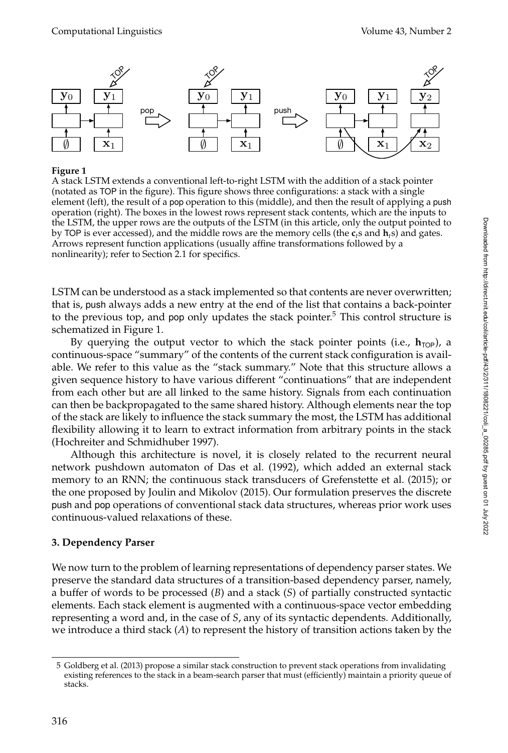**Figure 1**
A stack LSTM extends a conventional left-to-right LSTM with the addition of a stack pointer (notated as TOP in the figure). This figure shows three configurations: a stack with a single element (left), the result of a pop operation to this (middle), and then the result of applying a push operation (right). The boxes in the lowest rows represent stack contents, which are the inputs to the LSTM, the upper rows are the outputs of the LSTM (in this article, only the output pointed to by TOP is ever accessed), and the middle rows are the memory cells (the $\mathbf{c}_t$s and $\mathbf{h}_t$s) and gates. Arrows represent function applications (usually affine transformations followed by a nonlinearity); refer to Section 2.1 for specifics.

LSTM can be understood as a stack implemented so that contents are never overwritten; that is, push always adds a new entry at the end of the list that contains a back-pointer to the previous top, and pop only updates the stack pointer.[5] This control structure is schematized in Figure 1.

By querying the output vector to which the stack pointer points (i.e., $\mathbf{h}_{\text{TOP}}$), a continuous-space "summary" of the contents of the current stack configuration is available. We refer to this value as the "stack summary." Note that this structure allows a given sequence history to have various different "continuations" that are independent from each other but are all linked to the same history. Signals from each continuation can then be backpropagated to the same shared history. Although elements near the top of the stack are likely to influence the stack summary the most, the LSTM has additional flexibility allowing it to learn to extract information from arbitrary points in the stack (Hochreiter and Schmidhuber 1997).

Although this architecture is novel, it is closely related to the recurrent neural network pushdown automaton of Das et al. (1992), which added an external stack memory to an RNN; the continuous stack transducers of Grefenstette et al. (2015); or the one proposed by Joulin and Mikolov (2015). Our formulation preserves the discrete push and pop operations of conventional stack data structures, whereas prior work uses continuous-valued relaxations of these.

## 3. Dependency Parser

We now turn to the problem of learning representations of dependency parser states. We preserve the standard data structures of a transition-based dependency parser, namely, a buffer of words to be processed ($B$) and a stack ($S$) of partially constructed syntactic elements. Each stack element is augmented with a continuous-space vector embedding representing a word and, in the case of $S$, any of its syntactic dependents. Additionally, we introduce a third stack ($A$) to represent the history of transition actions taken by the

5 Goldberg et al. (2013) propose a similar stack construction to prevent stack operations from invalidating existing references to the stack in a beam-search parser that must (efficiently) maintain a priority queue of stacks.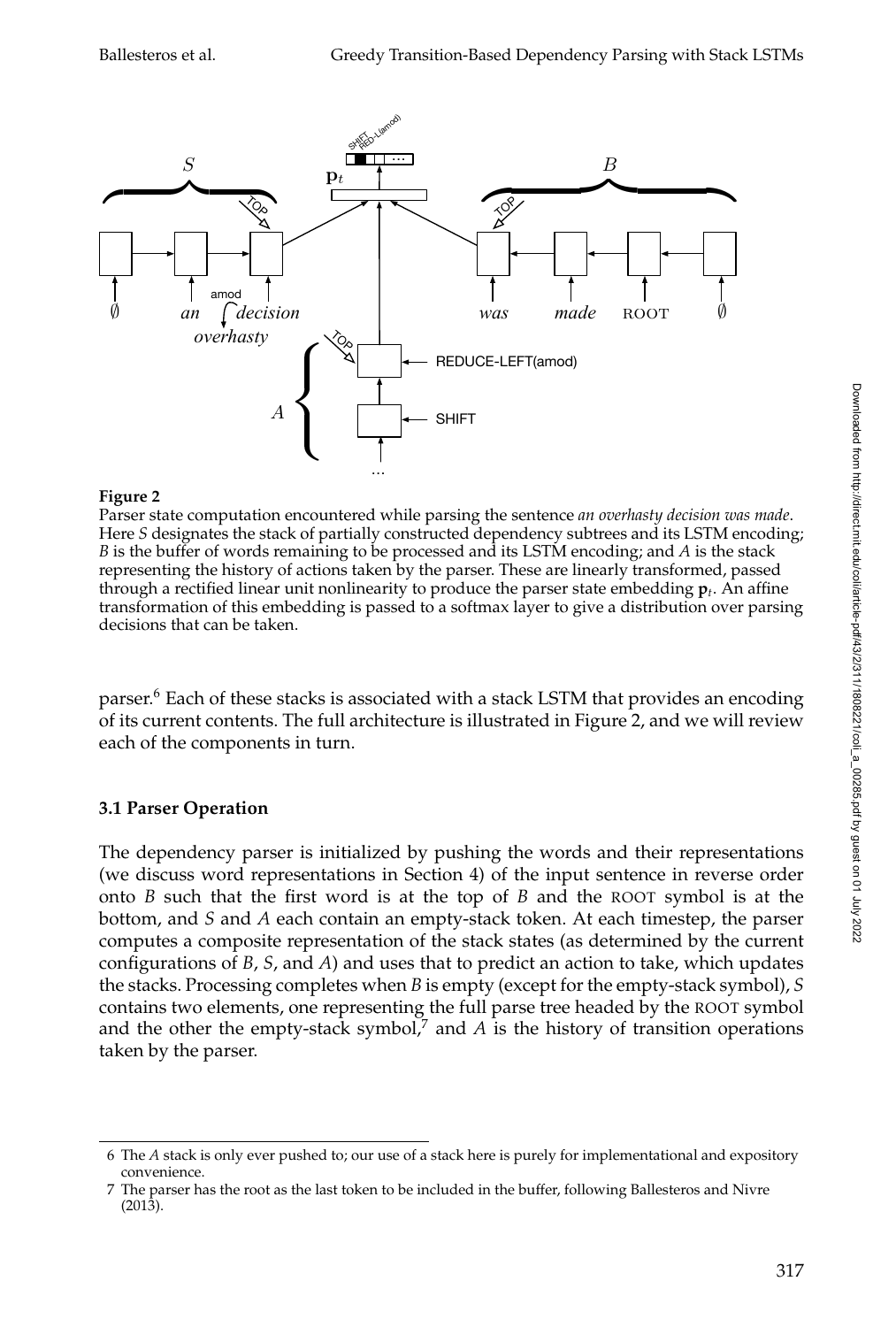**Figure 2**

Parser state computation encountered while parsing the sentence *an overhasty decision was made*. Here *S* designates the stack of partially constructed dependency subtrees and its LSTM encoding; *B* is the buffer of words remaining to be processed and its LSTM encoding; and *A* is the stack representing the history of actions taken by the parser. These are linearly transformed, passed through a rectified linear unit nonlinearity to produce the parser state embedding $\mathbf{p}_t$. An affine transformation of this embedding is passed to a softmax layer to give a distribution over parsing decisions that can be taken.

parser.[6] Each of these stacks is associated with a stack LSTM that provides an encoding of its current contents. The full architecture is illustrated in Figure 2, and we will review each of the components in turn.

### 3.1 Parser Operation

The dependency parser is initialized by pushing the words and their representations (we discuss word representations in Section 4) of the input sentence in reverse order onto *B* such that the first word is at the top of *B* and the ROOT symbol is at the bottom, and *S* and *A* each contain an empty-stack token. At each timestep, the parser computes a composite representation of the stack states (as determined by the current configurations of *B*, *S*, and *A*) and uses that to predict an action to take, which updates the stacks. Processing completes when *B* is empty (except for the empty-stack symbol), *S* contains two elements, one representing the full parse tree headed by the ROOT symbol and the other the empty-stack symbol,[7] and *A* is the history of transition operations taken by the parser.

---

6 The *A* stack is only ever pushed to; our use of a stack here is purely for implementational and expository convenience.

7 The parser has the root as the last token to be included in the buffer, following Ballesteros and Nivre (2013).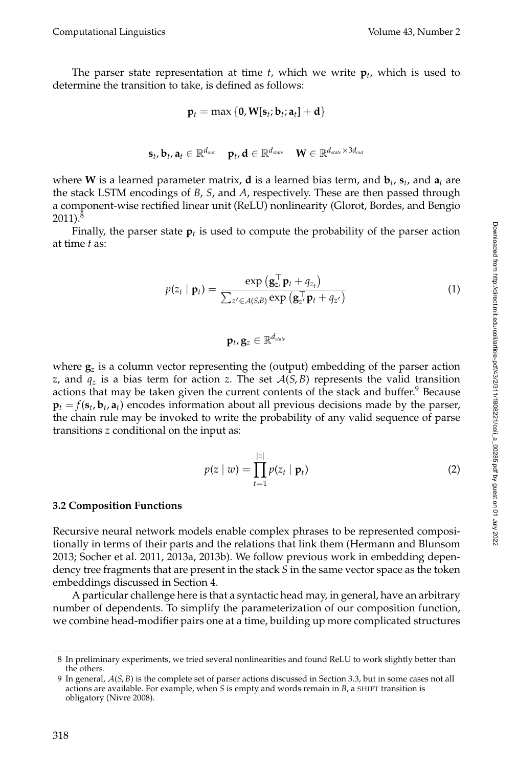The parser state representation at time $t$, which we write $\mathbf{p}_t$, which is used to determine the transition to take, is defined as follows:

$$\mathbf{p}_t = \max\{\mathbf{0}, \mathbf{W}[\mathbf{s}_t; \mathbf{b}_t; \mathbf{a}_t] + \mathbf{d}\}$$

$$\mathbf{s}_t, \mathbf{b}_t, \mathbf{a}_t \in \mathbb{R}^{d_{out}} \quad \mathbf{p}_t, \mathbf{d} \in \mathbb{R}^{d_{state}} \quad \mathbf{W} \in \mathbb{R}^{d_{state} \times 3d_{out}}$$

where $\mathbf{W}$ is a learned parameter matrix, $\mathbf{d}$ is a learned bias term, and $\mathbf{b}_t$, $\mathbf{s}_t$, and $\mathbf{a}_t$ are the stack LSTM encodings of $B$, $S$, and $A$, respectively. These are then passed through a component-wise rectified linear unit (ReLU) nonlinearity (Glorot, Bordes, and Bengio 2011).[8]

Finally, the parser state $\mathbf{p}_t$ is used to compute the probability of the parser action at time $t$ as:

$$p(z_t \mid \mathbf{p}_t) = \frac{\exp\left(\mathbf{g}_{z_t}^\top \mathbf{p}_t + q_{z_t}\right)}{\sum_{z' \in \mathcal{A}(S,B)} \exp\left(\mathbf{g}_{z'}^\top \mathbf{p}_t + q_{z'}\right)} \tag{1}$$

$$\mathbf{p}_t, \mathbf{g}_z \in \mathbb{R}^{d_{state}}$$

where $\mathbf{g}_z$ is a column vector representing the (output) embedding of the parser action $z$, and $q_z$ is a bias term for action $z$. The set $\mathcal{A}(S, B)$ represents the valid transition actions that may be taken given the current contents of the stack and buffer.[9] Because $\mathbf{p}_t = f(\mathbf{s}_t, \mathbf{b}_t, \mathbf{a}_t)$ encodes information about all previous decisions made by the parser, the chain rule may be invoked to write the probability of any valid sequence of parse transitions $z$ conditional on the input as:

$$p(z \mid w) = \prod_{t=1}^{|z|} p(z_t \mid \mathbf{p}_t) \tag{2}$$

### 3.2 Composition Functions

Recursive neural network models enable complex phrases to be represented compositionally in terms of their parts and the relations that link them (Hermann and Blunsom 2013; Socher et al. 2011, 2013a, 2013b). We follow previous work in embedding dependency tree fragments that are present in the stack $S$ in the same vector space as the token embeddings discussed in Section 4.

A particular challenge here is that a syntactic head may, in general, have an arbitrary number of dependents. To simplify the parameterization of our composition function, we combine head-modifier pairs one at a time, building up more complicated structures

---

8 In preliminary experiments, we tried several nonlinearities and found ReLU to work slightly better than the others.

9 In general, $\mathcal{A}(S, B)$ is the complete set of parser actions discussed in Section 3.3, but in some cases not all actions are available. For example, when $S$ is empty and words remain in $B$, a SHIFT transition is obligatory (Nivre 2008).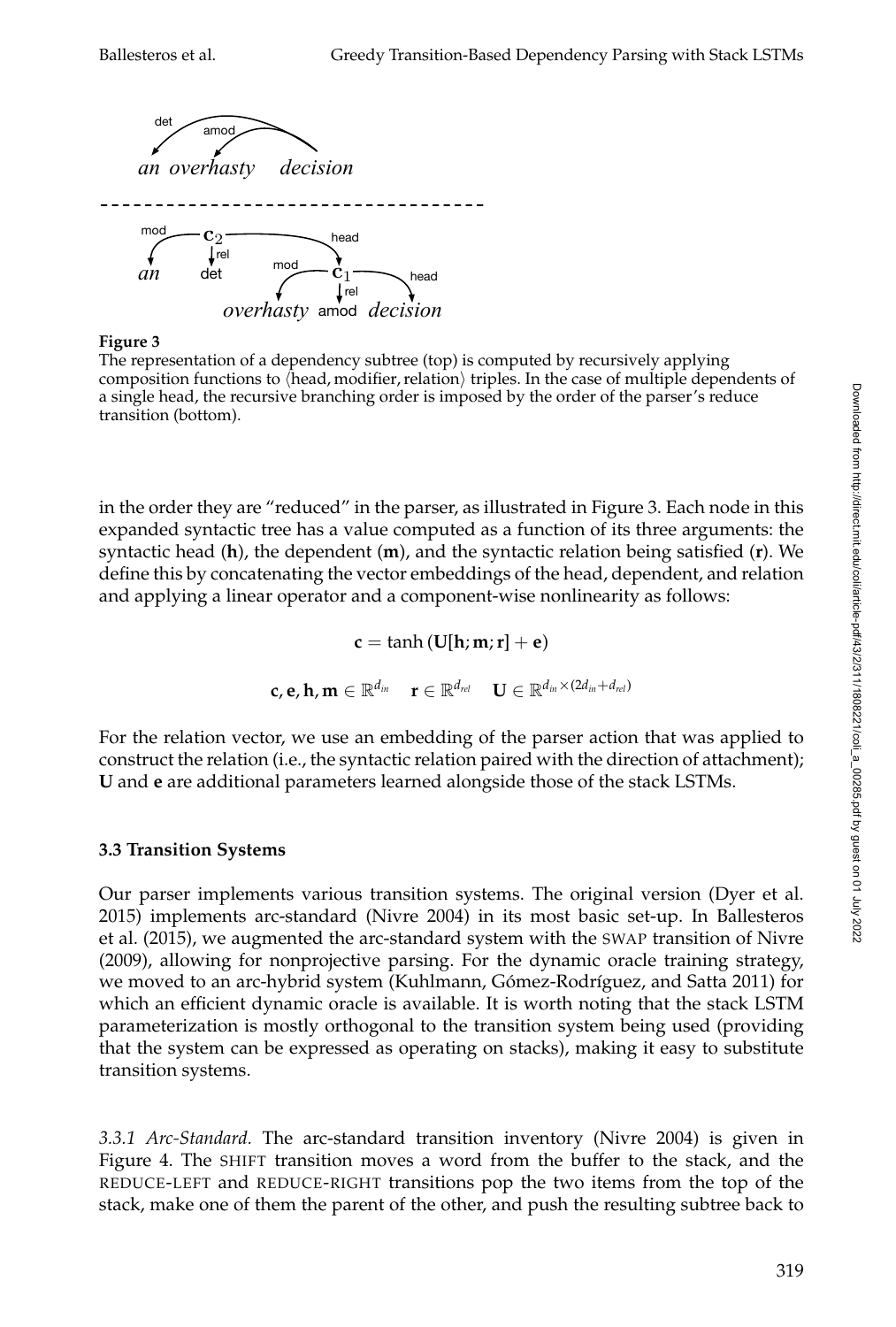**Figure 3**
The representation of a dependency subtree (top) is computed by recursively applying composition functions to ⟨head, modifier, relation⟩ triples. In the case of multiple dependents of a single head, the recursive branching order is imposed by the order of the parser's reduce transition (bottom).

in the order they are "reduced" in the parser, as illustrated in Figure 3. Each node in this expanded syntactic tree has a value computed as a function of its three arguments: the syntactic head ($\mathbf{h}$), the dependent ($\mathbf{m}$), and the syntactic relation being satisfied ($\mathbf{r}$). We define this by concatenating the vector embeddings of the head, dependent, and relation and applying a linear operator and a component-wise nonlinearity as follows:

$$\mathbf{c} = \tanh\left(\mathbf{U}[\mathbf{h};\mathbf{m};\mathbf{r}] + \mathbf{e}\right)$$

$$\mathbf{c}, \mathbf{e}, \mathbf{h}, \mathbf{m} \in \mathbb{R}^{d_{in}} \quad \mathbf{r} \in \mathbb{R}^{d_{rel}} \quad \mathbf{U} \in \mathbb{R}^{d_{in} \times (2d_{in} + d_{rel})}$$

For the relation vector, we use an embedding of the parser action that was applied to construct the relation (i.e., the syntactic relation paired with the direction of attachment); $\mathbf{U}$ and $\mathbf{e}$ are additional parameters learned alongside those of the stack LSTMs.

### 3.3 Transition Systems

Our parser implements various transition systems. The original version (Dyer et al. 2015) implements arc-standard (Nivre 2004) in its most basic set-up. In Ballesteros et al. (2015), we augmented the arc-standard system with the SWAP transition of Nivre (2009), allowing for nonprojective parsing. For the dynamic oracle training strategy, we moved to an arc-hybrid system (Kuhlmann, Gómez-Rodríguez, and Satta 2011) for which an efficient dynamic oracle is available. It is worth noting that the stack LSTM parameterization is mostly orthogonal to the transition system being used (providing that the system can be expressed as operating on stacks), making it easy to substitute transition systems.

*3.3.1 Arc-Standard.* The arc-standard transition inventory (Nivre 2004) is given in Figure 4. The SHIFT transition moves a word from the buffer to the stack, and the REDUCE-LEFT and REDUCE-RIGHT transitions pop the two items from the top of the stack, make one of them the parent of the other, and push the resulting subtree back to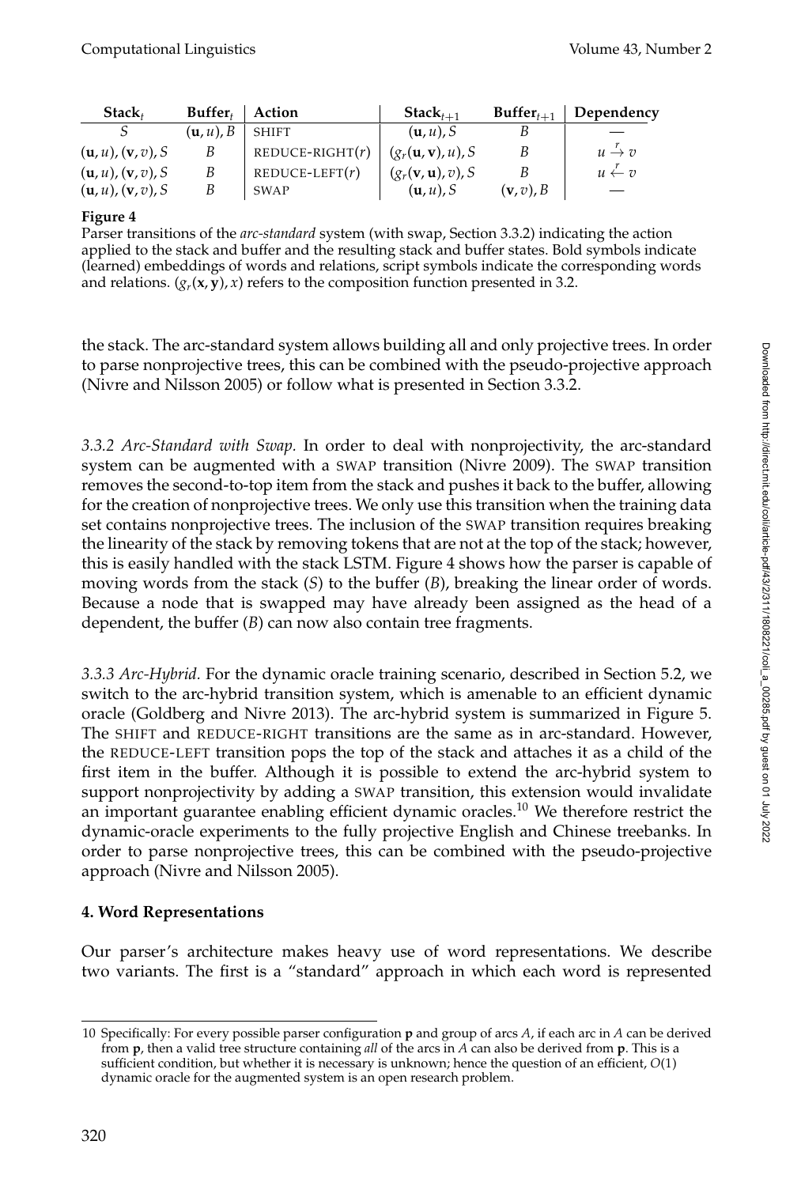| $\mathbf{Stack}_t$ | $\mathbf{Buffer}_t$ | Action | $\mathbf{Stack}_{t+1}$ | $\mathbf{Buffer}_{t+1}$ | Dependency |
|---|---|---|---|---|---|
| $S$ | $(\mathbf{u}, u), B$ | SHIFT | $(\mathbf{u}, u), S$ | $B$ | — |
| $(\mathbf{u}, u), (\mathbf{v}, v), S$ | $B$ | REDUCE-RIGHT($r$) | $(g_r(\mathbf{u}, \mathbf{v}), u), S$ | $B$ | $u \xrightarrow{r} v$ |
| $(\mathbf{u}, u), (\mathbf{v}, v), S$ | $B$ | REDUCE-LEFT($r$) | $(g_r(\mathbf{v}, \mathbf{u}), v), S$ | $B$ | $u \xleftarrow{r} v$ |
| $(\mathbf{u}, u), (\mathbf{v}, v), S$ | $B$ | SWAP | $(\mathbf{u}, u), S$ | $(\mathbf{v}, v), B$ | — |

**Figure 4**
Parser transitions of the *arc-standard* system (with swap, Section 3.3.2) indicating the action applied to the stack and buffer and the resulting stack and buffer states. Bold symbols indicate (learned) embeddings of words and relations, script symbols indicate the corresponding words and relations. $(g_r(\mathbf{x}, \mathbf{y}), x)$ refers to the composition function presented in 3.2.

the stack. The arc-standard system allows building all and only projective trees. In order to parse nonprojective trees, this can be combined with the pseudo-projective approach (Nivre and Nilsson 2005) or follow what is presented in Section 3.3.2.

*3.3.2 Arc-Standard with Swap.* In order to deal with nonprojectivity, the arc-standard system can be augmented with a SWAP transition (Nivre 2009). The SWAP transition removes the second-to-top item from the stack and pushes it back to the buffer, allowing for the creation of nonprojective trees. We only use this transition when the training data set contains nonprojective trees. The inclusion of the SWAP transition requires breaking the linearity of the stack by removing tokens that are not at the top of the stack; however, this is easily handled with the stack LSTM. Figure 4 shows how the parser is capable of moving words from the stack ($S$) to the buffer ($B$), breaking the linear order of words. Because a node that is swapped may have already been assigned as the head of a dependent, the buffer ($B$) can now also contain tree fragments.

*3.3.3 Arc-Hybrid.* For the dynamic oracle training scenario, described in Section 5.2, we switch to the arc-hybrid transition system, which is amenable to an efficient dynamic oracle (Goldberg and Nivre 2013). The arc-hybrid system is summarized in Figure 5. The SHIFT and REDUCE-RIGHT transitions are the same as in arc-standard. However, the REDUCE-LEFT transition pops the top of the stack and attaches it as a child of the first item in the buffer. Although it is possible to extend the arc-hybrid system to support nonprojectivity by adding a SWAP transition, this extension would invalidate an important guarantee enabling efficient dynamic oracles.[10] We therefore restrict the dynamic-oracle experiments to the fully projective English and Chinese treebanks. In order to parse nonprojective trees, this can be combined with the pseudo-projective approach (Nivre and Nilsson 2005).

## 4. Word Representations

Our parser's architecture makes heavy use of word representations. We describe two variants. The first is a "standard" approach in which each word is represented

---

10 Specifically: For every possible parser configuration $\mathbf{p}$ and group of arcs $A$, if each arc in $A$ can be derived from $\mathbf{p}$, then a valid tree structure containing *all* of the arcs in $A$ can also be derived from $\mathbf{p}$. This is a sufficient condition, but whether it is necessary is unknown; hence the question of an efficient, $O(1)$ dynamic oracle for the augmented system is an open research problem.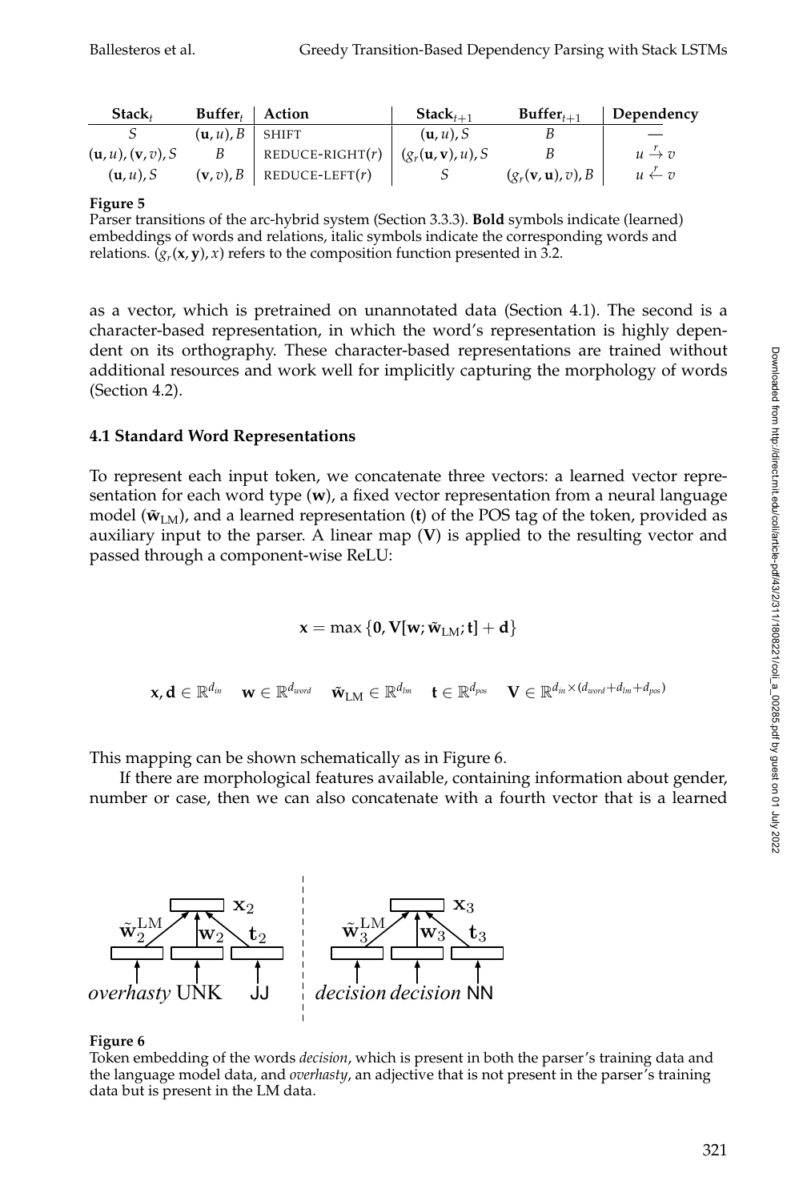| $\text{Stack}_t$ | $\text{Buffer}_t$ | Action | $\text{Stack}_{t+1}$ | $\text{Buffer}_{t+1}$ | Dependency |
|---|---|---|---|---|---|
| $S$ | $(\mathbf{u}, u), B$ | SHIFT | $(\mathbf{u}, u), S$ | $B$ | — |
| $(\mathbf{u}, u), (\mathbf{v}, v), S$ | $B$ | REDUCE-RIGHT($r$) | $(g_r(\mathbf{u}, \mathbf{v}), u), S$ | $B$ | $u \xrightarrow{r} v$ |
| $(\mathbf{u}, u), S$ | $(\mathbf{v}, v), B$ | REDUCE-LEFT($r$) | $S$ | $(g_r(\mathbf{v}, \mathbf{u}), v), B$ | $u \xleftarrow{r} v$ |

**Figure 5**
Parser transitions of the arc-hybrid system (Section 3.3.3). **Bold** symbols indicate (learned) embeddings of words and relations, italic symbols indicate the corresponding words and relations. $(g_r(\mathbf{x}, \mathbf{y}), x)$ refers to the composition function presented in 3.2.

as a vector, which is pretrained on unannotated data (Section 4.1). The second is a character-based representation, in which the word's representation is highly dependent on its orthography. These character-based representations are trained without additional resources and work well for implicitly capturing the morphology of words (Section 4.2).

### 4.1 Standard Word Representations

To represent each input token, we concatenate three vectors: a learned vector representation for each word type ($\mathbf{w}$), a fixed vector representation from a neural language model ($\tilde{\mathbf{w}}_{\text{LM}}$), and a learned representation ($\mathbf{t}$) of the POS tag of the token, provided as auxiliary input to the parser. A linear map ($\mathbf{V}$) is applied to the resulting vector and passed through a component-wise ReLU:

$$\mathbf{x} = \max \{\mathbf{0}, \mathbf{V}[\mathbf{w}; \tilde{\mathbf{w}}_{\text{LM}}; \mathbf{t}] + \mathbf{d}\}$$

$$\mathbf{x}, \mathbf{d} \in \mathbb{R}^{d_{in}} \quad \mathbf{w} \in \mathbb{R}^{d_{word}} \quad \tilde{\mathbf{w}}_{\text{LM}} \in \mathbb{R}^{d_{lm}} \quad \mathbf{t} \in \mathbb{R}^{d_{pos}} \quad \mathbf{V} \in \mathbb{R}^{d_{in} \times (d_{word} + d_{lm} + d_{pos})}$$

This mapping can be shown schematically as in Figure 6.

If there are morphological features available, containing information about gender, number or case, then we can also concatenate with a fourth vector that is a learned

**Figure 6**
Token embedding of the words *decision*, which is present in both the parser's training data and the language model data, and *overhasty*, an adjective that is not present in the parser's training data but is present in the LM data.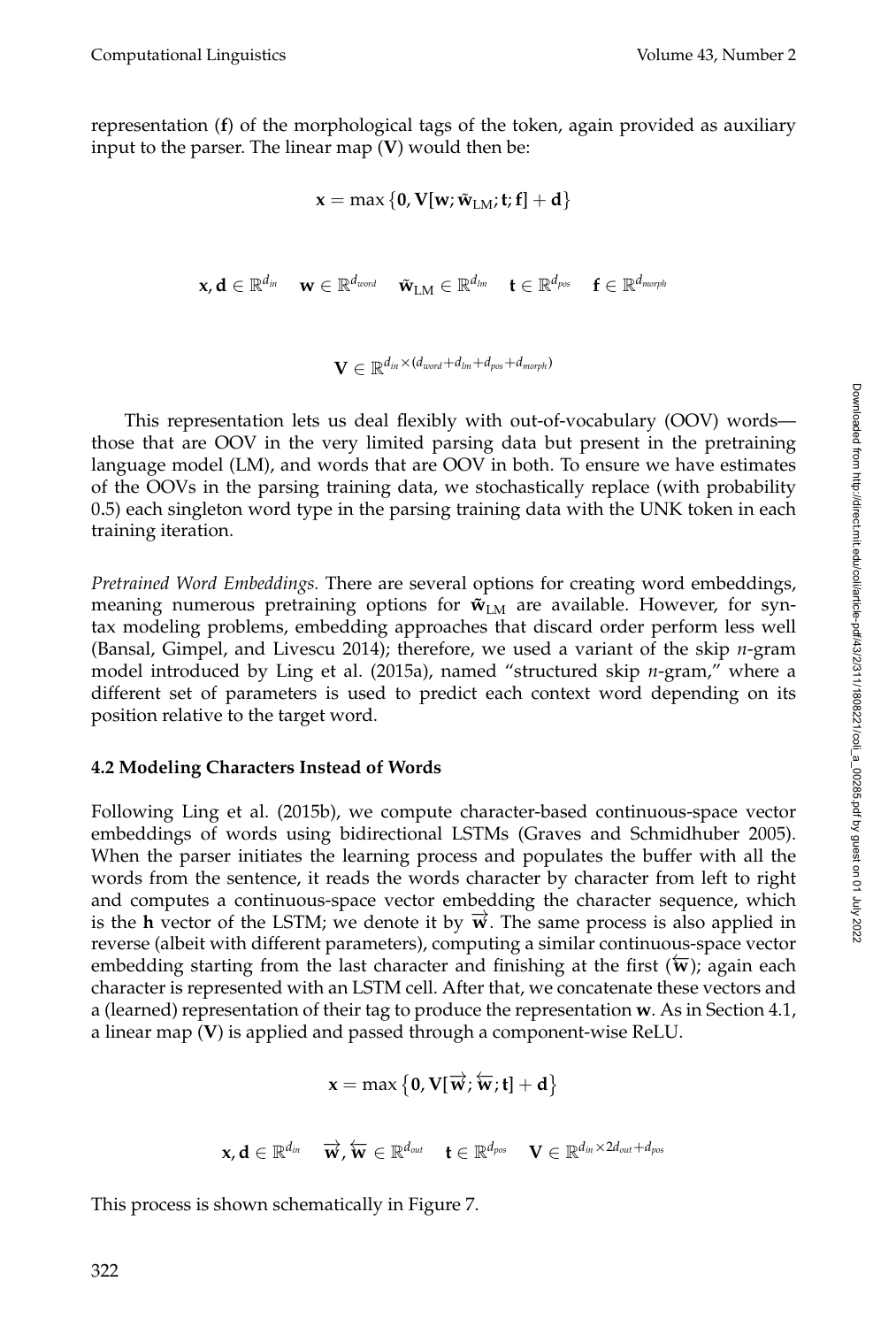representation (**f**) of the morphological tags of the token, again provided as auxiliary input to the parser. The linear map (**V**) would then be:

$$\mathbf{x} = \max\{\mathbf{0}, \mathbf{V}[\mathbf{w}; \tilde{\mathbf{w}}_{\text{LM}}; \mathbf{t}; \mathbf{f}] + \mathbf{d}\}$$

$$\mathbf{x}, \mathbf{d} \in \mathbb{R}^{d_{in}} \quad \mathbf{w} \in \mathbb{R}^{d_{word}} \quad \tilde{\mathbf{w}}_{\text{LM}} \in \mathbb{R}^{d_{lm}} \quad \mathbf{t} \in \mathbb{R}^{d_{pos}} \quad \mathbf{f} \in \mathbb{R}^{d_{morph}}$$

$$\mathbf{V} \in \mathbb{R}^{d_{in} \times (d_{word} + d_{lm} + d_{pos} + d_{morph})}$$

This representation lets us deal flexibly with out-of-vocabulary (OOV) words—those that are OOV in the very limited parsing data but present in the pretraining language model (LM), and words that are OOV in both. To ensure we have estimates of the OOVs in the parsing training data, we stochastically replace (with probability 0.5) each singleton word type in the parsing training data with the UNK token in each training iteration.

*Pretrained Word Embeddings.* There are several options for creating word embeddings, meaning numerous pretraining options for $\tilde{\mathbf{w}}_{\text{LM}}$ are available. However, for syntax modeling problems, embedding approaches that discard order perform less well (Bansal, Gimpel, and Livescu 2014); therefore, we used a variant of the skip *n*-gram model introduced by Ling et al. (2015a), named "structured skip *n*-gram," where a different set of parameters is used to predict each context word depending on its position relative to the target word.

### 4.2 Modeling Characters Instead of Words

Following Ling et al. (2015b), we compute character-based continuous-space vector embeddings of words using bidirectional LSTMs (Graves and Schmidhuber 2005). When the parser initiates the learning process and populates the buffer with all the words from the sentence, it reads the words character by character from left to right and computes a continuous-space vector embedding the character sequence, which is the **h** vector of the LSTM; we denote it by $\overrightarrow{\mathbf{w}}$. The same process is also applied in reverse (albeit with different parameters), computing a similar continuous-space vector embedding starting from the last character and finishing at the first ($\overleftarrow{\mathbf{w}}$); again each character is represented with an LSTM cell. After that, we concatenate these vectors and a (learned) representation of their tag to produce the representation **w**. As in Section 4.1, a linear map (**V**) is applied and passed through a component-wise ReLU.

$$\mathbf{x} = \max\left\{\mathbf{0}, \mathbf{V}[\overrightarrow{\mathbf{w}}; \overleftarrow{\mathbf{w}}; \mathbf{t}] + \mathbf{d}\right\}$$

$$\mathbf{x}, \mathbf{d} \in \mathbb{R}^{d_{in}} \quad \overrightarrow{\mathbf{w}}, \overleftarrow{\mathbf{w}} \in \mathbb{R}^{d_{out}} \quad \mathbf{t} \in \mathbb{R}^{d_{pos}} \quad \mathbf{V} \in \mathbb{R}^{d_{in} \times 2d_{out} + d_{pos}}$$

This process is shown schematically in Figure 7.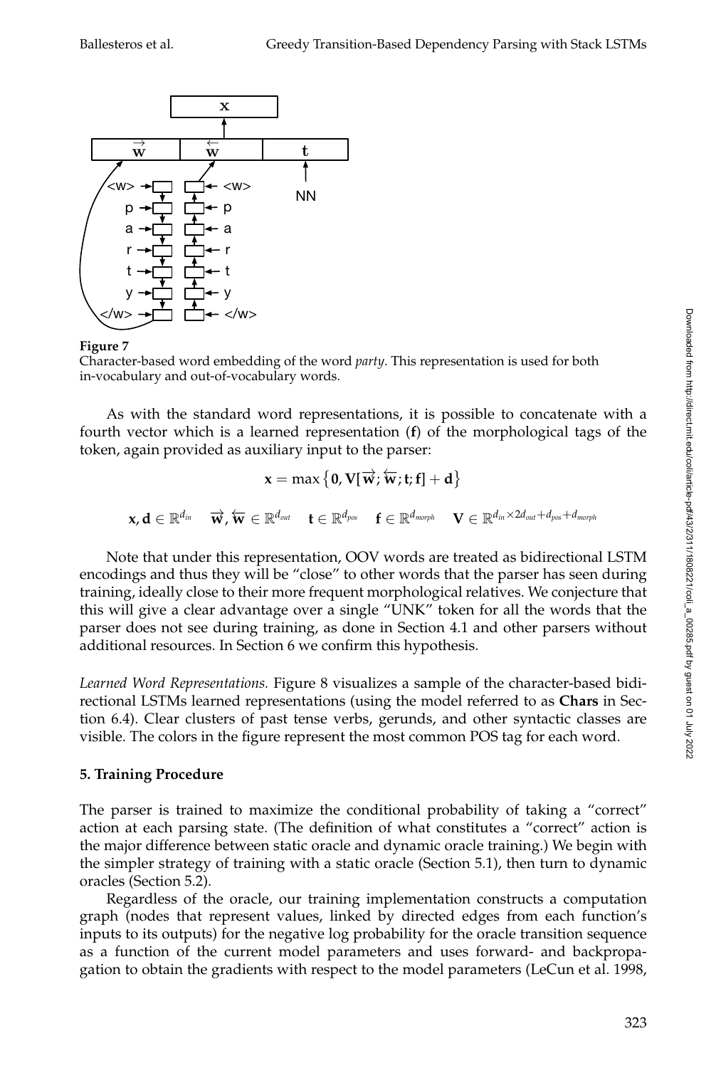**Figure 7**
Character-based word embedding of the word *party*. This representation is used for both in-vocabulary and out-of-vocabulary words.

As with the standard word representations, it is possible to concatenate with a fourth vector which is a learned representation (**f**) of the morphological tags of the token, again provided as auxiliary input to the parser:

$$\mathbf{x} = \max\left\{\mathbf{0}, \mathbf{V}[\overrightarrow{\mathbf{w}}; \overleftarrow{\mathbf{w}}; \mathbf{t}; \mathbf{f}] + \mathbf{d}\right\}$$

$$\mathbf{x}, \mathbf{d} \in \mathbb{R}^{d_{in}} \quad \overrightarrow{\mathbf{w}}, \overleftarrow{\mathbf{w}} \in \mathbb{R}^{d_{out}} \quad \mathbf{t} \in \mathbb{R}^{d_{pos}} \quad \mathbf{f} \in \mathbb{R}^{d_{morph}} \quad \mathbf{V} \in \mathbb{R}^{d_{in} \times 2d_{out} + d_{pos} + d_{morph}}$$

Note that under this representation, OOV words are treated as bidirectional LSTM encodings and thus they will be "close" to other words that the parser has seen during training, ideally close to their more frequent morphological relatives. We conjecture that this will give a clear advantage over a single "UNK" token for all the words that the parser does not see during training, as done in Section 4.1 and other parsers without additional resources. In Section 6 we confirm this hypothesis.

*Learned Word Representations.* Figure 8 visualizes a sample of the character-based bidirectional LSTMs learned representations (using the model referred to as **Chars** in Section 6.4). Clear clusters of past tense verbs, gerunds, and other syntactic classes are visible. The colors in the figure represent the most common POS tag for each word.

## 5. Training Procedure

The parser is trained to maximize the conditional probability of taking a "correct" action at each parsing state. (The definition of what constitutes a "correct" action is the major difference between static oracle and dynamic oracle training.) We begin with the simpler strategy of training with a static oracle (Section 5.1), then turn to dynamic oracles (Section 5.2).

Regardless of the oracle, our training implementation constructs a computation graph (nodes that represent values, linked by directed edges from each function's inputs to its outputs) for the negative log probability for the oracle transition sequence as a function of the current model parameters and uses forward- and backpropagation to obtain the gradients with respect to the model parameters (LeCun et al. 1998,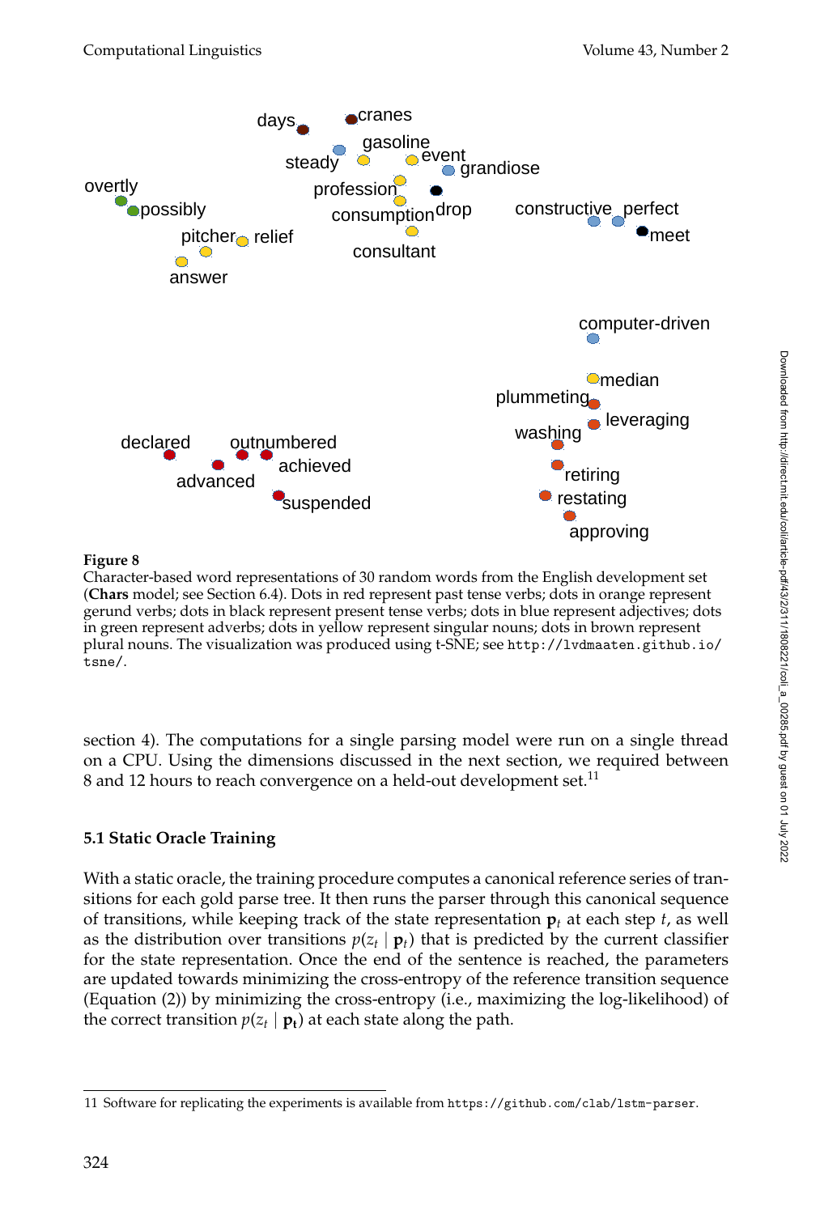**Figure 8**
Character-based word representations of 30 random words from the English development set (**Chars** model; see Section 6.4). Dots in red represent past tense verbs; dots in orange represent gerund verbs; dots in black represent present tense verbs; dots in blue represent adjectives; dots in green represent adverbs; dots in yellow represent singular nouns; dots in brown represent plural nouns. The visualization was produced using t-SNE; see `http://lvdmaaten.github.io/tsne/`.

section 4). The computations for a single parsing model were run on a single thread on a CPU. Using the dimensions discussed in the next section, we required between 8 and 12 hours to reach convergence on a held-out development set.[11]

### 5.1 Static Oracle Training

With a static oracle, the training procedure computes a canonical reference series of transitions for each gold parse tree. It then runs the parser through this canonical sequence of transitions, while keeping track of the state representation $\mathbf{p}_t$ at each step $t$, as well as the distribution over transitions $p(z_t \mid \mathbf{p}_t)$ that is predicted by the current classifier for the state representation. Once the end of the sentence is reached, the parameters are updated towards minimizing the cross-entropy of the reference transition sequence (Equation (2)) by minimizing the cross-entropy (i.e., maximizing the log-likelihood) of the correct transition $p(z_t \mid \mathbf{p_t})$ at each state along the path.

11 Software for replicating the experiments is available from `https://github.com/clab/lstm-parser`.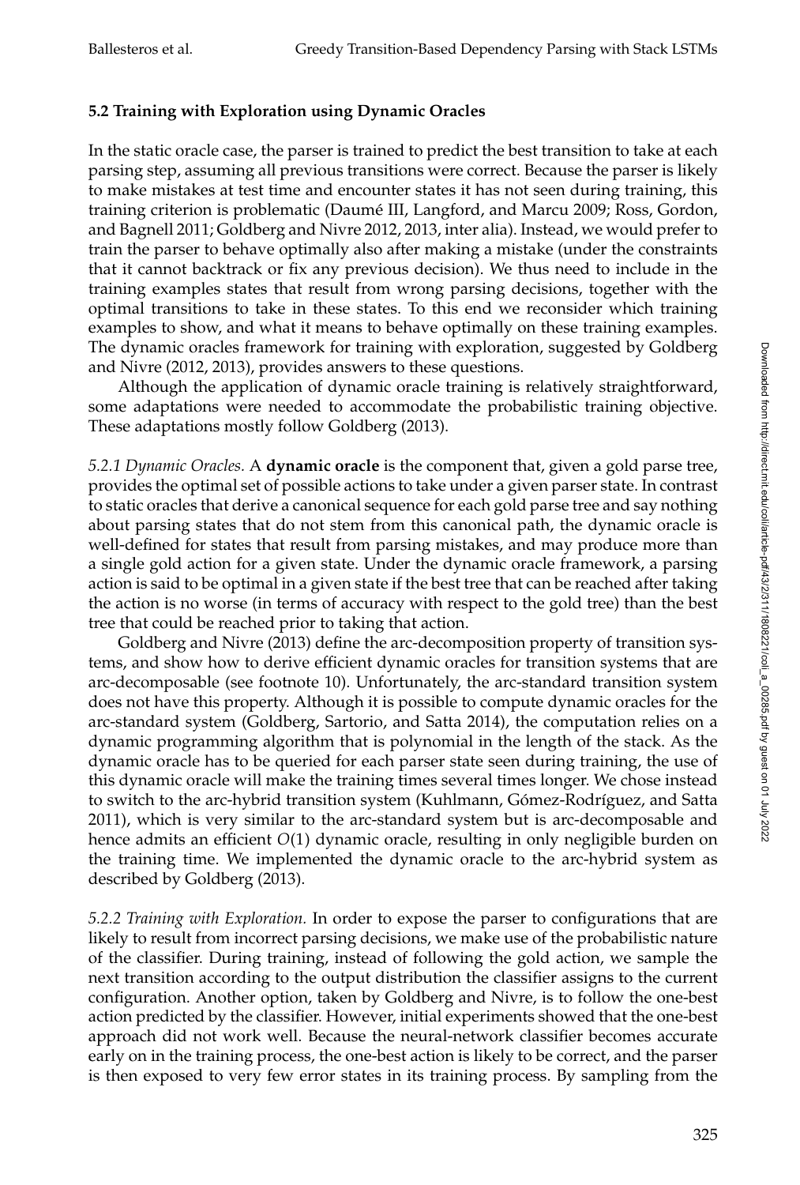### 5.2 Training with Exploration using Dynamic Oracles

In the static oracle case, the parser is trained to predict the best transition to take at each parsing step, assuming all previous transitions were correct. Because the parser is likely to make mistakes at test time and encounter states it has not seen during training, this training criterion is problematic (Daumé III, Langford, and Marcu 2009; Ross, Gordon, and Bagnell 2011; Goldberg and Nivre 2012, 2013, inter alia). Instead, we would prefer to train the parser to behave optimally also after making a mistake (under the constraints that it cannot backtrack or fix any previous decision). We thus need to include in the training examples states that result from wrong parsing decisions, together with the optimal transitions to take in these states. To this end we reconsider which training examples to show, and what it means to behave optimally on these training examples. The dynamic oracles framework for training with exploration, suggested by Goldberg and Nivre (2012, 2013), provides answers to these questions.

Although the application of dynamic oracle training is relatively straightforward, some adaptations were needed to accommodate the probabilistic training objective. These adaptations mostly follow Goldberg (2013).

*5.2.1 Dynamic Oracles.* A **dynamic oracle** is the component that, given a gold parse tree, provides the optimal set of possible actions to take under a given parser state. In contrast to static oracles that derive a canonical sequence for each gold parse tree and say nothing about parsing states that do not stem from this canonical path, the dynamic oracle is well-defined for states that result from parsing mistakes, and may produce more than a single gold action for a given state. Under the dynamic oracle framework, a parsing action is said to be optimal in a given state if the best tree that can be reached after taking the action is no worse (in terms of accuracy with respect to the gold tree) than the best tree that could be reached prior to taking that action.

Goldberg and Nivre (2013) define the arc-decomposition property of transition systems, and show how to derive efficient dynamic oracles for transition systems that are arc-decomposable (see footnote 10). Unfortunately, the arc-standard transition system does not have this property. Although it is possible to compute dynamic oracles for the arc-standard system (Goldberg, Sartorio, and Satta 2014), the computation relies on a dynamic programming algorithm that is polynomial in the length of the stack. As the dynamic oracle has to be queried for each parser state seen during training, the use of this dynamic oracle will make the training times several times longer. We chose instead to switch to the arc-hybrid transition system (Kuhlmann, Gómez-Rodríguez, and Satta 2011), which is very similar to the arc-standard system but is arc-decomposable and hence admits an efficient $O(1)$ dynamic oracle, resulting in only negligible burden on the training time. We implemented the dynamic oracle to the arc-hybrid system as described by Goldberg (2013).

*5.2.2 Training with Exploration.* In order to expose the parser to configurations that are likely to result from incorrect parsing decisions, we make use of the probabilistic nature of the classifier. During training, instead of following the gold action, we sample the next transition according to the output distribution the classifier assigns to the current configuration. Another option, taken by Goldberg and Nivre, is to follow the one-best action predicted by the classifier. However, initial experiments showed that the one-best approach did not work well. Because the neural-network classifier becomes accurate early on in the training process, the one-best action is likely to be correct, and the parser is then exposed to very few error states in its training process. By sampling from the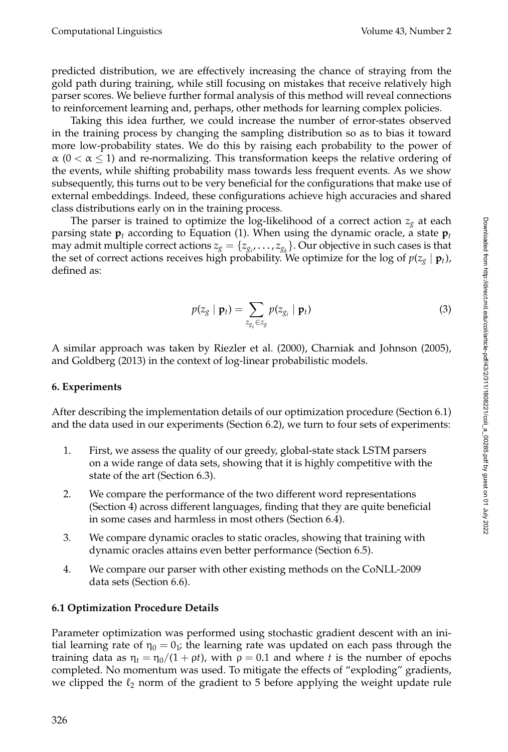predicted distribution, we are effectively increasing the chance of straying from the gold path during training, while still focusing on mistakes that receive relatively high parser scores. We believe further formal analysis of this method will reveal connections to reinforcement learning and, perhaps, other methods for learning complex policies.

Taking this idea further, we could increase the number of error-states observed in the training process by changing the sampling distribution so as to bias it toward more low-probability states. We do this by raising each probability to the power of $\alpha$ ($0 < \alpha \leq 1$) and re-normalizing. This transformation keeps the relative ordering of the events, while shifting probability mass towards less frequent events. As we show subsequently, this turns out to be very beneficial for the configurations that make use of external embeddings. Indeed, these configurations achieve high accuracies and shared class distributions early on in the training process.

The parser is trained to optimize the log-likelihood of a correct action $z_g$ at each parsing state $\mathbf{p}_t$ according to Equation (1). When using the dynamic oracle, a state $\mathbf{p}_t$ may admit multiple correct actions $z_g = \{z_{g_i}, \ldots, z_{g_k}\}$. Our objective in such cases is that the set of correct actions receives high probability. We optimize for the log of $p(z_g \mid \mathbf{p}_t)$, defined as:

$$p(z_g \mid \mathbf{p}_t) = \sum_{z_{g_i} \in z_g} p(z_{g_i} \mid \mathbf{p}_t) \tag{3}$$

A similar approach was taken by Riezler et al. (2000), Charniak and Johnson (2005), and Goldberg (2013) in the context of log-linear probabilistic models.

## 6. Experiments

After describing the implementation details of our optimization procedure (Section 6.1) and the data used in our experiments (Section 6.2), we turn to four sets of experiments:

1. First, we assess the quality of our greedy, global-state stack LSTM parsers on a wide range of data sets, showing that it is highly competitive with the state of the art (Section 6.3).
2. We compare the performance of the two different word representations (Section 4) across different languages, finding that they are quite beneficial in some cases and harmless in most others (Section 6.4).
3. We compare dynamic oracles to static oracles, showing that training with dynamic oracles attains even better performance (Section 6.5).
4. We compare our parser with other existing methods on the CoNLL-2009 data sets (Section 6.6).

### 6.1 Optimization Procedure Details

Parameter optimization was performed using stochastic gradient descent with an initial learning rate of $\eta_0 = 0_1$; the learning rate was updated on each pass through the training data as $\eta_t = \eta_0/(1 + \rho t)$, with $\rho = 0.1$ and where $t$ is the number of epochs completed. No momentum was used. To mitigate the effects of "exploding" gradients, we clipped the $\ell_2$ norm of the gradient to 5 before applying the weight update rule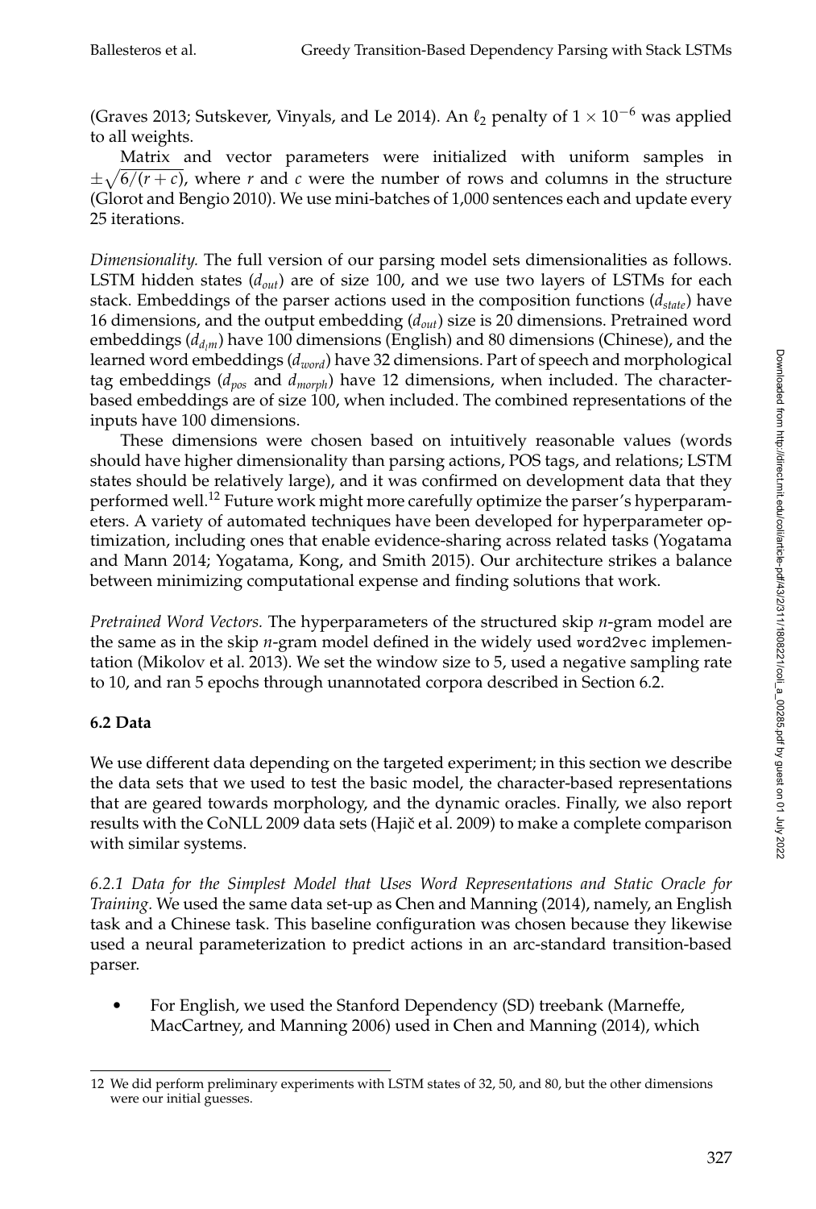(Graves 2013; Sutskever, Vinyals, and Le 2014). An $\ell_2$ penalty of $1 \times 10^{-6}$ was applied to all weights.

Matrix and vector parameters were initialized with uniform samples in $\pm\sqrt{6/(r+c)}$, where $r$ and $c$ were the number of rows and columns in the structure (Glorot and Bengio 2010). We use mini-batches of 1,000 sentences each and update every 25 iterations.

*Dimensionality.* The full version of our parsing model sets dimensionalities as follows. LSTM hidden states ($d_{out}$) are of size 100, and we use two layers of LSTMs for each stack. Embeddings of the parser actions used in the composition functions ($d_{state}$) have 16 dimensions, and the output embedding ($d_{out}$) size is 20 dimensions. Pretrained word embeddings ($d_{d_{lm}}$) have 100 dimensions (English) and 80 dimensions (Chinese), and the learned word embeddings ($d_{word}$) have 32 dimensions. Part of speech and morphological tag embeddings ($d_{pos}$ and $d_{morph}$) have 12 dimensions, when included. The character-based embeddings are of size 100, when included. The combined representations of the inputs have 100 dimensions.

These dimensions were chosen based on intuitively reasonable values (words should have higher dimensionality than parsing actions, POS tags, and relations; LSTM states should be relatively large), and it was confirmed on development data that they performed well.[12] Future work might more carefully optimize the parser's hyperparameters. A variety of automated techniques have been developed for hyperparameter optimization, including ones that enable evidence-sharing across related tasks (Yogatama and Mann 2014; Yogatama, Kong, and Smith 2015). Our architecture strikes a balance between minimizing computational expense and finding solutions that work.

*Pretrained Word Vectors.* The hyperparameters of the structured skip $n$-gram model are the same as in the skip $n$-gram model defined in the widely used `word2vec` implementation (Mikolov et al. 2013). We set the window size to 5, used a negative sampling rate to 10, and ran 5 epochs through unannotated corpora described in Section 6.2.

### 6.2 Data

We use different data depending on the targeted experiment; in this section we describe the data sets that we used to test the basic model, the character-based representations that are geared towards morphology, and the dynamic oracles. Finally, we also report results with the CoNLL 2009 data sets (Hajič et al. 2009) to make a complete comparison with similar systems.

*6.2.1 Data for the Simplest Model that Uses Word Representations and Static Oracle for Training.* We used the same data set-up as Chen and Manning (2014), namely, an English task and a Chinese task. This baseline configuration was chosen because they likewise used a neural parameterization to predict actions in an arc-standard transition-based parser.

- For English, we used the Stanford Dependency (SD) treebank (Marneffe, MacCartney, and Manning 2006) used in Chen and Manning (2014), which

---

12 We did perform preliminary experiments with LSTM states of 32, 50, and 80, but the other dimensions were our initial guesses.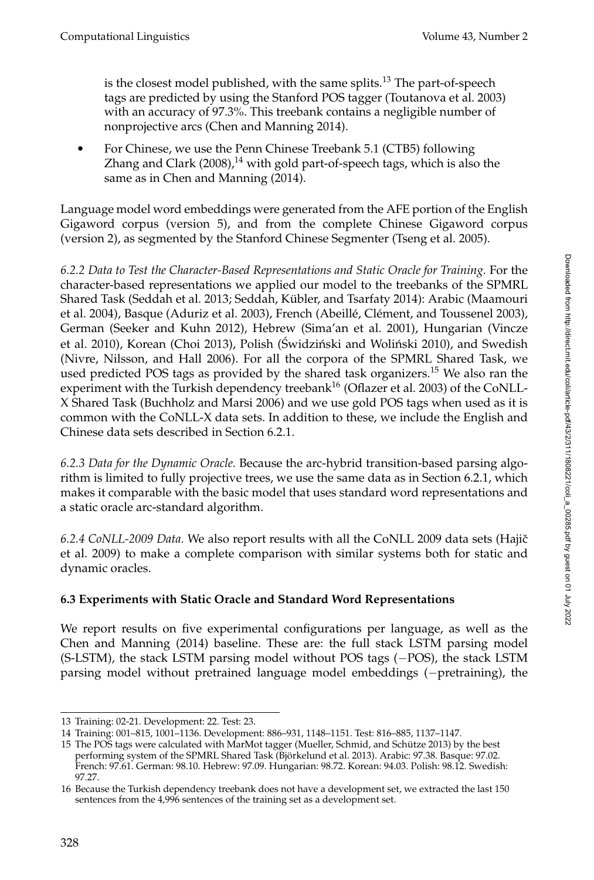is the closest model published, with the same splits.[13] The part-of-speech tags are predicted by using the Stanford POS tagger (Toutanova et al. 2003) with an accuracy of 97.3%. This treebank contains a negligible number of nonprojective arcs (Chen and Manning 2014).

- For Chinese, we use the Penn Chinese Treebank 5.1 (CTB5) following Zhang and Clark (2008),[14] with gold part-of-speech tags, which is also the same as in Chen and Manning (2014).

Language model word embeddings were generated from the AFE portion of the English Gigaword corpus (version 5), and from the complete Chinese Gigaword corpus (version 2), as segmented by the Stanford Chinese Segmenter (Tseng et al. 2005).

*6.2.2 Data to Test the Character-Based Representations and Static Oracle for Training.* For the character-based representations we applied our model to the treebanks of the SPMRL Shared Task (Seddah et al. 2013; Seddah, Kübler, and Tsarfaty 2014): Arabic (Maamouri et al. 2004), Basque (Aduriz et al. 2003), French (Abeillé, Clément, and Toussenel 2003), German (Seeker and Kuhn 2012), Hebrew (Sima'an et al. 2001), Hungarian (Vincze et al. 2010), Korean (Choi 2013), Polish (Świdziński and Woliński 2010), and Swedish (Nivre, Nilsson, and Hall 2006). For all the corpora of the SPMRL Shared Task, we used predicted POS tags as provided by the shared task organizers.[15] We also ran the experiment with the Turkish dependency treebank[16] (Oflazer et al. 2003) of the CoNLL-X Shared Task (Buchholz and Marsi 2006) and we use gold POS tags when used as it is common with the CoNLL-X data sets. In addition to these, we include the English and Chinese data sets described in Section 6.2.1.

*6.2.3 Data for the Dynamic Oracle.* Because the arc-hybrid transition-based parsing algorithm is limited to fully projective trees, we use the same data as in Section 6.2.1, which makes it comparable with the basic model that uses standard word representations and a static oracle arc-standard algorithm.

*6.2.4 CoNLL-2009 Data.* We also report results with all the CoNLL 2009 data sets (Hajič et al. 2009) to make a complete comparison with similar systems both for static and dynamic oracles.

### 6.3 Experiments with Static Oracle and Standard Word Representations

We report results on five experimental configurations per language, as well as the Chen and Manning (2014) baseline. These are: the full stack LSTM parsing model (S-LSTM), the stack LSTM parsing model without POS tags (−POS), the stack LSTM parsing model without pretrained language model embeddings (−pretraining), the

---

13 Training: 02-21. Development: 22. Test: 23.

14 Training: 001–815, 1001–1136. Development: 886–931, 1148–1151. Test: 816–885, 1137–1147.

15 The POS tags were calculated with MarMot tagger (Mueller, Schmid, and Schütze 2013) by the best performing system of the SPMRL Shared Task (Björkelund et al. 2013). Arabic: 97.38. Basque: 97.02. French: 97.61. German: 98.10. Hebrew: 97.09. Hungarian: 98.72. Korean: 94.03. Polish: 98.12. Swedish: 97.27.

16 Because the Turkish dependency treebank does not have a development set, we extracted the last 150 sentences from the 4,996 sentences of the training set as a development set.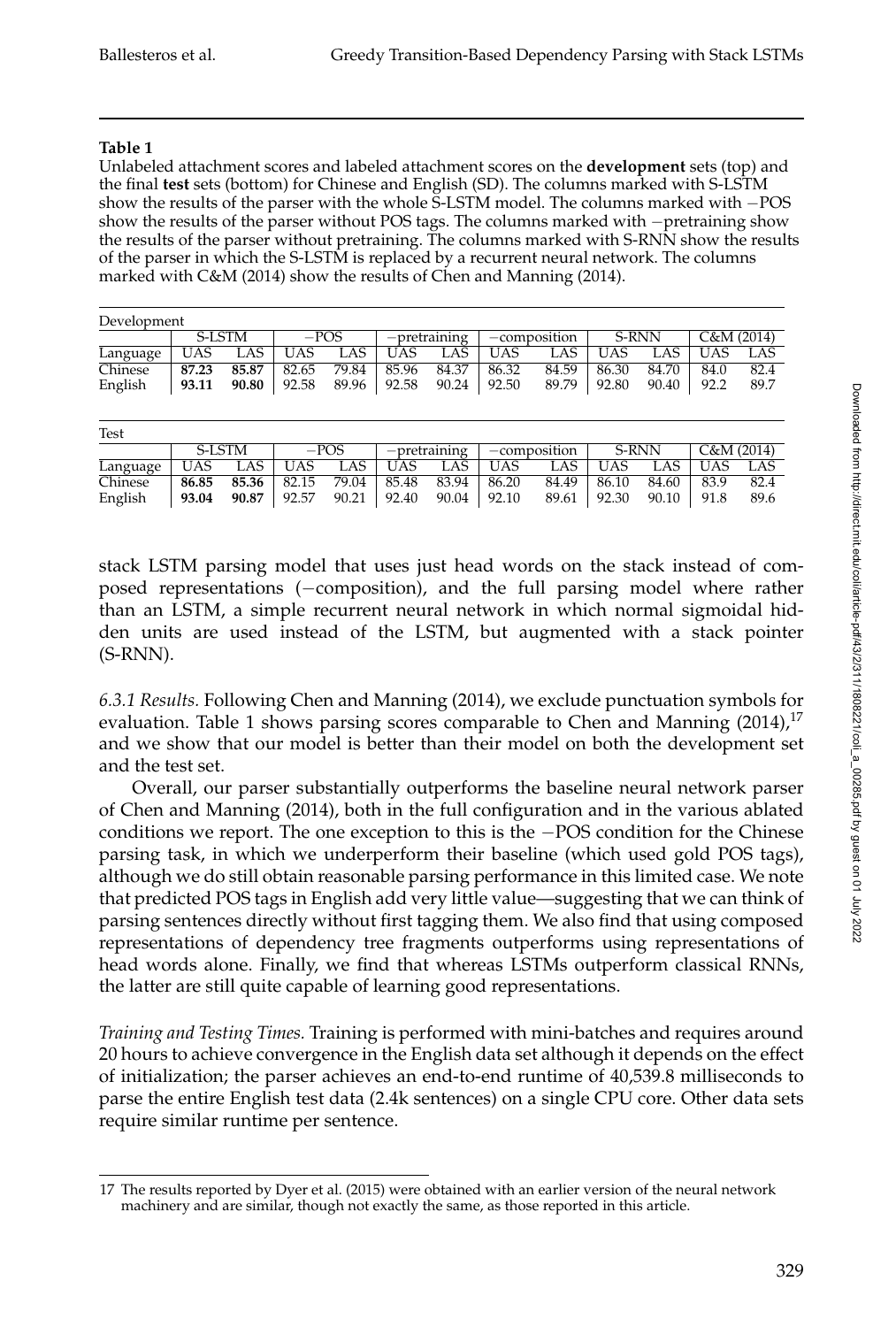**Table 1**

Unlabeled attachment scores and labeled attachment scores on the **development** sets (top) and the final **test** sets (bottom) for Chinese and English (SD). The columns marked with S-LSTM show the results of the parser with the whole S-LSTM model. The columns marked with −POS show the results of the parser without POS tags. The columns marked with −pretraining show the results of the parser without pretraining. The columns marked with S-RNN show the results of the parser in which the S-LSTM is replaced by a recurrent neural network. The columns marked with C&M (2014) show the results of Chen and Manning (2014).

| Development | S-LSTM | | −POS | | −pretraining | | −composition | | S-RNN | | C&M (2014) | |
|---|---|---|---|---|---|---|---|---|---|---|---|---|
| Language | UAS | LAS | UAS | LAS | UAS | LAS | UAS | LAS | UAS | LAS | UAS | LAS |
| Chinese | **87.23** | **85.87** | 82.65 | 79.84 | 85.96 | 84.37 | 86.32 | 84.59 | 86.30 | 84.70 | 84.0 | 82.4 |
| English | **93.11** | **90.80** | 92.58 | 89.96 | 92.58 | 90.24 | 92.50 | 89.79 | 92.80 | 90.40 | 92.2 | 89.7 |

| Test | S-LSTM | | −POS | | −pretraining | | −composition | | S-RNN | | C&M (2014) | |
|---|---|---|---|---|---|---|---|---|---|---|---|---|
| Language | UAS | LAS | UAS | LAS | UAS | LAS | UAS | LAS | UAS | LAS | UAS | LAS |
| Chinese | **86.85** | **85.36** | 82.15 | 79.04 | 85.48 | 83.94 | 86.20 | 84.49 | 86.10 | 84.60 | 83.9 | 82.4 |
| English | **93.04** | **90.87** | 92.57 | 90.21 | 92.40 | 90.04 | 92.10 | 89.61 | 92.30 | 90.10 | 91.8 | 89.6 |

stack LSTM parsing model that uses just head words on the stack instead of composed representations (−composition), and the full parsing model where rather than an LSTM, a simple recurrent neural network in which normal sigmoidal hidden units are used instead of the LSTM, but augmented with a stack pointer (S-RNN).

*6.3.1 Results.* Following Chen and Manning (2014), we exclude punctuation symbols for evaluation. Table 1 shows parsing scores comparable to Chen and Manning (2014),[17] and we show that our model is better than their model on both the development set and the test set.

Overall, our parser substantially outperforms the baseline neural network parser of Chen and Manning (2014), both in the full configuration and in the various ablated conditions we report. The one exception to this is the −POS condition for the Chinese parsing task, in which we underperform their baseline (which used gold POS tags), although we do still obtain reasonable parsing performance in this limited case. We note that predicted POS tags in English add very little value—suggesting that we can think of parsing sentences directly without first tagging them. We also find that using composed representations of dependency tree fragments outperforms using representations of head words alone. Finally, we find that whereas LSTMs outperform classical RNNs, the latter are still quite capable of learning good representations.

*Training and Testing Times.* Training is performed with mini-batches and requires around 20 hours to achieve convergence in the English data set although it depends on the effect of initialization; the parser achieves an end-to-end runtime of 40,539.8 milliseconds to parse the entire English test data (2.4k sentences) on a single CPU core. Other data sets require similar runtime per sentence.

17 The results reported by Dyer et al. (2015) were obtained with an earlier version of the neural network machinery and are similar, though not exactly the same, as those reported in this article.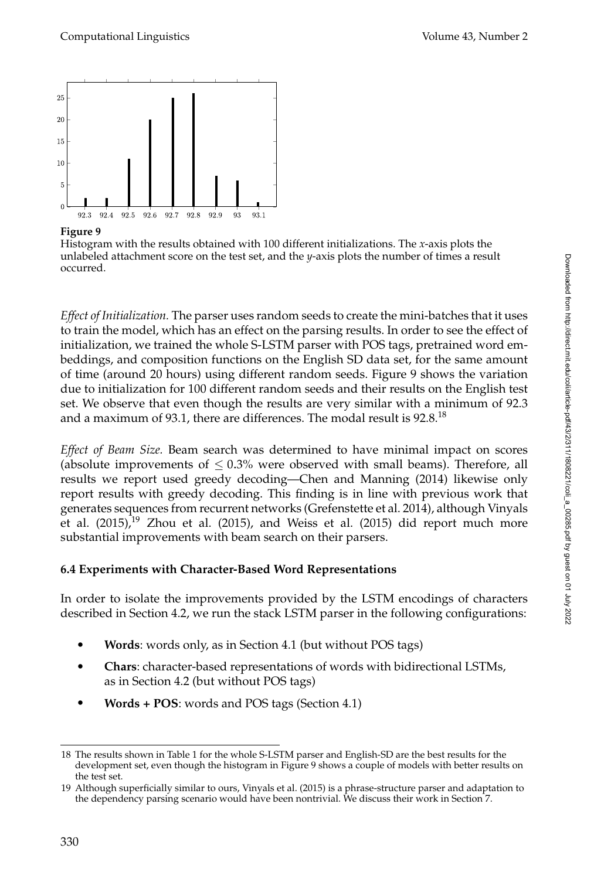**Figure 9**
Histogram with the results obtained with 100 different initializations. The *x*-axis plots the unlabeled attachment score on the test set, and the *y*-axis plots the number of times a result occurred.

*Effect of Initialization.* The parser uses random seeds to create the mini-batches that it uses to train the model, which has an effect on the parsing results. In order to see the effect of initialization, we trained the whole S-LSTM parser with POS tags, pretrained word embeddings, and composition functions on the English SD data set, for the same amount of time (around 20 hours) using different random seeds. Figure 9 shows the variation due to initialization for 100 different random seeds and their results on the English test set. We observe that even though the results are very similar with a minimum of 92.3 and a maximum of 93.1, there are differences. The modal result is 92.8.[18]

*Effect of Beam Size.* Beam search was determined to have minimal impact on scores (absolute improvements of $\leq 0.3\%$ were observed with small beams). Therefore, all results we report used greedy decoding—Chen and Manning (2014) likewise only report results with greedy decoding. This finding is in line with previous work that generates sequences from recurrent networks (Grefenstette et al. 2014), although Vinyals et al. (2015),[19] Zhou et al. (2015), and Weiss et al. (2015) did report much more substantial improvements with beam search on their parsers.

### 6.4 Experiments with Character-Based Word Representations

In order to isolate the improvements provided by the LSTM encodings of characters described in Section 4.2, we run the stack LSTM parser in the following configurations:

- **Words**: words only, as in Section 4.1 (but without POS tags)
- **Chars**: character-based representations of words with bidirectional LSTMs, as in Section 4.2 (but without POS tags)
- **Words + POS**: words and POS tags (Section 4.1)

---

18 The results shown in Table 1 for the whole S-LSTM parser and English-SD are the best results for the development set, even though the histogram in Figure 9 shows a couple of models with better results on the test set.

19 Although superficially similar to ours, Vinyals et al. (2015) is a phrase-structure parser and adaptation to the dependency parsing scenario would have been nontrivial. We discuss their work in Section 7.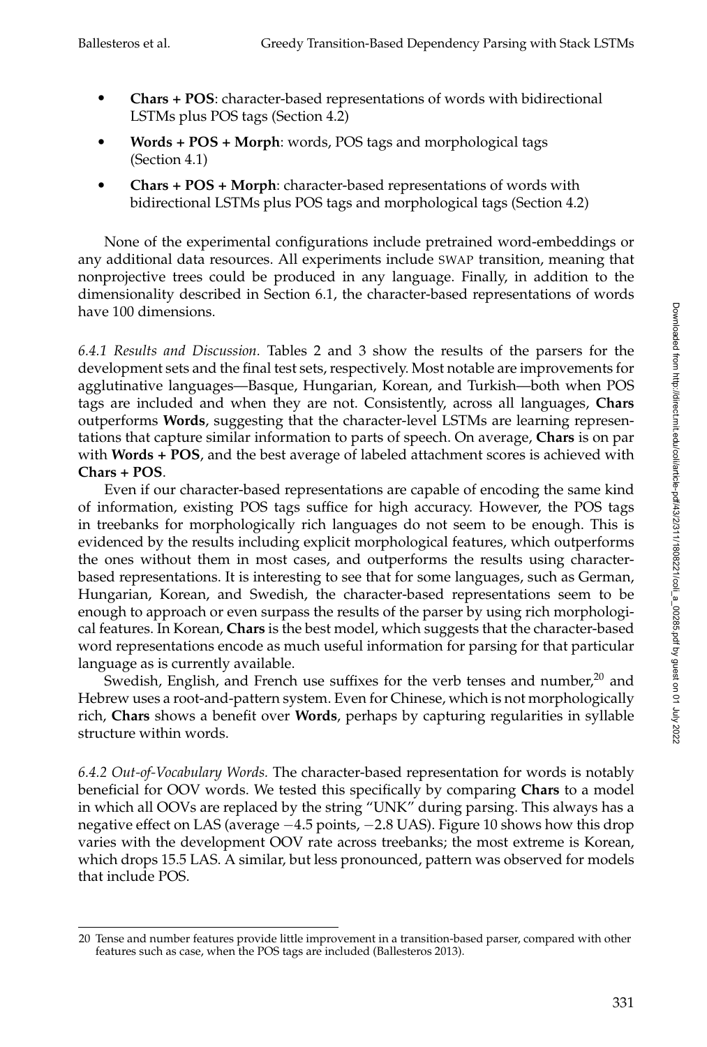- **Chars + POS**: character-based representations of words with bidirectional LSTMs plus POS tags (Section 4.2)
- **Words + POS + Morph**: words, POS tags and morphological tags (Section 4.1)
- **Chars + POS + Morph**: character-based representations of words with bidirectional LSTMs plus POS tags and morphological tags (Section 4.2)

None of the experimental configurations include pretrained word-embeddings or any additional data resources. All experiments include SWAP transition, meaning that nonprojective trees could be produced in any language. Finally, in addition to the dimensionality described in Section 6.1, the character-based representations of words have 100 dimensions.

*6.4.1 Results and Discussion.* Tables 2 and 3 show the results of the parsers for the development sets and the final test sets, respectively. Most notable are improvements for agglutinative languages—Basque, Hungarian, Korean, and Turkish—both when POS tags are included and when they are not. Consistently, across all languages, **Chars** outperforms **Words**, suggesting that the character-level LSTMs are learning representations that capture similar information to parts of speech. On average, **Chars** is on par with **Words + POS**, and the best average of labeled attachment scores is achieved with **Chars + POS**.

Even if our character-based representations are capable of encoding the same kind of information, existing POS tags suffice for high accuracy. However, the POS tags in treebanks for morphologically rich languages do not seem to be enough. This is evidenced by the results including explicit morphological features, which outperforms the ones without them in most cases, and outperforms the results using character-based representations. It is interesting to see that for some languages, such as German, Hungarian, Korean, and Swedish, the character-based representations seem to be enough to approach or even surpass the results of the parser by using rich morphological features. In Korean, **Chars** is the best model, which suggests that the character-based word representations encode as much useful information for parsing for that particular language as is currently available.

Swedish, English, and French use suffixes for the verb tenses and number,[20] and Hebrew uses a root-and-pattern system. Even for Chinese, which is not morphologically rich, **Chars** shows a benefit over **Words**, perhaps by capturing regularities in syllable structure within words.

*6.4.2 Out-of-Vocabulary Words.* The character-based representation for words is notably beneficial for OOV words. We tested this specifically by comparing **Chars** to a model in which all OOVs are replaced by the string "UNK" during parsing. This always has a negative effect on LAS (average −4.5 points, −2.8 UAS). Figure 10 shows how this drop varies with the development OOV rate across treebanks; the most extreme is Korean, which drops 15.5 LAS. A similar, but less pronounced, pattern was observed for models that include POS.

20 Tense and number features provide little improvement in a transition-based parser, compared with other features such as case, when the POS tags are included (Ballesteros 2013).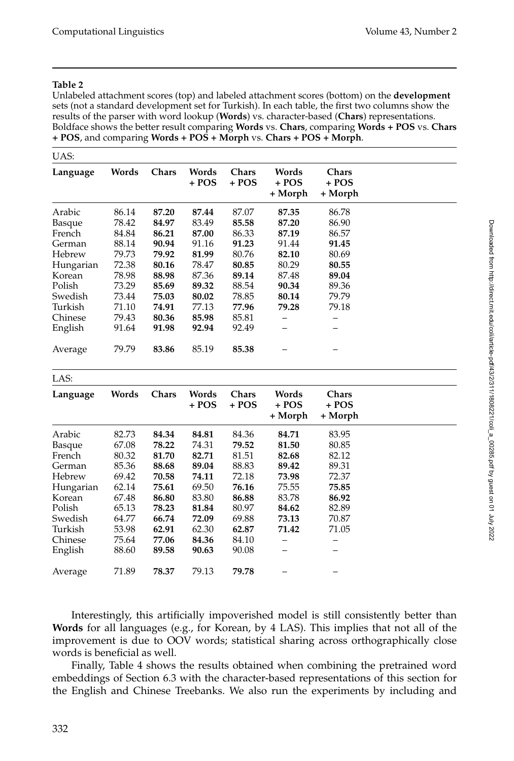**Table 2**

Unlabeled attachment scores (top) and labeled attachment scores (bottom) on the **development** sets (not a standard development set for Turkish). In each table, the first two columns show the results of the parser with word lookup (**Words**) vs. character-based (**Chars**) representations. Boldface shows the better result comparing **Words** vs. **Chars**, comparing **Words + POS** vs. **Chars + POS**, and comparing **Words + POS + Morph** vs. **Chars + POS + Morph**.

UAS:

| Language | Words | Chars | Words + POS | Chars + POS | Words + POS + Morph | Chars + POS + Morph |
|---|---|---|---|---|---|---|
| Arabic | 86.14 | **87.20** | **87.44** | 87.07 | **87.35** | 86.78 |
| Basque | 78.42 | **84.97** | 83.49 | **85.58** | **87.20** | 86.90 |
| French | 84.84 | **86.21** | **87.00** | 86.33 | **87.19** | 86.57 |
| German | 88.14 | **90.94** | 91.16 | **91.23** | 91.44 | **91.45** |
| Hebrew | 79.73 | **79.92** | **81.99** | 80.76 | **82.10** | 80.69 |
| Hungarian | 72.38 | **80.16** | 78.47 | **80.85** | 80.29 | **80.55** |
| Korean | 78.98 | **88.98** | 87.36 | **89.14** | 87.48 | **89.04** |
| Polish | 73.29 | **85.69** | **89.32** | 88.54 | **90.34** | 89.36 |
| Swedish | 73.44 | **75.03** | **80.02** | 78.85 | **80.14** | 79.79 |
| Turkish | 71.10 | **74.91** | 77.13 | **77.96** | **79.28** | 79.18 |
| Chinese | 79.43 | **80.36** | **85.98** | 85.81 | – | – |
| English | 91.64 | **91.98** | **92.94** | 92.49 | – | – |
| Average | 79.79 | **83.86** | 85.19 | **85.38** | – | – |

LAS:

| Language | Words | Chars | Words + POS | Chars + POS | Words + POS + Morph | Chars + POS + Morph |
|---|---|---|---|---|---|---|
| Arabic | 82.73 | **84.34** | **84.81** | 84.36 | **84.71** | 83.95 |
| Basque | 67.08 | **78.22** | 74.31 | **79.52** | **81.50** | 80.85 |
| French | 80.32 | **81.70** | **82.71** | 81.51 | **82.68** | 82.12 |
| German | 85.36 | **88.68** | **89.04** | 88.83 | **89.42** | 89.31 |
| Hebrew | 69.42 | **70.58** | **74.11** | 72.18 | **73.98** | 72.37 |
| Hungarian | 62.14 | **75.61** | 69.50 | **76.16** | 75.55 | **75.85** |
| Korean | 67.48 | **86.80** | 83.80 | **86.88** | 83.78 | **86.92** |
| Polish | 65.13 | **78.23** | **81.84** | 80.97 | **84.62** | 82.89 |
| Swedish | 64.77 | **66.74** | **72.09** | 69.88 | **73.13** | 70.87 |
| Turkish | 53.98 | **62.91** | 62.30 | **62.87** | **71.42** | 71.05 |
| Chinese | 75.64 | **77.06** | **84.36** | 84.10 | – | – |
| English | 88.60 | **89.58** | **90.63** | 90.08 | – | – |
| Average | 71.89 | **78.37** | 79.13 | **79.78** | – | – |

Interestingly, this artificially impoverished model is still consistently better than **Words** for all languages (e.g., for Korean, by 4 LAS). This implies that not all of the improvement is due to OOV words; statistical sharing across orthographically close words is beneficial as well.

Finally, Table 4 shows the results obtained when combining the pretrained word embeddings of Section 6.3 with the character-based representations of this section for the English and Chinese Treebanks. We also run the experiments by including and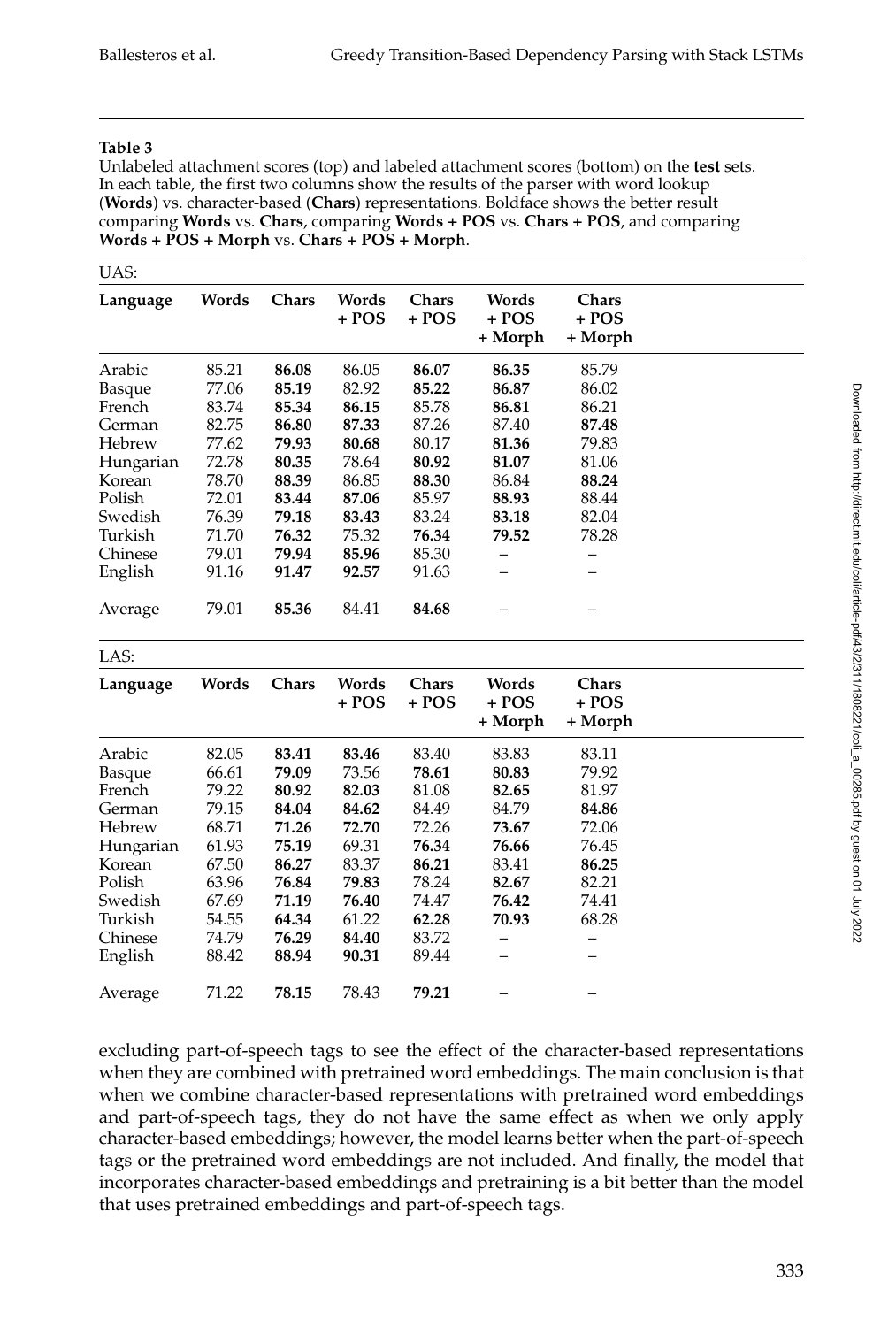**Table 3**

Unlabeled attachment scores (top) and labeled attachment scores (bottom) on the **test** sets. In each table, the first two columns show the results of the parser with word lookup (**Words**) vs. character-based (**Chars**) representations. Boldface shows the better result comparing **Words** vs. **Chars**, comparing **Words + POS** vs. **Chars + POS**, and comparing **Words + POS + Morph** vs. **Chars + POS + Morph**.

UAS:

| Language | Words | Chars | Words + POS | Chars + POS | Words + POS + Morph | Chars + POS + Morph |
|---|---|---|---|---|---|---|
| Arabic | 85.21 | **86.08** | 86.05 | **86.07** | **86.35** | 85.79 |
| Basque | 77.06 | **85.19** | 82.92 | **85.22** | **86.87** | 86.02 |
| French | 83.74 | **85.34** | **86.15** | 85.78 | **86.81** | 86.21 |
| German | 82.75 | **86.80** | **87.33** | 87.26 | 87.40 | **87.48** |
| Hebrew | 77.62 | **79.93** | **80.68** | 80.17 | **81.36** | 79.83 |
| Hungarian | 72.78 | **80.35** | 78.64 | **80.92** | **81.07** | 81.06 |
| Korean | 78.70 | **88.39** | 86.85 | **88.30** | 86.84 | **88.24** |
| Polish | 72.01 | **83.44** | **87.06** | 85.97 | **88.93** | 88.44 |
| Swedish | 76.39 | **79.18** | **83.43** | 83.24 | **83.18** | 82.04 |
| Turkish | 71.70 | **76.32** | 75.32 | **76.34** | **79.52** | 78.28 |
| Chinese | 79.01 | **79.94** | **85.96** | 85.30 | – | – |
| English | 91.16 | **91.47** | **92.57** | 91.63 | – | – |
| Average | 79.01 | **85.36** | 84.41 | **84.68** | – | – |

LAS:

| Language | Words | Chars | Words + POS | Chars + POS | Words + POS + Morph | Chars + POS + Morph |
|---|---|---|---|---|---|---|
| Arabic | 82.05 | **83.41** | **83.46** | 83.40 | **83.83** | 83.11 |
| Basque | 66.61 | **79.09** | 73.56 | **78.61** | **80.83** | 79.92 |
| French | 79.22 | **80.92** | **82.03** | 81.08 | **82.65** | 81.97 |
| German | 79.15 | **84.04** | **84.62** | 84.49 | 84.79 | **84.86** |
| Hebrew | 68.71 | **71.26** | **72.70** | 72.26 | **73.67** | 72.06 |
| Hungarian | 61.93 | **75.19** | 69.31 | **76.34** | **76.66** | 76.45 |
| Korean | 67.50 | **86.27** | 83.37 | **86.21** | 83.41 | **86.25** |
| Polish | 63.96 | **76.84** | **79.83** | 78.24 | **82.67** | 82.21 |
| Swedish | 67.69 | **71.19** | **76.40** | 74.47 | **76.42** | 74.41 |
| Turkish | 54.55 | **64.34** | 61.22 | **62.28** | **70.93** | 68.28 |
| Chinese | 74.79 | **76.29** | **84.40** | 83.72 | – | – |
| English | 88.42 | **88.94** | **90.31** | 89.44 | – | – |
| Average | 71.22 | **78.15** | 78.43 | **79.21** | – | – |

excluding part-of-speech tags to see the effect of the character-based representations when they are combined with pretrained word embeddings. The main conclusion is that when we combine character-based representations with pretrained word embeddings and part-of-speech tags, they do not have the same effect as when we only apply character-based embeddings; however, the model learns better when the part-of-speech tags or the pretrained word embeddings are not included. And finally, the model that incorporates character-based embeddings and pretraining is a bit better than the model that uses pretrained embeddings and part-of-speech tags.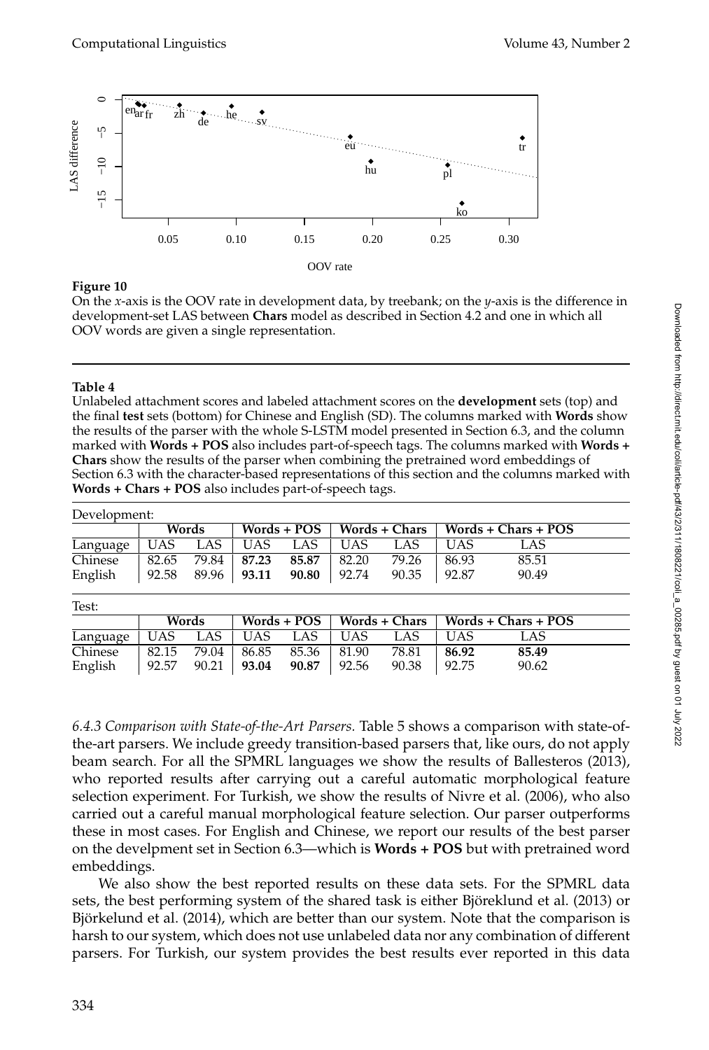**Figure 10**

On the *x*-axis is the OOV rate in development data, by treebank; on the *y*-axis is the difference in development-set LAS between **Chars** model as described in Section 4.2 and one in which all OOV words are given a single representation.

**Table 4**

Unlabeled attachment scores and labeled attachment scores on the **development** sets (top) and the final **test** sets (bottom) for Chinese and English (SD). The columns marked with **Words** show the results of the parser with the whole S-LSTM model presented in Section 6.3, and the column marked with **Words + POS** also includes part-of-speech tags. The columns marked with **Words + Chars** show the results of the parser when combining the pretrained word embeddings of Section 6.3 with the character-based representations of this section and the columns marked with **Words + Chars + POS** also includes part-of-speech tags.

Development:

| | Words | | Words + POS | | Words + Chars | | Words + Chars + POS | |
|---|---|---|---|---|---|---|---|---|
| Language | UAS | LAS | UAS | LAS | UAS | LAS | UAS | LAS |
| Chinese | 82.65 | 79.84 | **87.23** | **85.87** | 82.20 | 79.26 | 86.93 | 85.51 |
| English | 92.58 | 89.96 | **93.11** | **90.80** | 92.74 | 90.35 | 92.87 | 90.49 |

Test:

| | Words | | Words + POS | | Words + Chars | | Words + Chars + POS | |
|---|---|---|---|---|---|---|---|---|
| Language | UAS | LAS | UAS | LAS | UAS | LAS | UAS | LAS |
| Chinese | 82.15 | 79.04 | 86.85 | 85.36 | 81.90 | 78.81 | **86.92** | **85.49** |
| English | 92.57 | 90.21 | **93.04** | **90.87** | 92.56 | 90.38 | 92.75 | 90.62 |

*6.4.3 Comparison with State-of-the-Art Parsers.* Table 5 shows a comparison with state-of-the-art parsers. We include greedy transition-based parsers that, like ours, do not apply beam search. For all the SPMRL languages we show the results of Ballesteros (2013), who reported results after carrying out a careful automatic morphological feature selection experiment. For Turkish, we show the results of Nivre et al. (2006), who also carried out a careful manual morphological feature selection. Our parser outperforms these in most cases. For English and Chinese, we report our results of the best parser on the develpment set in Section 6.3—which is **Words + POS** but with pretrained word embeddings.

We also show the best reported results on these data sets. For the SPMRL data sets, the best performing system of the shared task is either Björeklund et al. (2013) or Björkelund et al. (2014), which are better than our system. Note that the comparison is harsh to our system, which does not use unlabeled data nor any combination of different parsers. For Turkish, our system provides the best results ever reported in this data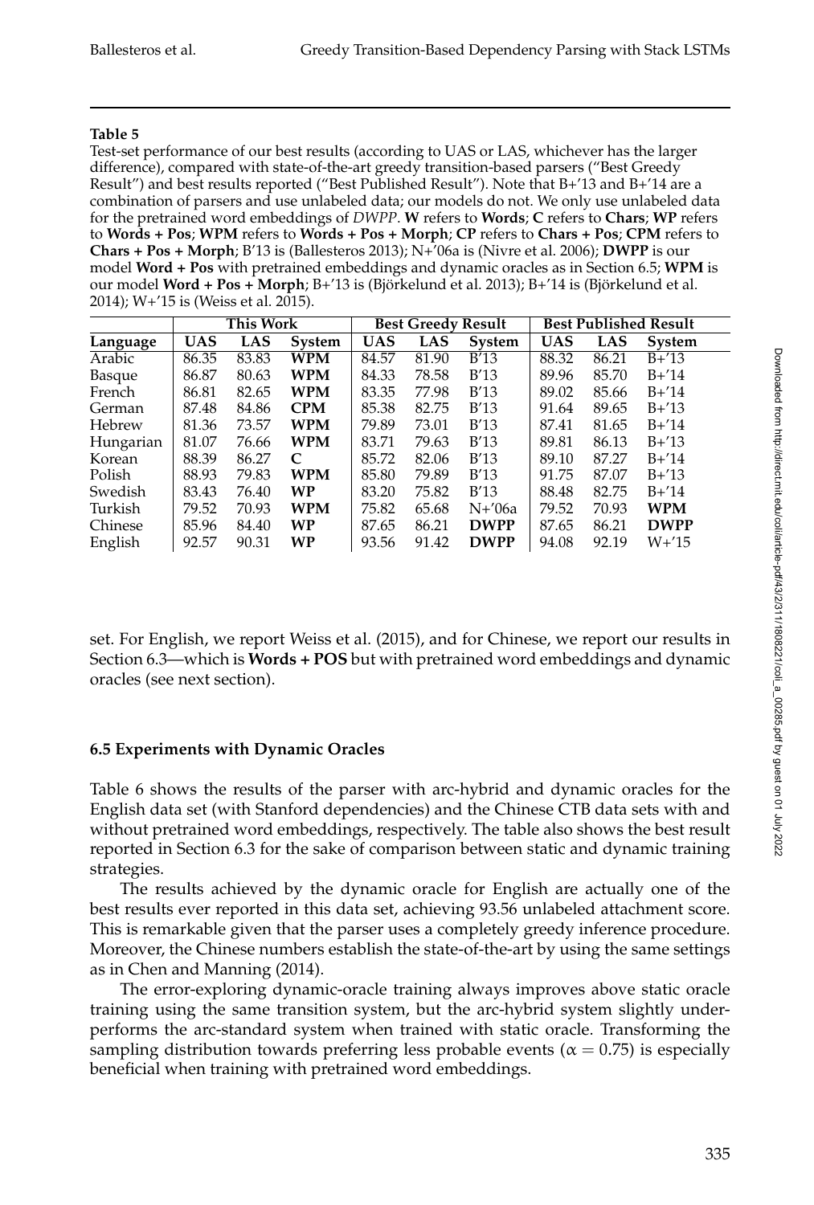**Table 5**

Test-set performance of our best results (according to UAS or LAS, whichever has the larger difference), compared with state-of-the-art greedy transition-based parsers ("Best Greedy Result") and best results reported ("Best Published Result"). Note that B+'13 and B+'14 are a combination of parsers and use unlabeled data; our models do not. We only use unlabeled data for the pretrained word embeddings of *DWPP*. **W** refers to **Words**; **C** refers to **Chars**; **WP** refers to **Words + Pos**; **WPM** refers to **Words + Pos + Morph**; **CP** refers to **Chars + Pos**; **CPM** refers to **Chars + Pos + Morph**; B'13 is (Ballesteros 2013); N+'06a is (Nivre et al. 2006); **DWPP** is our model **Word + Pos** with pretrained embeddings and dynamic oracles as in Section 6.5; **WPM** is our model **Word + Pos + Morph**; B+'13 is (Björkelund et al. 2013); B+'14 is (Björkelund et al. 2014); W+'15 is (Weiss et al. 2015).

| | This Work | | | Best Greedy Result | | | Best Published Result | | |
|---|---|---|---|---|---|---|---|---|---|
| **Language** | **UAS** | **LAS** | **System** | **UAS** | **LAS** | **System** | **UAS** | **LAS** | **System** |
| Arabic | 86.35 | 83.83 | **WPM** | 84.57 | 81.90 | B'13 | 88.32 | 86.21 | B+'13 |
| Basque | 86.87 | 80.63 | **WPM** | 84.33 | 78.58 | B'13 | 89.96 | 85.70 | B+'14 |
| French | 86.81 | 82.65 | **WPM** | 83.35 | 77.98 | B'13 | 89.02 | 85.66 | B+'14 |
| German | 87.48 | 84.86 | **CPM** | 85.38 | 82.75 | B'13 | 91.64 | 89.65 | B+'13 |
| Hebrew | 81.36 | 73.57 | **WPM** | 79.89 | 73.01 | B'13 | 87.41 | 81.65 | B+'14 |
| Hungarian | 81.07 | 76.66 | **WPM** | 83.71 | 79.63 | B'13 | 89.81 | 86.13 | B+'13 |
| Korean | 88.39 | 86.27 | **C** | 85.72 | 82.06 | B'13 | 89.10 | 87.27 | B+'14 |
| Polish | 88.93 | 79.83 | **WPM** | 85.80 | 79.89 | B'13 | 91.75 | 87.07 | B+'13 |
| Swedish | 83.43 | 76.40 | **WP** | 83.20 | 75.82 | B'13 | 88.48 | 82.75 | B+'14 |
| Turkish | 79.52 | 70.93 | **WPM** | 75.82 | 65.68 | N+'06a | 79.52 | 70.93 | **WPM** |
| Chinese | 85.96 | 84.40 | **WP** | 87.65 | 86.21 | **DWPP** | 87.65 | 86.21 | **DWPP** |
| English | 92.57 | 90.31 | **WP** | 93.56 | 91.42 | **DWPP** | 94.08 | 92.19 | W+'15 |

set. For English, we report Weiss et al. (2015), and for Chinese, we report our results in Section 6.3—which is **Words + POS** but with pretrained word embeddings and dynamic oracles (see next section).

### 6.5 Experiments with Dynamic Oracles

Table 6 shows the results of the parser with arc-hybrid and dynamic oracles for the English data set (with Stanford dependencies) and the Chinese CTB data sets with and without pretrained word embeddings, respectively. The table also shows the best result reported in Section 6.3 for the sake of comparison between static and dynamic training strategies.

The results achieved by the dynamic oracle for English are actually one of the best results ever reported in this data set, achieving 93.56 unlabeled attachment score. This is remarkable given that the parser uses a completely greedy inference procedure. Moreover, the Chinese numbers establish the state-of-the-art by using the same settings as in Chen and Manning (2014).

The error-exploring dynamic-oracle training always improves above static oracle training using the same transition system, but the arc-hybrid system slightly underperforms the arc-standard system when trained with static oracle. Transforming the sampling distribution towards preferring less probable events ($\alpha = 0.75$) is especially beneficial when training with pretrained word embeddings.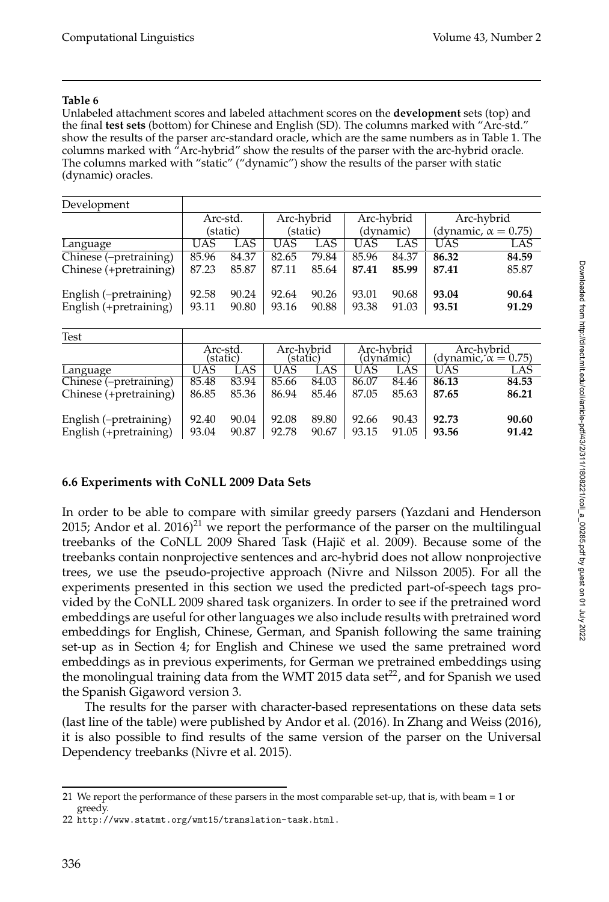**Table 6**

Unlabeled attachment scores and labeled attachment scores on the **development** sets (top) and the final **test sets** (bottom) for Chinese and English (SD). The columns marked with "Arc-std." show the results of the parser arc-standard oracle, which are the same numbers as in Table 1. The columns marked with "Arc-hybrid" show the results of the parser with the arc-hybrid oracle. The columns marked with "static" ("dynamic") show the results of the parser with static (dynamic) oracles.

| Development | Arc-std. (static) | | Arc-hybrid (static) | | Arc-hybrid (dynamic) | | Arc-hybrid (dynamic, $\alpha = 0.75$) | |
|---|---|---|---|---|---|---|---|---|
| Language | UAS | LAS | UAS | LAS | UAS | LAS | UAS | LAS |
| Chinese (–pretraining) | 85.96 | 84.37 | 82.65 | 79.84 | 85.96 | 84.37 | **86.32** | **84.59** |
| Chinese (+pretraining) | 87.23 | 85.87 | 87.11 | 85.64 | **87.41** | **85.99** | **87.41** | 85.87 |
| English (–pretraining) | 92.58 | 90.24 | 92.64 | 90.26 | 93.01 | 90.68 | **93.04** | **90.64** |
| English (+pretraining) | 93.11 | 90.80 | 93.16 | 90.88 | 93.38 | 91.03 | **93.51** | **91.29** |

| Test | Arc-std. (static) | | Arc-hybrid (static) | | Arc-hybrid (dynamic) | | Arc-hybrid (dynamic, $\alpha = 0.75$) | |
|---|---|---|---|---|---|---|---|---|
| Language | UAS | LAS | UAS | LAS | UAS | LAS | UAS | LAS |
| Chinese (–pretraining) | 85.48 | 83.94 | 85.66 | 84.03 | 86.07 | 84.46 | **86.13** | **84.53** |
| Chinese (+pretraining) | 86.85 | 85.36 | 86.94 | 85.46 | 87.05 | 85.63 | **87.65** | **86.21** |
| English (–pretraining) | 92.40 | 90.04 | 92.08 | 89.80 | 92.66 | 90.43 | **92.73** | **90.60** |
| English (+pretraining) | 93.04 | 90.87 | 92.78 | 90.67 | 93.15 | 91.05 | **93.56** | **91.42** |

### 6.6 Experiments with CoNLL 2009 Data Sets

In order to be able to compare with similar greedy parsers (Yazdani and Henderson 2015; Andor et al. 2016)[21] we report the performance of the parser on the multilingual treebanks of the CoNLL 2009 Shared Task (Hajič et al. 2009). Because some of the treebanks contain nonprojective sentences and arc-hybrid does not allow nonprojective trees, we use the pseudo-projective approach (Nivre and Nilsson 2005). For all the experiments presented in this section we used the predicted part-of-speech tags provided by the CoNLL 2009 shared task organizers. In order to see if the pretrained word embeddings are useful for other languages we also include results with pretrained word embeddings for English, Chinese, German, and Spanish following the same training set-up as in Section 4; for English and Chinese we used the same pretrained word embeddings as in previous experiments, for German we pretrained embeddings using the monolingual training data from the WMT 2015 data set[22], and for Spanish we used the Spanish Gigaword version 3.

The results for the parser with character-based representations on these data sets (last line of the table) were published by Andor et al. (2016). In Zhang and Weiss (2016), it is also possible to find results of the same version of the parser on the Universal Dependency treebanks (Nivre et al. 2015).

---

21 We report the performance of these parsers in the most comparable set-up, that is, with beam = 1 or greedy.

22 http://www.statmt.org/wmt15/translation-task.html.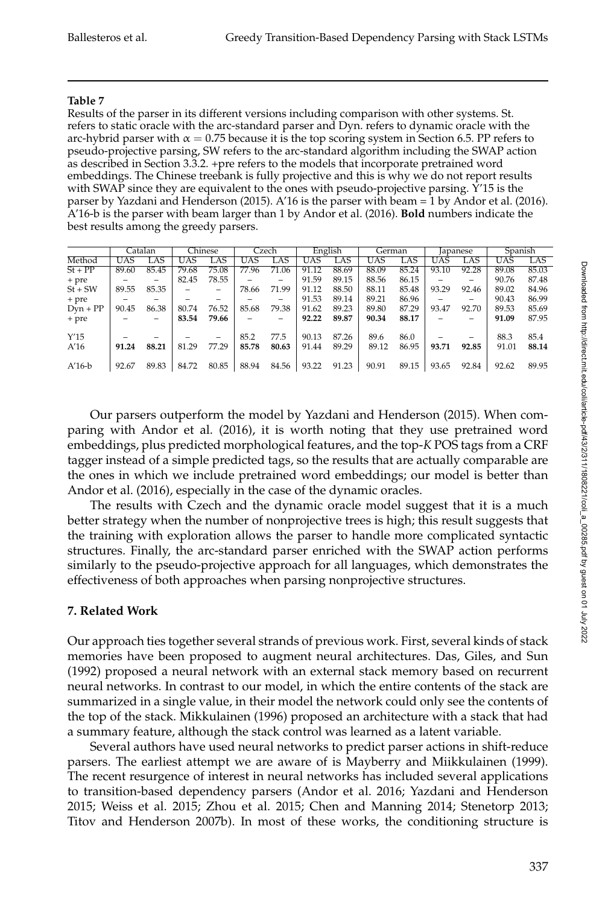**Table 7**

Results of the parser in its different versions including comparison with other systems. St. refers to static oracle with the arc-standard parser and Dyn. refers to dynamic oracle with the arc-hybrid parser with $\alpha = 0.75$ because it is the top scoring system in Section 6.5. PP refers to pseudo-projective parsing, SW refers to the arc-standard algorithm including the SWAP action as described in Section 3.3.2. +pre refers to the models that incorporate pretrained word embeddings. The Chinese treebank is fully projective and this is why we do not report results with SWAP since they are equivalent to the ones with pseudo-projective parsing. Y'15 is the parser by Yazdani and Henderson (2015). A'16 is the parser with beam = 1 by Andor et al. (2016). A'16-b is the parser with beam larger than 1 by Andor et al. (2016). **Bold** numbers indicate the best results among the greedy parsers.

| | Catalan | | Chinese | | Czech | | English | | German | | Japanese | | Spanish | |
|---|---|---|---|---|---|---|---|---|---|---|---|---|---|---|
| Method | UAS | LAS | UAS | LAS | UAS | LAS | UAS | LAS | UAS | LAS | UAS | LAS | UAS | LAS |
| St + PP | 89.60 | 85.45 | 79.68 | 75.08 | 77.96 | 71.06 | 91.12 | 88.69 | 88.09 | 85.24 | 93.10 | 92.28 | 89.08 | 85.03 |
| + pre | – | – | 82.45 | 78.55 | – | – | 91.59 | 89.15 | 88.56 | 86.15 | – | – | 90.76 | 87.48 |
| St + SW | 89.55 | 85.35 | – | – | 78.66 | 71.99 | 91.12 | 88.50 | 88.11 | 85.48 | 93.29 | 92.46 | 89.02 | 84.96 |
| + pre | – | – | – | – | – | – | 91.53 | 89.14 | 89.21 | 86.96 | – | – | 90.43 | 86.99 |
| Dyn + PP | 90.45 | 86.38 | 80.74 | 76.52 | 85.68 | 79.38 | 91.62 | 89.23 | 89.80 | 87.29 | 93.47 | 92.70 | 89.53 | 85.69 |
| + pre | – | – | **83.54** | **79.66** | – | – | **92.22** | **89.87** | **90.34** | **88.17** | – | – | **91.09** | 87.95 |
| Y'15 | – | – | – | – | 85.2 | 77.5 | 90.13 | 87.26 | 89.6 | 86.0 | – | – | 88.3 | 85.4 |
| A'16 | **91.24** | **88.21** | 81.29 | 77.29 | **85.78** | **80.63** | 91.44 | 89.29 | 89.12 | 86.95 | **93.71** | **92.85** | 91.01 | **88.14** |
| A'16-b | 92.67 | 89.83 | 84.72 | 80.85 | 88.94 | 84.56 | 93.22 | 91.23 | 90.91 | 89.15 | 93.65 | 92.84 | 92.62 | 89.95 |

Our parsers outperform the model by Yazdani and Henderson (2015). When comparing with Andor et al. (2016), it is worth noting that they use pretrained word embeddings, plus predicted morphological features, and the top-*K* POS tags from a CRF tagger instead of a simple predicted tags, so the results that are actually comparable are the ones in which we include pretrained word embeddings; our model is better than Andor et al. (2016), especially in the case of the dynamic oracles.

The results with Czech and the dynamic oracle model suggest that it is a much better strategy when the number of nonprojective trees is high; this result suggests that the training with exploration allows the parser to handle more complicated syntactic structures. Finally, the arc-standard parser enriched with the SWAP action performs similarly to the pseudo-projective approach for all languages, which demonstrates the effectiveness of both approaches when parsing nonprojective structures.

## 7. Related Work

Our approach ties together several strands of previous work. First, several kinds of stack memories have been proposed to augment neural architectures. Das, Giles, and Sun (1992) proposed a neural network with an external stack memory based on recurrent neural networks. In contrast to our model, in which the entire contents of the stack are summarized in a single value, in their model the network could only see the contents of the top of the stack. Mikkulainen (1996) proposed an architecture with a stack that had a summary feature, although the stack control was learned as a latent variable.

Several authors have used neural networks to predict parser actions in shift-reduce parsers. The earliest attempt we are aware of is Mayberry and Miikkulainen (1999). The recent resurgence of interest in neural networks has included several applications to transition-based dependency parsers (Andor et al. 2016; Yazdani and Henderson 2015; Weiss et al. 2015; Zhou et al. 2015; Chen and Manning 2014; Stenetorp 2013; Titov and Henderson 2007b). In most of these works, the conditioning structure is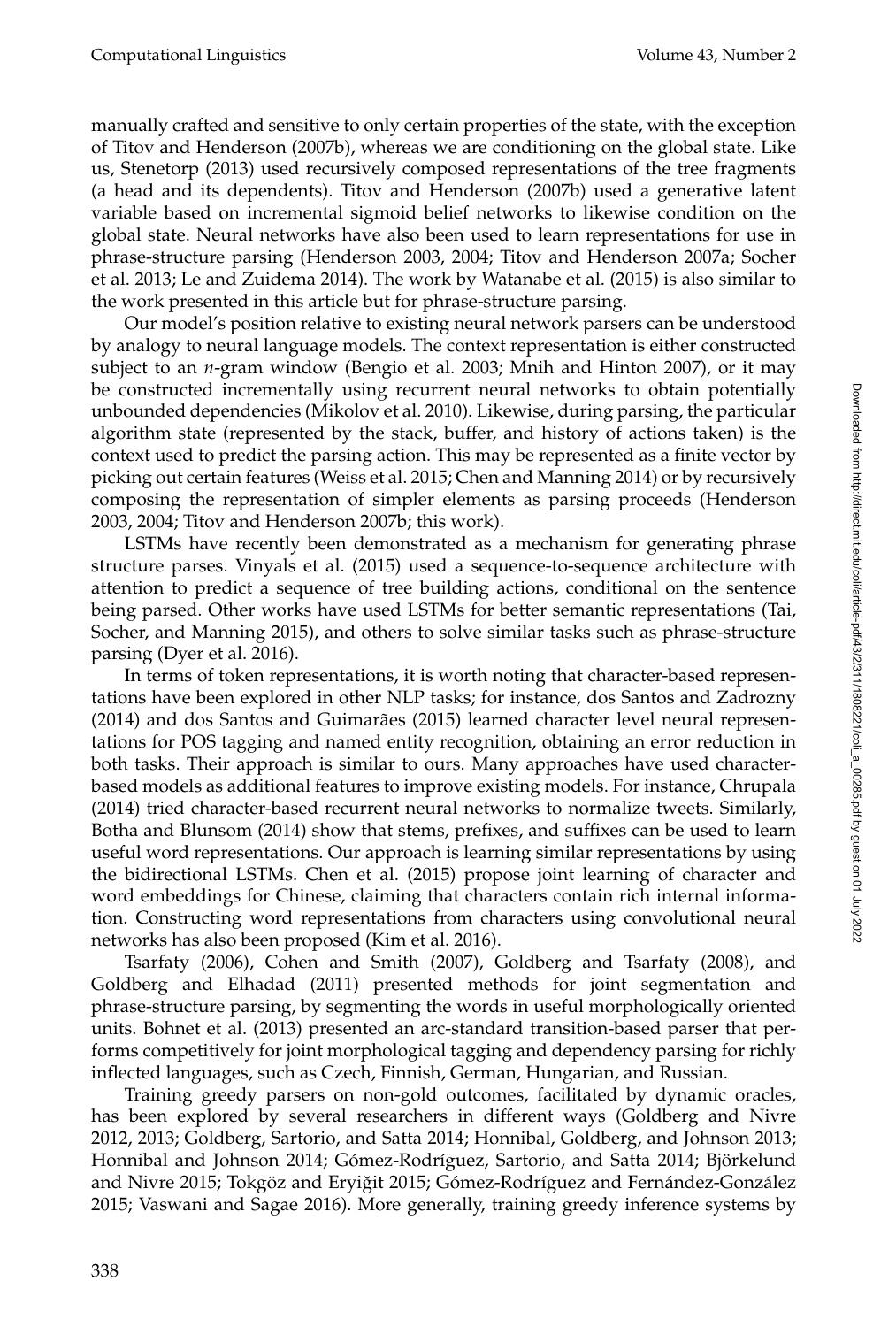manually crafted and sensitive to only certain properties of the state, with the exception of Titov and Henderson (2007b), whereas we are conditioning on the global state. Like us, Stenetorp (2013) used recursively composed representations of the tree fragments (a head and its dependents). Titov and Henderson (2007b) used a generative latent variable based on incremental sigmoid belief networks to likewise condition on the global state. Neural networks have also been used to learn representations for use in phrase-structure parsing (Henderson 2003, 2004; Titov and Henderson 2007a; Socher et al. 2013; Le and Zuidema 2014). The work by Watanabe et al. (2015) is also similar to the work presented in this article but for phrase-structure parsing.

Our model's position relative to existing neural network parsers can be understood by analogy to neural language models. The context representation is either constructed subject to an *n*-gram window (Bengio et al. 2003; Mnih and Hinton 2007), or it may be constructed incrementally using recurrent neural networks to obtain potentially unbounded dependencies (Mikolov et al. 2010). Likewise, during parsing, the particular algorithm state (represented by the stack, buffer, and history of actions taken) is the context used to predict the parsing action. This may be represented as a finite vector by picking out certain features (Weiss et al. 2015; Chen and Manning 2014) or by recursively composing the representation of simpler elements as parsing proceeds (Henderson 2003, 2004; Titov and Henderson 2007b; this work).

LSTMs have recently been demonstrated as a mechanism for generating phrase structure parses. Vinyals et al. (2015) used a sequence-to-sequence architecture with attention to predict a sequence of tree building actions, conditional on the sentence being parsed. Other works have used LSTMs for better semantic representations (Tai, Socher, and Manning 2015), and others to solve similar tasks such as phrase-structure parsing (Dyer et al. 2016).

In terms of token representations, it is worth noting that character-based representations have been explored in other NLP tasks; for instance, dos Santos and Zadrozny (2014) and dos Santos and Guimarães (2015) learned character level neural representations for POS tagging and named entity recognition, obtaining an error reduction in both tasks. Their approach is similar to ours. Many approaches have used character-based models as additional features to improve existing models. For instance, Chrupala (2014) tried character-based recurrent neural networks to normalize tweets. Similarly, Botha and Blunsom (2014) show that stems, prefixes, and suffixes can be used to learn useful word representations. Our approach is learning similar representations by using the bidirectional LSTMs. Chen et al. (2015) propose joint learning of character and word embeddings for Chinese, claiming that characters contain rich internal information. Constructing word representations from characters using convolutional neural networks has also been proposed (Kim et al. 2016).

Tsarfaty (2006), Cohen and Smith (2007), Goldberg and Tsarfaty (2008), and Goldberg and Elhadad (2011) presented methods for joint segmentation and phrase-structure parsing, by segmenting the words in useful morphologically oriented units. Bohnet et al. (2013) presented an arc-standard transition-based parser that performs competitively for joint morphological tagging and dependency parsing for richly inflected languages, such as Czech, Finnish, German, Hungarian, and Russian.

Training greedy parsers on non-gold outcomes, facilitated by dynamic oracles, has been explored by several researchers in different ways (Goldberg and Nivre 2012, 2013; Goldberg, Sartorio, and Satta 2014; Honnibal, Goldberg, and Johnson 2013; Honnibal and Johnson 2014; Gómez-Rodríguez, Sartorio, and Satta 2014; Björkelund and Nivre 2015; Tokgöz and Eryiğit 2015; Gómez-Rodríguez and Fernández-González 2015; Vaswani and Sagae 2016). More generally, training greedy inference systems by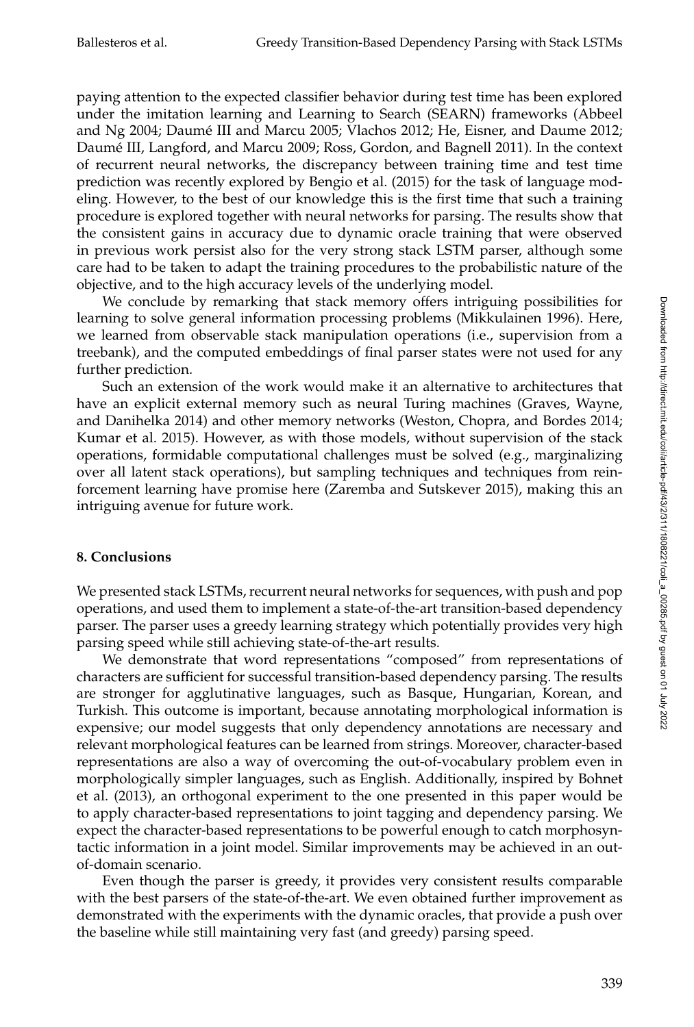paying attention to the expected classifier behavior during test time has been explored under the imitation learning and Learning to Search (SEARN) frameworks (Abbeel and Ng 2004; Daumé III and Marcu 2005; Vlachos 2012; He, Eisner, and Daume 2012; Daumé III, Langford, and Marcu 2009; Ross, Gordon, and Bagnell 2011). In the context of recurrent neural networks, the discrepancy between training time and test time prediction was recently explored by Bengio et al. (2015) for the task of language modeling. However, to the best of our knowledge this is the first time that such a training procedure is explored together with neural networks for parsing. The results show that the consistent gains in accuracy due to dynamic oracle training that were observed in previous work persist also for the very strong stack LSTM parser, although some care had to be taken to adapt the training procedures to the probabilistic nature of the objective, and to the high accuracy levels of the underlying model.

We conclude by remarking that stack memory offers intriguing possibilities for learning to solve general information processing problems (Mikkulainen 1996). Here, we learned from observable stack manipulation operations (i.e., supervision from a treebank), and the computed embeddings of final parser states were not used for any further prediction.

Such an extension of the work would make it an alternative to architectures that have an explicit external memory such as neural Turing machines (Graves, Wayne, and Danihelka 2014) and other memory networks (Weston, Chopra, and Bordes 2014; Kumar et al. 2015). However, as with those models, without supervision of the stack operations, formidable computational challenges must be solved (e.g., marginalizing over all latent stack operations), but sampling techniques and techniques from reinforcement learning have promise here (Zaremba and Sutskever 2015), making this an intriguing avenue for future work.

## 8. Conclusions

We presented stack LSTMs, recurrent neural networks for sequences, with push and pop operations, and used them to implement a state-of-the-art transition-based dependency parser. The parser uses a greedy learning strategy which potentially provides very high parsing speed while still achieving state-of-the-art results.

We demonstrate that word representations "composed" from representations of characters are sufficient for successful transition-based dependency parsing. The results are stronger for agglutinative languages, such as Basque, Hungarian, Korean, and Turkish. This outcome is important, because annotating morphological information is expensive; our model suggests that only dependency annotations are necessary and relevant morphological features can be learned from strings. Moreover, character-based representations are also a way of overcoming the out-of-vocabulary problem even in morphologically simpler languages, such as English. Additionally, inspired by Bohnet et al. (2013), an orthogonal experiment to the one presented in this paper would be to apply character-based representations to joint tagging and dependency parsing. We expect the character-based representations to be powerful enough to catch morphosyntactic information in a joint model. Similar improvements may be achieved in an out-of-domain scenario.

Even though the parser is greedy, it provides very consistent results comparable with the best parsers of the state-of-the-art. We even obtained further improvement as demonstrated with the experiments with the dynamic oracles, that provide a push over the baseline while still maintaining very fast (and greedy) parsing speed.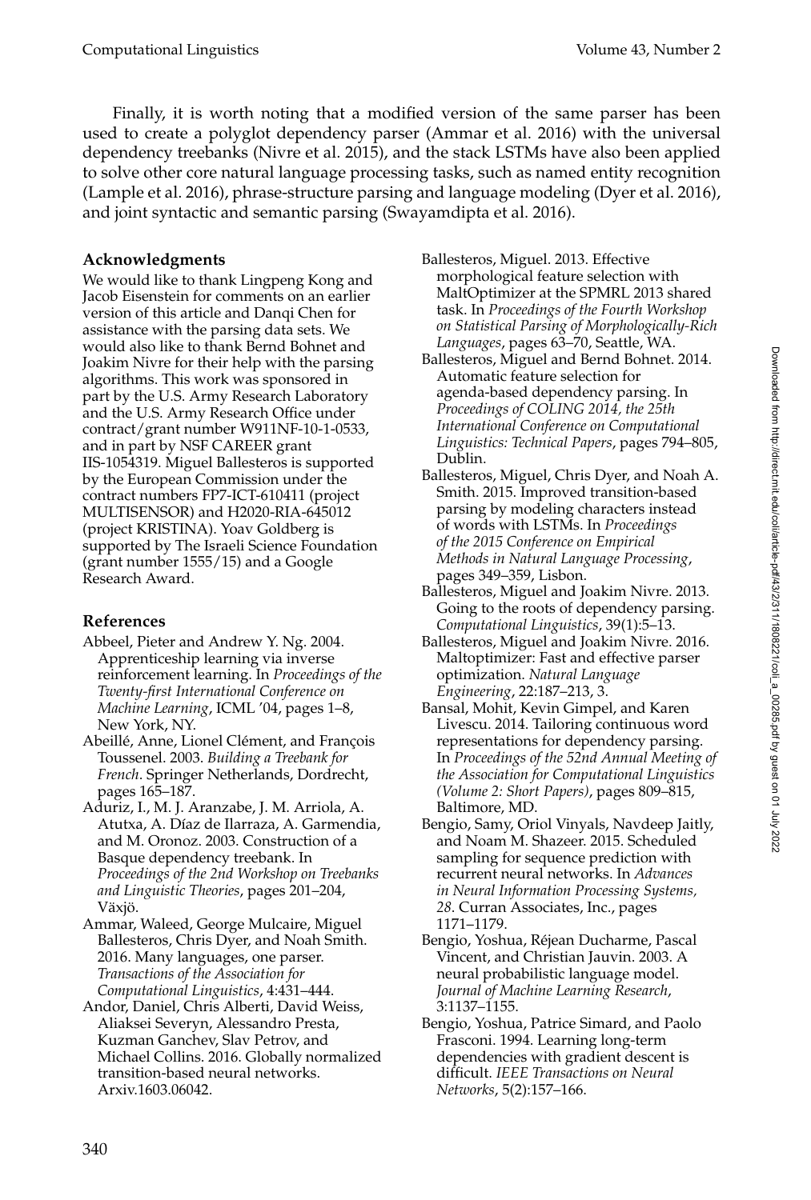Finally, it is worth noting that a modified version of the same parser has been used to create a polyglot dependency parser (Ammar et al. 2016) with the universal dependency treebanks (Nivre et al. 2015), and the stack LSTMs have also been applied to solve other core natural language processing tasks, such as named entity recognition (Lample et al. 2016), phrase-structure parsing and language modeling (Dyer et al. 2016), and joint syntactic and semantic parsing (Swayamdipta et al. 2016).

### Acknowledgments

We would like to thank Lingpeng Kong and Jacob Eisenstein for comments on an earlier version of this article and Danqi Chen for assistance with the parsing data sets. We would also like to thank Bernd Bohnet and Joakim Nivre for their help with the parsing algorithms. This work was sponsored in part by the U.S. Army Research Laboratory and the U.S. Army Research Office under contract/grant number W911NF-10-1-0533, and in part by NSF CAREER grant IIS-1054319. Miguel Ballesteros is supported by the European Commission under the contract numbers FP7-ICT-610411 (project MULTISENSOR) and H2020-RIA-645012 (project KRISTINA). Yoav Goldberg is supported by The Israeli Science Foundation (grant number 1555/15) and a Google Research Award.

### References

Abbeel, Pieter and Andrew Y. Ng. 2004. Apprenticeship learning via inverse reinforcement learning. In *Proceedings of the Twenty-first International Conference on Machine Learning*, ICML '04, pages 1–8, New York, NY.

Abeillé, Anne, Lionel Clément, and François Toussenel. 2003. *Building a Treebank for French*. Springer Netherlands, Dordrecht, pages 165–187.

Aduriz, I., M. J. Aranzabe, J. M. Arriola, A. Atutxa, A. Díaz de Ilarraza, A. Garmendia, and M. Oronoz. 2003. Construction of a Basque dependency treebank. In *Proceedings of the 2nd Workshop on Treebanks and Linguistic Theories*, pages 201–204, Växjö.

Ammar, Waleed, George Mulcaire, Miguel Ballesteros, Chris Dyer, and Noah Smith. 2016. Many languages, one parser. *Transactions of the Association for Computational Linguistics*, 4:431–444.

Andor, Daniel, Chris Alberti, David Weiss, Aliaksei Severyn, Alessandro Presta, Kuzman Ganchev, Slav Petrov, and Michael Collins. 2016. Globally normalized transition-based neural networks. Arxiv.1603.06042.

Ballesteros, Miguel. 2013. Effective morphological feature selection with MaltOptimizer at the SPMRL 2013 shared task. In *Proceedings of the Fourth Workshop on Statistical Parsing of Morphologically-Rich Languages*, pages 63–70, Seattle, WA.

Ballesteros, Miguel and Bernd Bohnet. 2014. Automatic feature selection for agenda-based dependency parsing. In *Proceedings of COLING 2014, the 25th International Conference on Computational Linguistics: Technical Papers*, pages 794–805, Dublin.

Ballesteros, Miguel, Chris Dyer, and Noah A. Smith. 2015. Improved transition-based parsing by modeling characters instead of words with LSTMs. In *Proceedings of the 2015 Conference on Empirical Methods in Natural Language Processing*, pages 349–359, Lisbon.

Ballesteros, Miguel and Joakim Nivre. 2013. Going to the roots of dependency parsing. *Computational Linguistics*, 39(1):5–13.

Ballesteros, Miguel and Joakim Nivre. 2016. Maltoptimizer: Fast and effective parser optimization. *Natural Language Engineering*, 22:187–213, 3.

Bansal, Mohit, Kevin Gimpel, and Karen Livescu. 2014. Tailoring continuous word representations for dependency parsing. In *Proceedings of the 52nd Annual Meeting of the Association for Computational Linguistics (Volume 2: Short Papers)*, pages 809–815, Baltimore, MD.

Bengio, Samy, Oriol Vinyals, Navdeep Jaitly, and Noam M. Shazeer. 2015. Scheduled sampling for sequence prediction with recurrent neural networks. In *Advances in Neural Information Processing Systems, 28*. Curran Associates, Inc., pages 1171–1179.

Bengio, Yoshua, Réjean Ducharme, Pascal Vincent, and Christian Jauvin. 2003. A neural probabilistic language model. *Journal of Machine Learning Research*, 3:1137–1155.

Bengio, Yoshua, Patrice Simard, and Paolo Frasconi. 1994. Learning long-term dependencies with gradient descent is difficult. *IEEE Transactions on Neural Networks*, 5(2):157–166.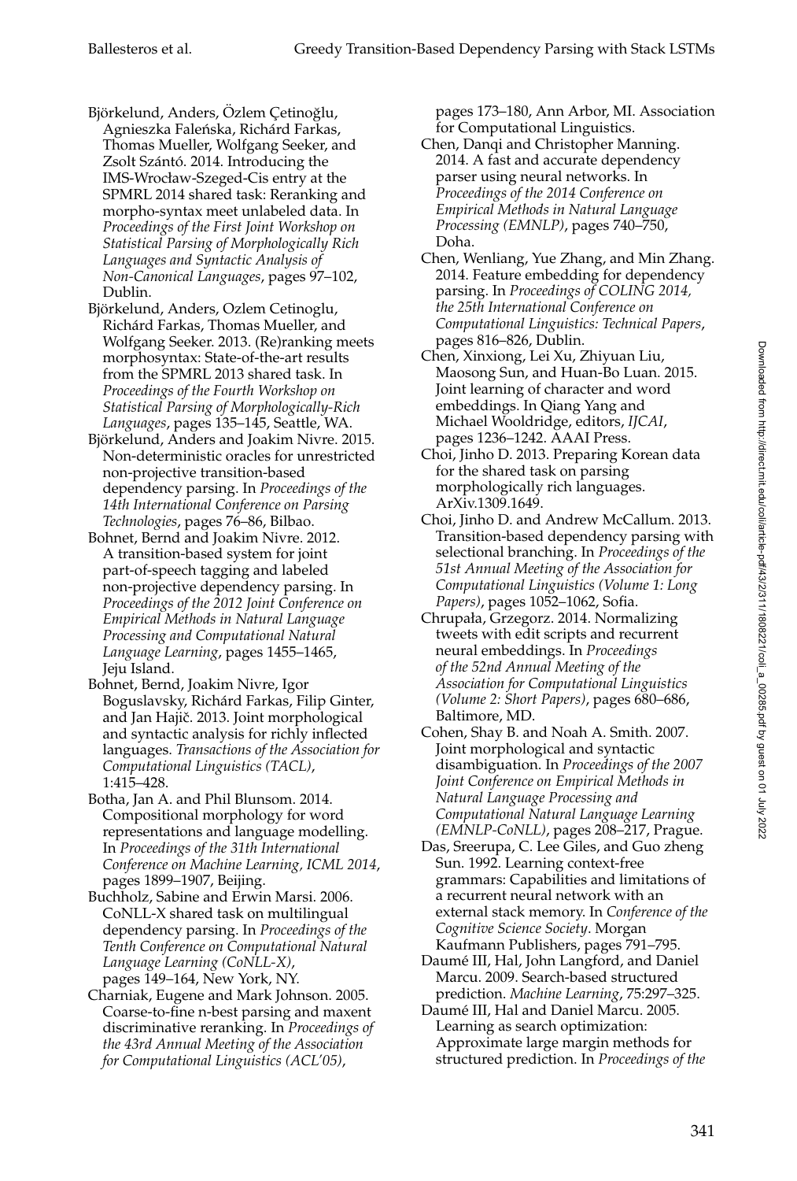Björkelund, Anders, Özlem Çetinoğlu, Agnieszka Faleńska, Richárd Farkas, Thomas Mueller, Wolfgang Seeker, and Zsolt Szántó. 2014. Introducing the IMS-Wrocław-Szeged-Cis entry at the SPMRL 2014 shared task: Reranking and morpho-syntax meet unlabeled data. In *Proceedings of the First Joint Workshop on Statistical Parsing of Morphologically Rich Languages and Syntactic Analysis of Non-Canonical Languages*, pages 97–102, Dublin.

Björkelund, Anders, Ozlem Cetinoglu, Richárd Farkas, Thomas Mueller, and Wolfgang Seeker. 2013. (Re)ranking meets morphosyntax: State-of-the-art results from the SPMRL 2013 shared task. In *Proceedings of the Fourth Workshop on Statistical Parsing of Morphologically-Rich Languages*, pages 135–145, Seattle, WA.

Björkelund, Anders and Joakim Nivre. 2015. Non-deterministic oracles for unrestricted non-projective transition-based dependency parsing. In *Proceedings of the 14th International Conference on Parsing Technologies*, pages 76–86, Bilbao.

Bohnet, Bernd and Joakim Nivre. 2012. A transition-based system for joint part-of-speech tagging and labeled non-projective dependency parsing. In *Proceedings of the 2012 Joint Conference on Empirical Methods in Natural Language Processing and Computational Natural Language Learning*, pages 1455–1465, Jeju Island.

Bohnet, Bernd, Joakim Nivre, Igor Boguslavsky, Richárd Farkas, Filip Ginter, and Jan Hajič. 2013. Joint morphological and syntactic analysis for richly inflected languages. *Transactions of the Association for Computational Linguistics (TACL)*, 1:415–428.

Botha, Jan A. and Phil Blunsom. 2014. Compositional morphology for word representations and language modelling. In *Proceedings of the 31th International Conference on Machine Learning, ICML 2014*, pages 1899–1907, Beijing.

Buchholz, Sabine and Erwin Marsi. 2006. CoNLL-X shared task on multilingual dependency parsing. In *Proceedings of the Tenth Conference on Computational Natural Language Learning (CoNLL-X)*, pages 149–164, New York, NY.

Charniak, Eugene and Mark Johnson. 2005. Coarse-to-fine n-best parsing and maxent discriminative reranking. In *Proceedings of the 43rd Annual Meeting of the Association for Computational Linguistics (ACL'05)*, pages 173–180, Ann Arbor, MI. Association for Computational Linguistics.

Chen, Danqi and Christopher Manning. 2014. A fast and accurate dependency parser using neural networks. In *Proceedings of the 2014 Conference on Empirical Methods in Natural Language Processing (EMNLP)*, pages 740–750, Doha.

Chen, Wenliang, Yue Zhang, and Min Zhang. 2014. Feature embedding for dependency parsing. In *Proceedings of COLING 2014, the 25th International Conference on Computational Linguistics: Technical Papers*, pages 816–826, Dublin.

Chen, Xinxiong, Lei Xu, Zhiyuan Liu, Maosong Sun, and Huan-Bo Luan. 2015. Joint learning of character and word embeddings. In Qiang Yang and Michael Wooldridge, editors, *IJCAI*, pages 1236–1242. AAAI Press.

Choi, Jinho D. 2013. Preparing Korean data for the shared task on parsing morphologically rich languages. ArXiv.1309.1649.

Choi, Jinho D. and Andrew McCallum. 2013. Transition-based dependency parsing with selectional branching. In *Proceedings of the 51st Annual Meeting of the Association for Computational Linguistics (Volume 1: Long Papers)*, pages 1052–1062, Sofia.

Chrupała, Grzegorz. 2014. Normalizing tweets with edit scripts and recurrent neural embeddings. In *Proceedings of the 52nd Annual Meeting of the Association for Computational Linguistics (Volume 2: Short Papers)*, pages 680–686, Baltimore, MD.

Cohen, Shay B. and Noah A. Smith. 2007. Joint morphological and syntactic disambiguation. In *Proceedings of the 2007 Joint Conference on Empirical Methods in Natural Language Processing and Computational Natural Language Learning (EMNLP-CoNLL)*, pages 208–217, Prague.

Das, Sreerupa, C. Lee Giles, and Guo zheng Sun. 1992. Learning context-free grammars: Capabilities and limitations of a recurrent neural network with an external stack memory. In *Conference of the Cognitive Science Society*. Morgan Kaufmann Publishers, pages 791–795.

Daumé III, Hal, John Langford, and Daniel Marcu. 2009. Search-based structured prediction. *Machine Learning*, 75:297–325.

Daumé III, Hal and Daniel Marcu. 2005. Learning as search optimization: Approximate large margin methods for structured prediction. In *Proceedings of the*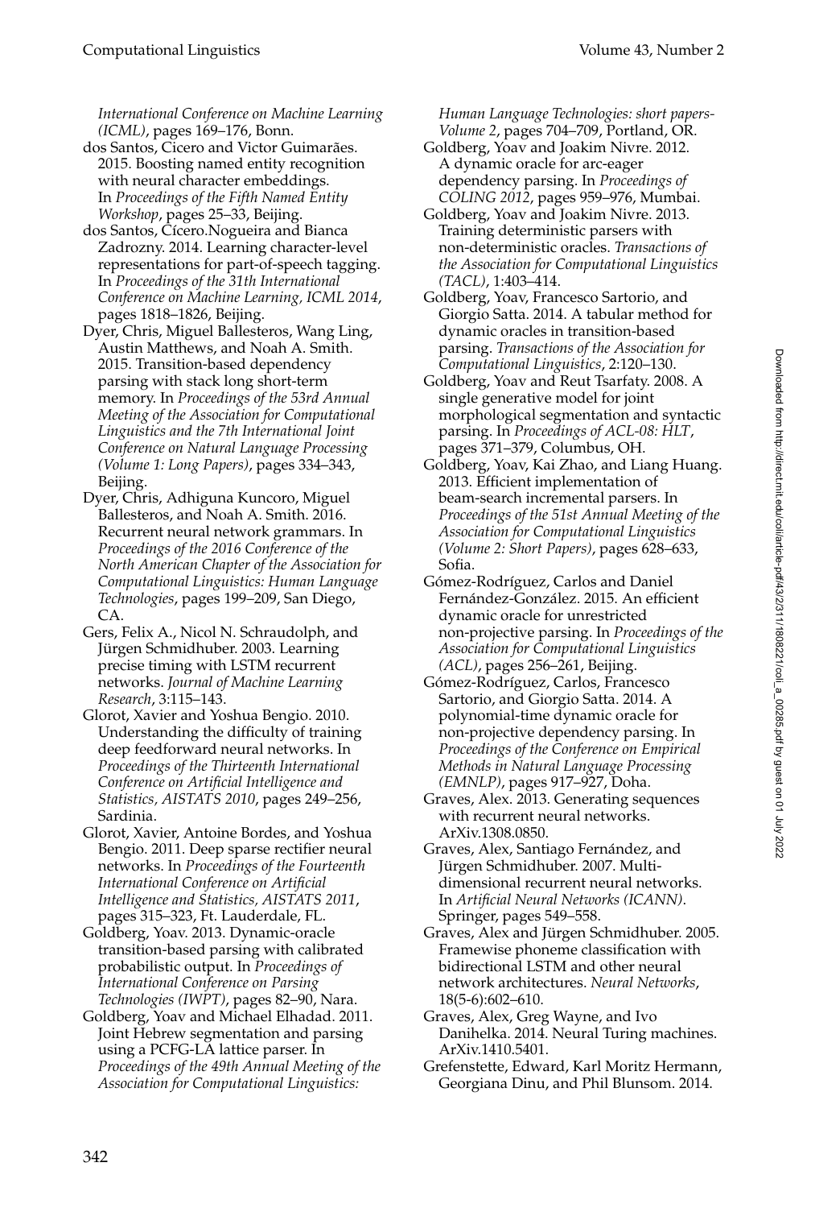*International Conference on Machine Learning (ICML)*, pages 169–176, Bonn.

dos Santos, Cicero and Victor Guimarães. 2015. Boosting named entity recognition with neural character embeddings. In *Proceedings of the Fifth Named Entity Workshop*, pages 25–33, Beijing.

dos Santos, Cícero.Nogueira and Bianca Zadrozny. 2014. Learning character-level representations for part-of-speech tagging. In *Proceedings of the 31th International Conference on Machine Learning, ICML 2014*, pages 1818–1826, Beijing.

Dyer, Chris, Miguel Ballesteros, Wang Ling, Austin Matthews, and Noah A. Smith. 2015. Transition-based dependency parsing with stack long short-term memory. In *Proceedings of the 53rd Annual Meeting of the Association for Computational Linguistics and the 7th International Joint Conference on Natural Language Processing (Volume 1: Long Papers)*, pages 334–343, Beijing.

Dyer, Chris, Adhiguna Kuncoro, Miguel Ballesteros, and Noah A. Smith. 2016. Recurrent neural network grammars. In *Proceedings of the 2016 Conference of the North American Chapter of the Association for Computational Linguistics: Human Language Technologies*, pages 199–209, San Diego, CA.

Gers, Felix A., Nicol N. Schraudolph, and Jürgen Schmidhuber. 2003. Learning precise timing with LSTM recurrent networks. *Journal of Machine Learning Research*, 3:115–143.

Glorot, Xavier and Yoshua Bengio. 2010. Understanding the difficulty of training deep feedforward neural networks. In *Proceedings of the Thirteenth International Conference on Artificial Intelligence and Statistics, AISTATS 2010*, pages 249–256, Sardinia.

Glorot, Xavier, Antoine Bordes, and Yoshua Bengio. 2011. Deep sparse rectifier neural networks. In *Proceedings of the Fourteenth International Conference on Artificial Intelligence and Statistics, AISTATS 2011*, pages 315–323, Ft. Lauderdale, FL.

Goldberg, Yoav. 2013. Dynamic-oracle transition-based parsing with calibrated probabilistic output. In *Proceedings of International Conference on Parsing Technologies (IWPT)*, pages 82–90, Nara.

Goldberg, Yoav and Michael Elhadad. 2011. Joint Hebrew segmentation and parsing using a PCFG-LA lattice parser. In *Proceedings of the 49th Annual Meeting of the Association for Computational Linguistics: Human Language Technologies: short papers-Volume 2*, pages 704–709, Portland, OR.

Goldberg, Yoav and Joakim Nivre. 2012. A dynamic oracle for arc-eager dependency parsing. In *Proceedings of COLING 2012*, pages 959–976, Mumbai.

Goldberg, Yoav and Joakim Nivre. 2013. Training deterministic parsers with non-deterministic oracles. *Transactions of the Association for Computational Linguistics (TACL)*, 1:403–414.

Goldberg, Yoav, Francesco Sartorio, and Giorgio Satta. 2014. A tabular method for dynamic oracles in transition-based parsing. *Transactions of the Association for Computational Linguistics*, 2:120–130.

Goldberg, Yoav and Reut Tsarfaty. 2008. A single generative model for joint morphological segmentation and syntactic parsing. In *Proceedings of ACL-08: HLT*, pages 371–379, Columbus, OH.

Goldberg, Yoav, Kai Zhao, and Liang Huang. 2013. Efficient implementation of beam-search incremental parsers. In *Proceedings of the 51st Annual Meeting of the Association for Computational Linguistics (Volume 2: Short Papers)*, pages 628–633, Sofia.

Gómez-Rodríguez, Carlos and Daniel Fernández-González. 2015. An efficient dynamic oracle for unrestricted non-projective parsing. In *Proceedings of the Association for Computational Linguistics (ACL)*, pages 256–261, Beijing.

Gómez-Rodríguez, Carlos, Francesco Sartorio, and Giorgio Satta. 2014. A polynomial-time dynamic oracle for non-projective dependency parsing. In *Proceedings of the Conference on Empirical Methods in Natural Language Processing (EMNLP)*, pages 917–927, Doha.

Graves, Alex. 2013. Generating sequences with recurrent neural networks. ArXiv.1308.0850.

Graves, Alex, Santiago Fernández, and Jürgen Schmidhuber. 2007. Multi-dimensional recurrent neural networks. In *Artificial Neural Networks (ICANN)*. Springer, pages 549–558.

Graves, Alex and Jürgen Schmidhuber. 2005. Framewise phoneme classification with bidirectional LSTM and other neural network architectures. *Neural Networks*, 18(5-6):602–610.

Graves, Alex, Greg Wayne, and Ivo Danihelka. 2014. Neural Turing machines. ArXiv.1410.5401.

Grefenstette, Edward, Karl Moritz Hermann, Georgiana Dinu, and Phil Blunsom. 2014.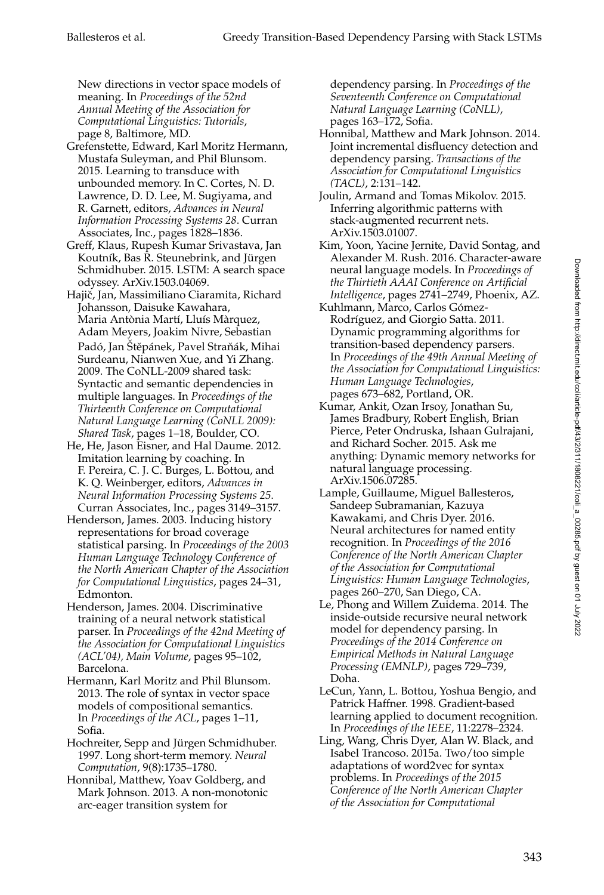New directions in vector space models of meaning. In *Proceedings of the 52nd Annual Meeting of the Association for Computational Linguistics: Tutorials*, page 8, Baltimore, MD.

Grefenstette, Edward, Karl Moritz Hermann, Mustafa Suleyman, and Phil Blunsom. 2015. Learning to transduce with unbounded memory. In C. Cortes, N. D. Lawrence, D. D. Lee, M. Sugiyama, and R. Garnett, editors, *Advances in Neural Information Processing Systems 28*. Curran Associates, Inc., pages 1828–1836.

Greff, Klaus, Rupesh Kumar Srivastava, Jan Koutník, Bas R. Steunebrink, and Jürgen Schmidhuber. 2015. LSTM: A search space odyssey. ArXiv.1503.04069.

Hajič, Jan, Massimiliano Ciaramita, Richard Johansson, Daisuke Kawahara, Maria Antònia Martí, Lluís Màrquez, Adam Meyers, Joakim Nivre, Sebastian Padó, Jan Štěpánek, Pavel Straňák, Mihai Surdeanu, Nianwen Xue, and Yi Zhang. 2009. The CoNLL-2009 shared task: Syntactic and semantic dependencies in multiple languages. In *Proceedings of the Thirteenth Conference on Computational Natural Language Learning (CoNLL 2009): Shared Task*, pages 1–18, Boulder, CO.

He, He, Jason Eisner, and Hal Daume. 2012. Imitation learning by coaching. In F. Pereira, C. J. C. Burges, L. Bottou, and K. Q. Weinberger, editors, *Advances in Neural Information Processing Systems 25*. Curran Associates, Inc., pages 3149–3157.

Henderson, James. 2003. Inducing history representations for broad coverage statistical parsing. In *Proceedings of the 2003 Human Language Technology Conference of the North American Chapter of the Association for Computational Linguistics*, pages 24–31, Edmonton.

Henderson, James. 2004. Discriminative training of a neural network statistical parser. In *Proceedings of the 42nd Meeting of the Association for Computational Linguistics (ACL'04), Main Volume*, pages 95–102, Barcelona.

Hermann, Karl Moritz and Phil Blunsom. 2013. The role of syntax in vector space models of compositional semantics. In *Proceedings of the ACL*, pages 1–11, Sofia.

Hochreiter, Sepp and Jürgen Schmidhuber. 1997. Long short-term memory. *Neural Computation*, 9(8):1735–1780.

Honnibal, Matthew, Yoav Goldberg, and Mark Johnson. 2013. A non-monotonic arc-eager transition system for dependency parsing. In *Proceedings of the Seventeenth Conference on Computational Natural Language Learning (CoNLL)*, pages 163–172, Sofia.

Honnibal, Matthew and Mark Johnson. 2014. Joint incremental disfluency detection and dependency parsing. *Transactions of the Association for Computational Linguistics (TACL)*, 2:131–142.

Joulin, Armand and Tomas Mikolov. 2015. Inferring algorithmic patterns with stack-augmented recurrent nets. ArXiv.1503.01007.

Kim, Yoon, Yacine Jernite, David Sontag, and Alexander M. Rush. 2016. Character-aware neural language models. In *Proceedings of the Thirtieth AAAI Conference on Artificial Intelligence*, pages 2741–2749, Phoenix, AZ.

Kuhlmann, Marco, Carlos Gómez-Rodríguez, and Giorgio Satta. 2011. Dynamic programming algorithms for transition-based dependency parsers. In *Proceedings of the 49th Annual Meeting of the Association for Computational Linguistics: Human Language Technologies*, pages 673–682, Portland, OR.

Kumar, Ankit, Ozan Irsoy, Jonathan Su, James Bradbury, Robert English, Brian Pierce, Peter Ondruska, Ishaan Gulrajani, and Richard Socher. 2015. Ask me anything: Dynamic memory networks for natural language processing. ArXiv.1506.07285.

Lample, Guillaume, Miguel Ballesteros, Sandeep Subramanian, Kazuya Kawakami, and Chris Dyer. 2016. Neural architectures for named entity recognition. In *Proceedings of the 2016 Conference of the North American Chapter of the Association for Computational Linguistics: Human Language Technologies*, pages 260–270, San Diego, CA.

Le, Phong and Willem Zuidema. 2014. The inside-outside recursive neural network model for dependency parsing. In *Proceedings of the 2014 Conference on Empirical Methods in Natural Language Processing (EMNLP)*, pages 729–739, Doha.

LeCun, Yann, L. Bottou, Yoshua Bengio, and Patrick Haffner. 1998. Gradient-based learning applied to document recognition. In *Proceedings of the IEEE*, 11:2278–2324.

Ling, Wang, Chris Dyer, Alan W. Black, and Isabel Trancoso. 2015a. Two/too simple adaptations of word2vec for syntax problems. In *Proceedings of the 2015 Conference of the North American Chapter of the Association for Computational*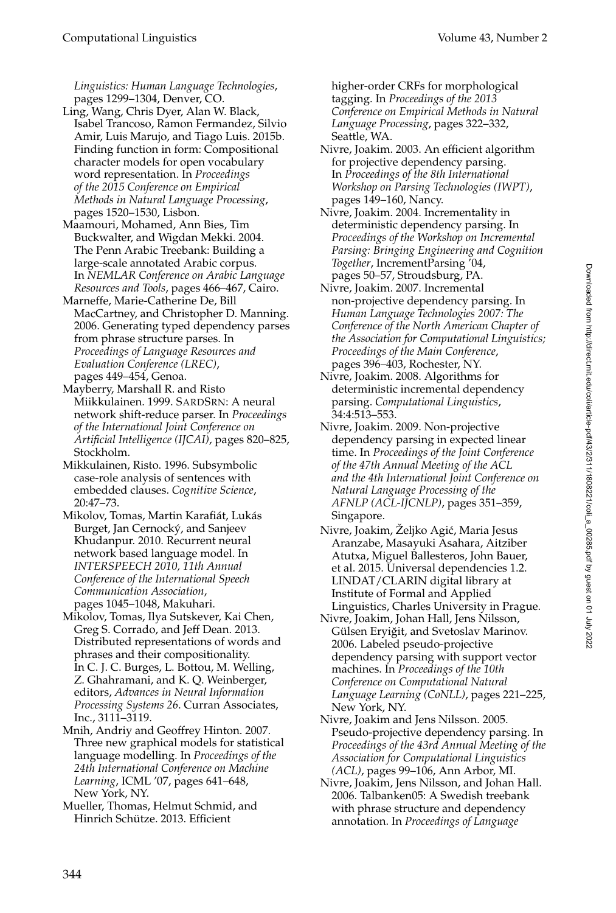*Linguistics: Human Language Technologies*, pages 1299–1304, Denver, CO.

Ling, Wang, Chris Dyer, Alan W. Black, Isabel Trancoso, Ramon Fermandez, Silvio Amir, Luis Marujo, and Tiago Luis. 2015b. Finding function in form: Compositional character models for open vocabulary word representation. In *Proceedings of the 2015 Conference on Empirical Methods in Natural Language Processing*, pages 1520–1530, Lisbon.

Maamouri, Mohamed, Ann Bies, Tim Buckwalter, and Wigdan Mekki. 2004. The Penn Arabic Treebank: Building a large-scale annotated Arabic corpus. In *NEMLAR Conference on Arabic Language Resources and Tools*, pages 466–467, Cairo.

Marneffe, Marie-Catherine De, Bill MacCartney, and Christopher D. Manning. 2006. Generating typed dependency parses from phrase structure parses. In *Proceedings of Language Resources and Evaluation Conference (LREC)*, pages 449–454, Genoa.

Mayberry, Marshall R. and Risto Miikkulainen. 1999. SARDSRN: A neural network shift-reduce parser. In *Proceedings of the International Joint Conference on Artificial Intelligence (IJCAI)*, pages 820–825, Stockholm.

Mikkulainen, Risto. 1996. Subsymbolic case-role analysis of sentences with embedded clauses. *Cognitive Science*, 20:47–73.

Mikolov, Tomas, Martin Karafiát, Lukás Burget, Jan Cernocký, and Sanjeev Khudanpur. 2010. Recurrent neural network based language model. In *INTERSPEECH 2010, 11th Annual Conference of the International Speech Communication Association*, pages 1045–1048, Makuhari.

Mikolov, Tomas, Ilya Sutskever, Kai Chen, Greg S. Corrado, and Jeff Dean. 2013. Distributed representations of words and phrases and their compositionality. In C. J. C. Burges, L. Bottou, M. Welling, Z. Ghahramani, and K. Q. Weinberger, editors, *Advances in Neural Information Processing Systems 26*. Curran Associates, Inc., 3111–3119.

Mnih, Andriy and Geoffrey Hinton. 2007. Three new graphical models for statistical language modelling. In *Proceedings of the 24th International Conference on Machine Learning*, ICML '07, pages 641–648, New York, NY.

Mueller, Thomas, Helmut Schmid, and Hinrich Schütze. 2013. Efficient higher-order CRFs for morphological tagging. In *Proceedings of the 2013 Conference on Empirical Methods in Natural Language Processing*, pages 322–332, Seattle, WA.

Nivre, Joakim. 2003. An efficient algorithm for projective dependency parsing. In *Proceedings of the 8th International Workshop on Parsing Technologies (IWPT)*, pages 149–160, Nancy.

Nivre, Joakim. 2004. Incrementality in deterministic dependency parsing. In *Proceedings of the Workshop on Incremental Parsing: Bringing Engineering and Cognition Together*, IncrementParsing '04, pages 50–57, Stroudsburg, PA.

Nivre, Joakim. 2007. Incremental non-projective dependency parsing. In *Human Language Technologies 2007: The Conference of the North American Chapter of the Association for Computational Linguistics; Proceedings of the Main Conference*, pages 396–403, Rochester, NY.

Nivre, Joakim. 2008. Algorithms for deterministic incremental dependency parsing. *Computational Linguistics*, 34:4:513–553.

Nivre, Joakim. 2009. Non-projective dependency parsing in expected linear time. In *Proceedings of the Joint Conference of the 47th Annual Meeting of the ACL and the 4th International Joint Conference on Natural Language Processing of the AFNLP (ACL-IJCNLP)*, pages 351–359, Singapore.

Nivre, Joakim, Željko Agić, Maria Jesus Aranzabe, Masayuki Asahara, Aitziber Atutxa, Miguel Ballesteros, John Bauer, et al. 2015. Universal dependencies 1.2. LINDAT/CLARIN digital library at Institute of Formal and Applied Linguistics, Charles University in Prague.

Nivre, Joakim, Johan Hall, Jens Nilsson, Gülsen Eryiğit, and Svetoslav Marinov. 2006. Labeled pseudo-projective dependency parsing with support vector machines. In *Proceedings of the 10th Conference on Computational Natural Language Learning (CoNLL)*, pages 221–225, New York, NY.

Nivre, Joakim and Jens Nilsson. 2005. Pseudo-projective dependency parsing. In *Proceedings of the 43rd Annual Meeting of the Association for Computational Linguistics (ACL)*, pages 99–106, Ann Arbor, MI.

Nivre, Joakim, Jens Nilsson, and Johan Hall. 2006. Talbanken05: A Swedish treebank with phrase structure and dependency annotation. In *Proceedings of Language*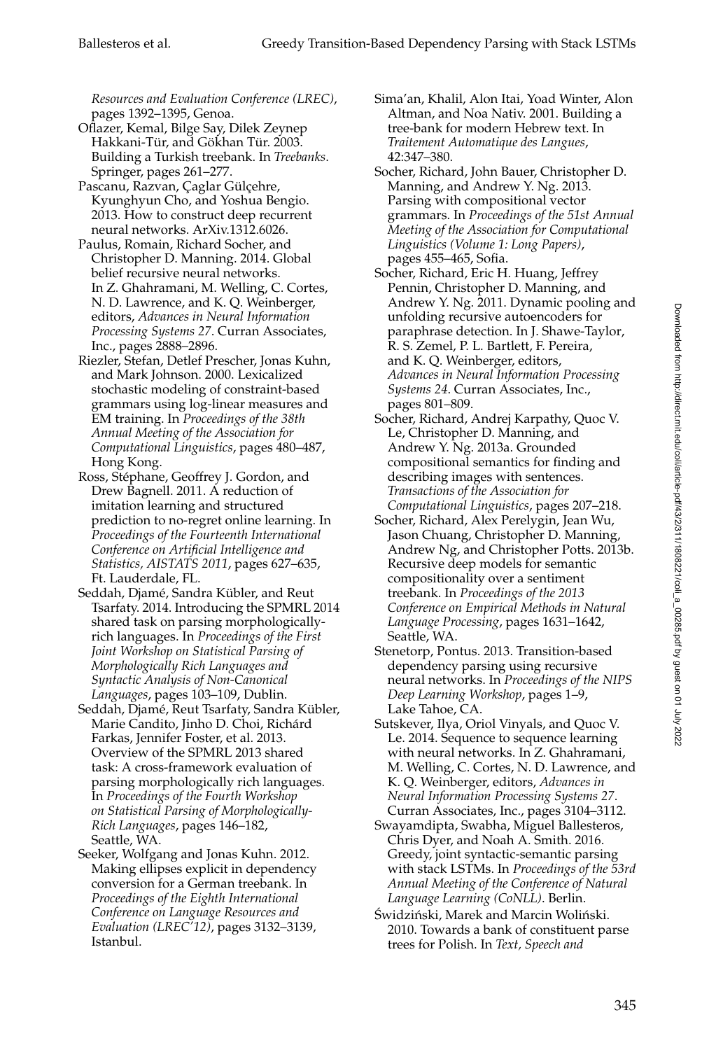*Resources and Evaluation Conference (LREC)*, pages 1392–1395, Genoa.

Oflazer, Kemal, Bilge Say, Dilek Zeynep Hakkani-Tür, and Gökhan Tür. 2003. Building a Turkish treebank. In *Treebanks*. Springer, pages 261–277.

Pascanu, Razvan, Çaglar Gülçehre, Kyunghyun Cho, and Yoshua Bengio. 2013. How to construct deep recurrent neural networks. ArXiv.1312.6026.

Paulus, Romain, Richard Socher, and Christopher D. Manning. 2014. Global belief recursive neural networks. In Z. Ghahramani, M. Welling, C. Cortes, N. D. Lawrence, and K. Q. Weinberger, editors, *Advances in Neural Information Processing Systems 27*. Curran Associates, Inc., pages 2888–2896.

Riezler, Stefan, Detlef Prescher, Jonas Kuhn, and Mark Johnson. 2000. Lexicalized stochastic modeling of constraint-based grammars using log-linear measures and EM training. In *Proceedings of the 38th Annual Meeting of the Association for Computational Linguistics*, pages 480–487, Hong Kong.

Ross, Stéphane, Geoffrey J. Gordon, and Drew Bagnell. 2011. A reduction of imitation learning and structured prediction to no-regret online learning. In *Proceedings of the Fourteenth International Conference on Artificial Intelligence and Statistics, AISTATS 2011*, pages 627–635, Ft. Lauderdale, FL.

Seddah, Djamé, Sandra Kübler, and Reut Tsarfaty. 2014. Introducing the SPMRL 2014 shared task on parsing morphologically-rich languages. In *Proceedings of the First Joint Workshop on Statistical Parsing of Morphologically Rich Languages and Syntactic Analysis of Non-Canonical Languages*, pages 103–109, Dublin.

Seddah, Djamé, Reut Tsarfaty, Sandra Kübler, Marie Candito, Jinho D. Choi, Richárd Farkas, Jennifer Foster, et al. 2013. Overview of the SPMRL 2013 shared task: A cross-framework evaluation of parsing morphologically rich languages. In *Proceedings of the Fourth Workshop on Statistical Parsing of Morphologically-Rich Languages*, pages 146–182, Seattle, WA.

Seeker, Wolfgang and Jonas Kuhn. 2012. Making ellipses explicit in dependency conversion for a German treebank. In *Proceedings of the Eighth International Conference on Language Resources and Evaluation (LREC'12)*, pages 3132–3139, Istanbul.

Sima'an, Khalil, Alon Itai, Yoad Winter, Alon Altman, and Noa Nativ. 2001. Building a tree-bank for modern Hebrew text. In *Traitement Automatique des Langues*, 42:347–380.

Socher, Richard, John Bauer, Christopher D. Manning, and Andrew Y. Ng. 2013. Parsing with compositional vector grammars. In *Proceedings of the 51st Annual Meeting of the Association for Computational Linguistics (Volume 1: Long Papers)*, pages 455–465, Sofia.

Socher, Richard, Eric H. Huang, Jeffrey Pennin, Christopher D. Manning, and Andrew Y. Ng. 2011. Dynamic pooling and unfolding recursive autoencoders for paraphrase detection. In J. Shawe-Taylor, R. S. Zemel, P. L. Bartlett, F. Pereira, and K. Q. Weinberger, editors, *Advances in Neural Information Processing Systems 24*. Curran Associates, Inc., pages 801–809.

Socher, Richard, Andrej Karpathy, Quoc V. Le, Christopher D. Manning, and Andrew Y. Ng. 2013a. Grounded compositional semantics for finding and describing images with sentences. *Transactions of the Association for Computational Linguistics*, pages 207–218.

Socher, Richard, Alex Perelygin, Jean Wu, Jason Chuang, Christopher D. Manning, Andrew Ng, and Christopher Potts. 2013b. Recursive deep models for semantic compositionality over a sentiment treebank. In *Proceedings of the 2013 Conference on Empirical Methods in Natural Language Processing*, pages 1631–1642, Seattle, WA.

Stenetorp, Pontus. 2013. Transition-based dependency parsing using recursive neural networks. In *Proceedings of the NIPS Deep Learning Workshop*, pages 1–9, Lake Tahoe, CA.

Sutskever, Ilya, Oriol Vinyals, and Quoc V. Le. 2014. Sequence to sequence learning with neural networks. In Z. Ghahramani, M. Welling, C. Cortes, N. D. Lawrence, and K. Q. Weinberger, editors, *Advances in Neural Information Processing Systems 27*. Curran Associates, Inc., pages 3104–3112.

Swayamdipta, Swabha, Miguel Ballesteros, Chris Dyer, and Noah A. Smith. 2016. Greedy, joint syntactic-semantic parsing with stack LSTMs. In *Proceedings of the 53rd Annual Meeting of the Conference of Natural Language Learning (CoNLL)*. Berlin.

Świdziński, Marek and Marcin Woliński. 2010. Towards a bank of constituent parse trees for Polish. In *Text, Speech and*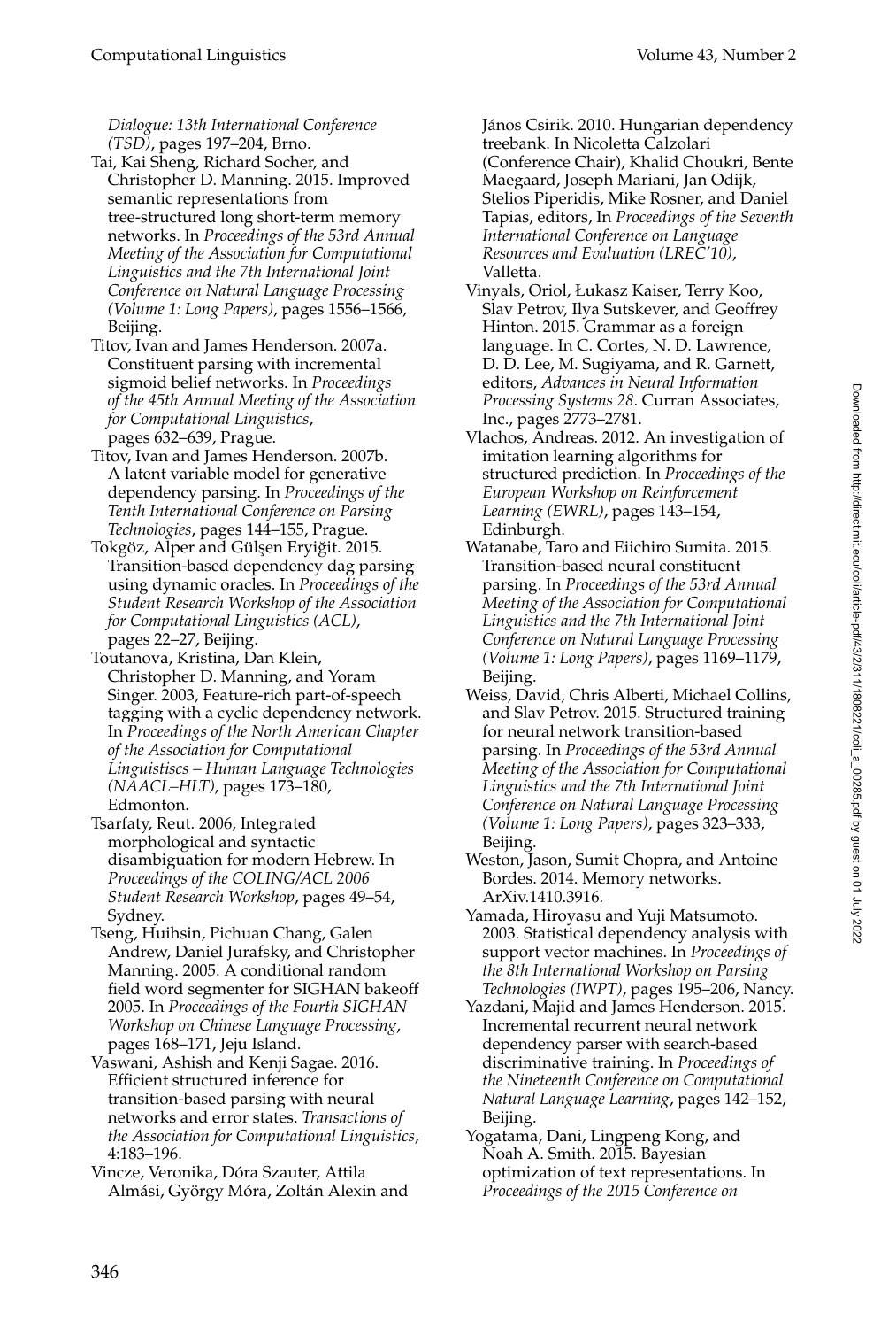*Dialogue: 13th International Conference (TSD)*, pages 197–204, Brno.

Tai, Kai Sheng, Richard Socher, and Christopher D. Manning. 2015. Improved semantic representations from tree-structured long short-term memory networks. In *Proceedings of the 53rd Annual Meeting of the Association for Computational Linguistics and the 7th International Joint Conference on Natural Language Processing (Volume 1: Long Papers)*, pages 1556–1566, Beijing.

Titov, Ivan and James Henderson. 2007a. Constituent parsing with incremental sigmoid belief networks. In *Proceedings of the 45th Annual Meeting of the Association for Computational Linguistics*, pages 632–639, Prague.

Titov, Ivan and James Henderson. 2007b. A latent variable model for generative dependency parsing. In *Proceedings of the Tenth International Conference on Parsing Technologies*, pages 144–155, Prague.

Tokgöz, Alper and Gülşen Eryiğit. 2015. Transition-based dependency dag parsing using dynamic oracles. In *Proceedings of the Student Research Workshop of the Association for Computational Linguistics (ACL)*, pages 22–27, Beijing.

Toutanova, Kristina, Dan Klein, Christopher D. Manning, and Yoram Singer. 2003, Feature-rich part-of-speech tagging with a cyclic dependency network. In *Proceedings of the North American Chapter of the Association for Computational Linguistiscs – Human Language Technologies (NAACL–HLT)*, pages 173–180, Edmonton.

Tsarfaty, Reut. 2006, Integrated morphological and syntactic disambiguation for modern Hebrew. In *Proceedings of the COLING/ACL 2006 Student Research Workshop*, pages 49–54, Sydney.

Tseng, Huihsin, Pichuan Chang, Galen Andrew, Daniel Jurafsky, and Christopher Manning. 2005. A conditional random field word segmenter for SIGHAN bakeoff 2005. In *Proceedings of the Fourth SIGHAN Workshop on Chinese Language Processing*, pages 168–171, Jeju Island.

Vaswani, Ashish and Kenji Sagae. 2016. Efficient structured inference for transition-based parsing with neural networks and error states. *Transactions of the Association for Computational Linguistics*, 4:183–196.

Vincze, Veronika, Dóra Szauter, Attila Almási, György Móra, Zoltán Alexin and János Csirik. 2010. Hungarian dependency treebank. In Nicoletta Calzolari (Conference Chair), Khalid Choukri, Bente Maegaard, Joseph Mariani, Jan Odijk, Stelios Piperidis, Mike Rosner, and Daniel Tapias, editors, In *Proceedings of the Seventh International Conference on Language Resources and Evaluation (LREC'10)*, Valletta.

Vinyals, Oriol, Łukasz Kaiser, Terry Koo, Slav Petrov, Ilya Sutskever, and Geoffrey Hinton. 2015. Grammar as a foreign language. In C. Cortes, N. D. Lawrence, D. D. Lee, M. Sugiyama, and R. Garnett, editors, *Advances in Neural Information Processing Systems 28*. Curran Associates, Inc., pages 2773–2781.

Vlachos, Andreas. 2012. An investigation of imitation learning algorithms for structured prediction. In *Proceedings of the European Workshop on Reinforcement Learning (EWRL)*, pages 143–154, Edinburgh.

Watanabe, Taro and Eiichiro Sumita. 2015. Transition-based neural constituent parsing. In *Proceedings of the 53rd Annual Meeting of the Association for Computational Linguistics and the 7th International Joint Conference on Natural Language Processing (Volume 1: Long Papers)*, pages 1169–1179, Beijing.

Weiss, David, Chris Alberti, Michael Collins, and Slav Petrov. 2015. Structured training for neural network transition-based parsing. In *Proceedings of the 53rd Annual Meeting of the Association for Computational Linguistics and the 7th International Joint Conference on Natural Language Processing (Volume 1: Long Papers)*, pages 323–333, Beijing.

Weston, Jason, Sumit Chopra, and Antoine Bordes. 2014. Memory networks. ArXiv.1410.3916.

Yamada, Hiroyasu and Yuji Matsumoto. 2003. Statistical dependency analysis with support vector machines. In *Proceedings of the 8th International Workshop on Parsing Technologies (IWPT)*, pages 195–206, Nancy.

Yazdani, Majid and James Henderson. 2015. Incremental recurrent neural network dependency parser with search-based discriminative training. In *Proceedings of the Nineteenth Conference on Computational Natural Language Learning*, pages 142–152, Beijing.

Yogatama, Dani, Lingpeng Kong, and Noah A. Smith. 2015. Bayesian optimization of text representations. In *Proceedings of the 2015 Conference on*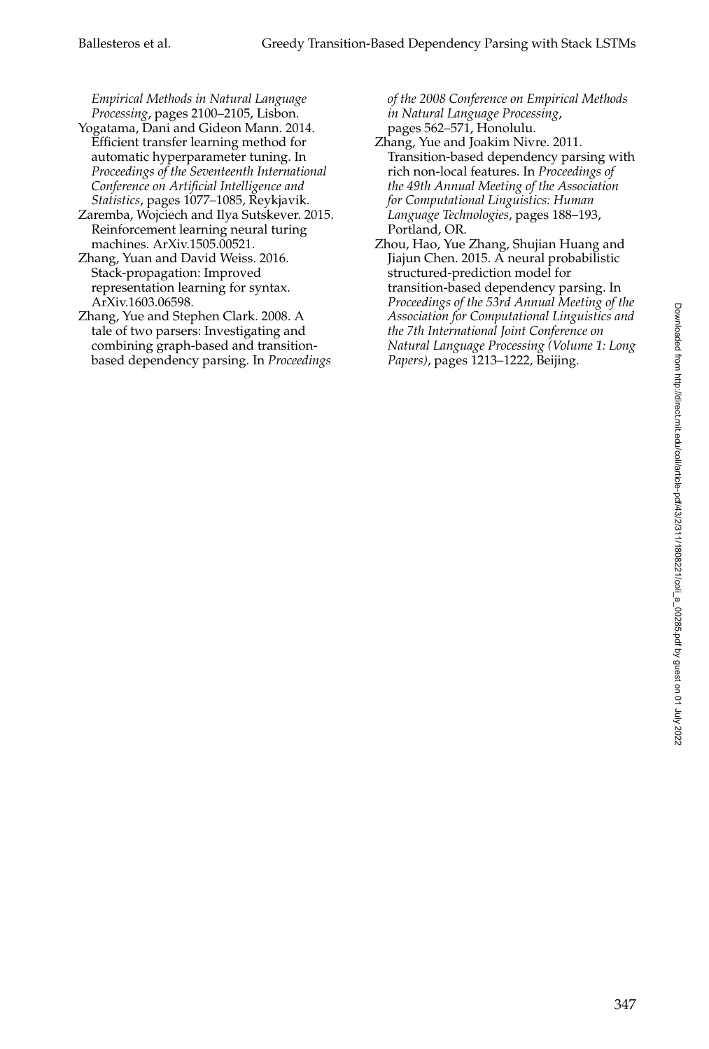*Empirical Methods in Natural Language Processing*, pages 2100–2105, Lisbon.

Yogatama, Dani and Gideon Mann. 2014. Efficient transfer learning method for automatic hyperparameter tuning. In *Proceedings of the Seventeenth International Conference on Artificial Intelligence and Statistics*, pages 1077–1085, Reykjavik.

Zaremba, Wojciech and Ilya Sutskever. 2015. Reinforcement learning neural turing machines. ArXiv.1505.00521.

Zhang, Yuan and David Weiss. 2016. Stack-propagation: Improved representation learning for syntax. ArXiv.1603.06598.

Zhang, Yue and Stephen Clark. 2008. A tale of two parsers: Investigating and combining graph-based and transition-based dependency parsing. In *Proceedings of the 2008 Conference on Empirical Methods in Natural Language Processing*, pages 562–571, Honolulu.

Zhang, Yue and Joakim Nivre. 2011. Transition-based dependency parsing with rich non-local features. In *Proceedings of the 49th Annual Meeting of the Association for Computational Linguistics: Human Language Technologies*, pages 188–193, Portland, OR.

Zhou, Hao, Yue Zhang, Shujian Huang and Jiajun Chen. 2015. A neural probabilistic structured-prediction model for transition-based dependency parsing. In *Proceedings of the 53rd Annual Meeting of the Association for Computational Linguistics and the 7th International Joint Conference on Natural Language Processing (Volume 1: Long Papers)*, pages 1213–1222, Beijing.